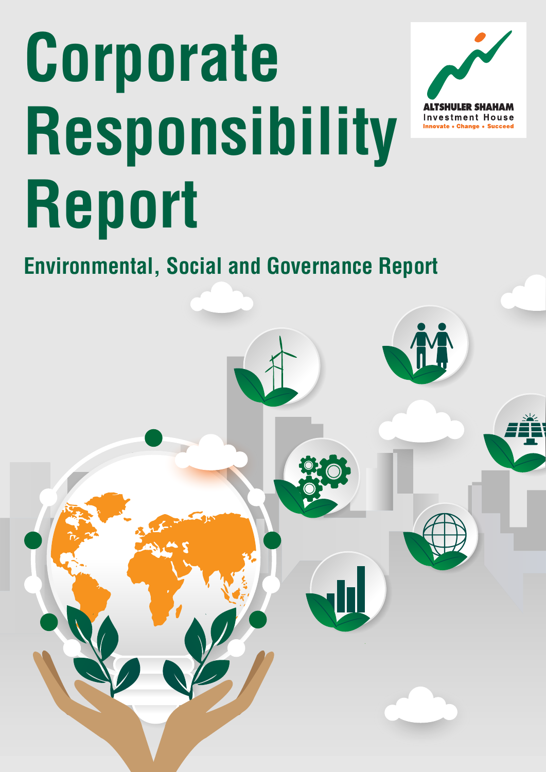# Corporate Responsibility Report

ALTSHULER SHAHAM
Investment House
Innovate • Change • Succeed

## Environmental, Social and Governance Report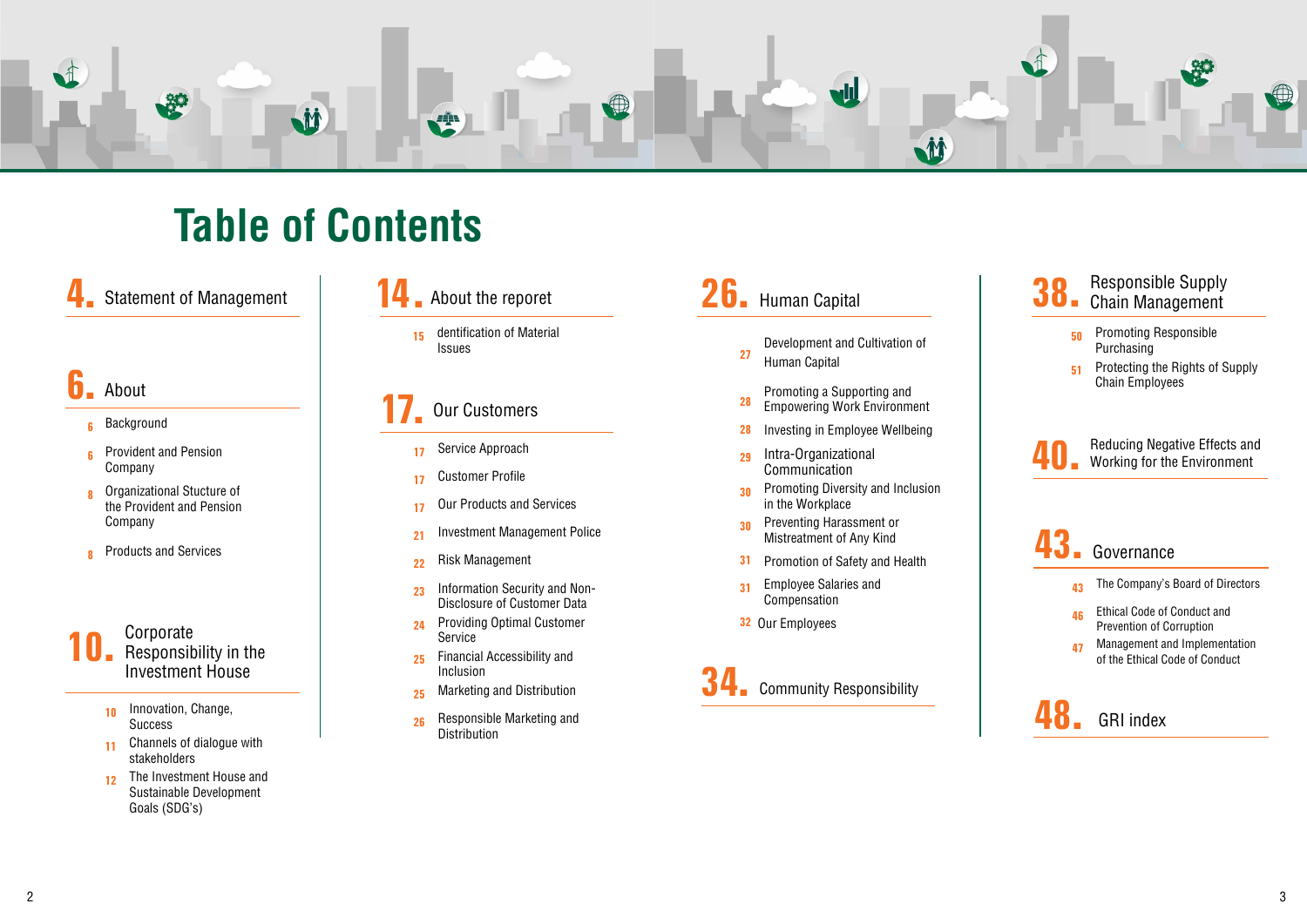# Table of Contents

## 4. Statement of Management

## 6. About

- 6 Background
- 6 Provident and Pension Company
- 8 Organizational Stucture of the Provident and Pension Company
- 8 Products and Services

## 10. Corporate Responsibility in the Investment House

- 10 Innovation, Change, Success
- 11 Channels of dialogue with stakeholders
- 12 The Investment House and Sustainable Development Goals (SDG's)

## 14. About the reporet

- 15 dentification of Material Issues

## 17. Our Customers

- 17 Service Approach
- 17 Customer Profile
- 17 Our Products and Services
- 21 Investment Management Police
- 22 Risk Management
- 23 Information Security and Non-Disclosure of Customer Data
- 24 Providing Optimal Customer Service
- 25 Financial Accessibility and Inclusion
- 25 Marketing and Distribution
- 26 Responsible Marketing and Distribution

## 26. Human Capital

- 27 Development and Cultivation of Human Capital
- 28 Promoting a Supporting and Empowering Work Environment
- 28 Investing in Employee Wellbeing
- 29 Intra-Organizational Communication
- 30 Promoting Diversity and Inclusion in the Workplace
- 30 Preventing Harassment or Mistreatment of Any Kind
- 31 Promotion of Safety and Health
- 31 Employee Salaries and Compensation
- 32 Our Employees

## 34. Community Responsibility

## 38. Responsible Supply Chain Management

- 50 Promoting Responsible Purchasing
- 51 Protecting the Rights of Supply Chain Employees

## 40. Reducing Negative Effects and Working for the Environment

## 43. Governance

- 43 The Company's Board of Directors
- 46 Ethical Code of Conduct and Prevention of Corruption
- 47 Management and Implementation of the Ethical Code of Conduct

## 48. GRI index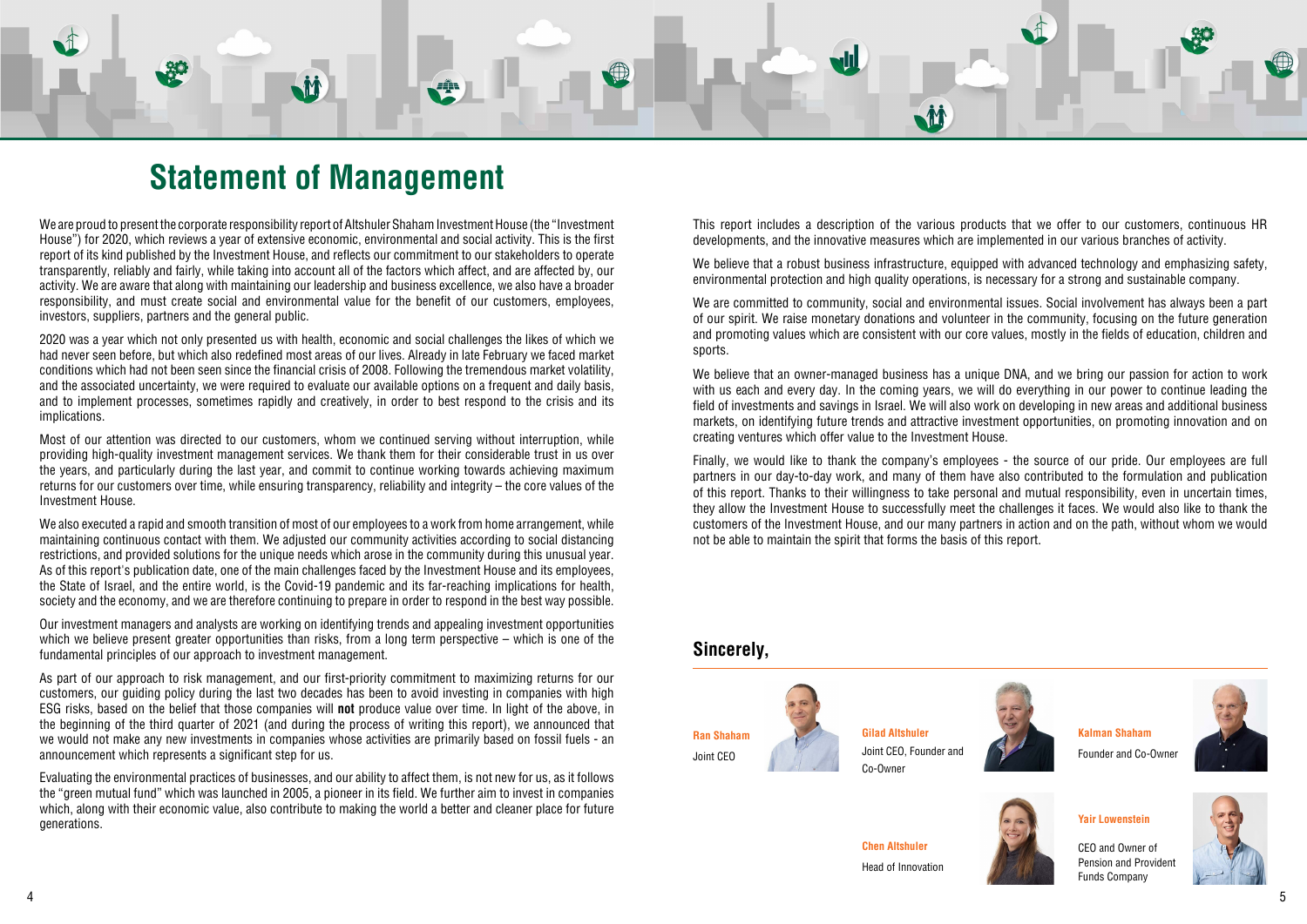# Statement of Management

We are proud to present the corporate responsibility report of Altshuler Shaham Investment House (the "Investment House") for 2020, which reviews a year of extensive economic, environmental and social activity. This is the first report of its kind published by the Investment House, and reflects our commitment to our stakeholders to operate transparently, reliably and fairly, while taking into account all of the factors which affect, and are affected by, our activity. We are aware that along with maintaining our leadership and business excellence, we also have a broader responsibility, and must create social and environmental value for the benefit of our customers, employees, investors, suppliers, partners and the general public.

2020 was a year which not only presented us with health, economic and social challenges the likes of which we had never seen before, but which also redefined most areas of our lives. Already in late February we faced market conditions which had not been seen since the financial crisis of 2008. Following the tremendous market volatility, and the associated uncertainty, we were required to evaluate our available options on a frequent and daily basis, and to implement processes, sometimes rapidly and creatively, in order to best respond to the crisis and its implications.

Most of our attention was directed to our customers, whom we continued serving without interruption, while providing high-quality investment management services. We thank them for their considerable trust in us over the years, and particularly during the last year, and commit to continue working towards achieving maximum returns for our customers over time, while ensuring transparency, reliability and integrity – the core values of the Investment House.

We also executed a rapid and smooth transition of most of our employees to a work from home arrangement, while maintaining continuous contact with them. We adjusted our community activities according to social distancing restrictions, and provided solutions for the unique needs which arose in the community during this unusual year. As of this report's publication date, one of the main challenges faced by the Investment House and its employees, the State of Israel, and the entire world, is the Covid-19 pandemic and its far-reaching implications for health, society and the economy, and we are therefore continuing to prepare in order to respond in the best way possible.

Our investment managers and analysts are working on identifying trends and appealing investment opportunities which we believe present greater opportunities than risks, from a long term perspective – which is one of the fundamental principles of our approach to investment management.

As part of our approach to risk management, and our first-priority commitment to maximizing returns for our customers, our guiding policy during the last two decades has been to avoid investing in companies with high ESG risks, based on the belief that those companies will **not** produce value over time. In light of the above, in the beginning of the third quarter of 2021 (and during the process of writing this report), we announced that we would not make any new investments in companies whose activities are primarily based on fossil fuels - an announcement which represents a significant step for us.

Evaluating the environmental practices of businesses, and our ability to affect them, is not new for us, as it follows the "green mutual fund" which was launched in 2005, a pioneer in its field. We further aim to invest in companies which, along with their economic value, also contribute to making the world a better and cleaner place for future generations.

This report includes a description of the various products that we offer to our customers, continuous HR developments, and the innovative measures which are implemented in our various branches of activity.

We believe that a robust business infrastructure, equipped with advanced technology and emphasizing safety, environmental protection and high quality operations, is necessary for a strong and sustainable company.

We are committed to community, social and environmental issues. Social involvement has always been a part of our spirit. We raise monetary donations and volunteer in the community, focusing on the future generation and promoting values which are consistent with our core values, mostly in the fields of education, children and sports.

We believe that an owner-managed business has a unique DNA, and we bring our passion for action to work with us each and every day. In the coming years, we will do everything in our power to continue leading the field of investments and savings in Israel. We will also work on developing in new areas and additional business markets, on identifying future trends and attractive investment opportunities, on promoting innovation and on creating ventures which offer value to the Investment House.

Finally, we would like to thank the company's employees - the source of our pride. Our employees are full partners in our day-to-day work, and many of them have also contributed to the formulation and publication of this report. Thanks to their willingness to take personal and mutual responsibility, even in uncertain times, they allow the Investment House to successfully meet the challenges it faces. We would also like to thank the customers of the Investment House, and our many partners in action and on the path, without whom we would not be able to maintain the spirit that forms the basis of this report.

## Sincerely,

**Ran Shaham**
Joint CEO

**Gilad Altshuler**
Joint CEO, Founder and Co-Owner

**Kalman Shaham**
Founder and Co-Owner

**Chen Altshuler**
Head of Innovation

**Yair Lowenstein**
CEO and Owner of Pension and Provident Funds Company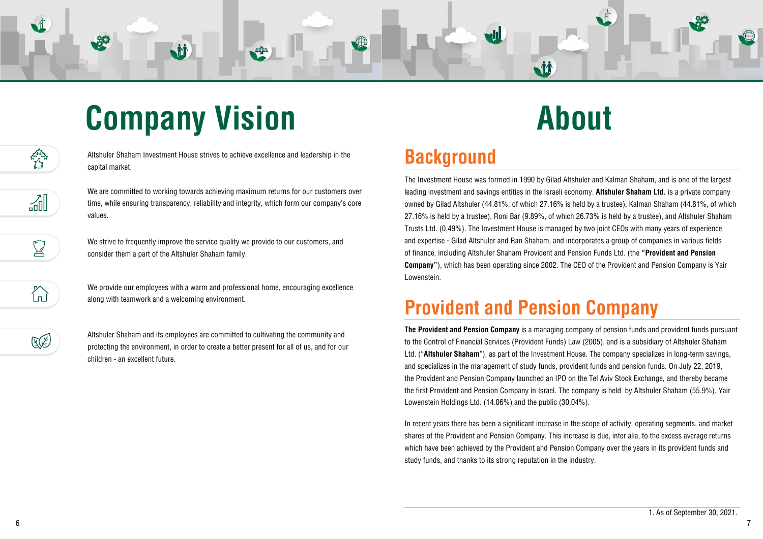# Company Vision

Altshuler Shaham Investment House strives to achieve excellence and leadership in the capital market.

We are committed to working towards achieving maximum returns for our customers over time, while ensuring transparency, reliability and integrity, which form our company's core values.

We strive to frequently improve the service quality we provide to our customers, and consider them a part of the Altshuler Shaham family.

We provide our employees with a warm and professional home, encouraging excellence along with teamwork and a welcoming environment.

Altshuler Shaham and its employees are committed to cultivating the community and protecting the environment, in order to create a better present for all of us, and for our children - an excellent future.

# About

## Background

The Investment House was formed in 1990 by Gilad Altshuler and Kalman Shaham, and is one of the largest leading investment and savings entities in the Israeli economy. **Altshuler Shaham Ltd.** is a private company owned by Gilad Altshuler (44.81%, of which 27.16% is held by a trustee), Kalman Shaham (44.81%, of which 27.16% is held by a trustee), Roni Bar (9.89%, of which 26.73% is held by a trustee), and Altshuler Shaham Trusts Ltd. (0.49%). The Investment House is managed by two joint CEOs with many years of experience and expertise - Gilad Altshuler and Ran Shaham, and incorporates a group of companies in various fields of finance, including Altshuler Shaham Provident and Pension Funds Ltd. (the **"Provident and Pension Company"**), which has been operating since 2002. The CEO of the Provident and Pension Company is Yair Lowenstein.

## Provident and Pension Company

**The Provident and Pension Company** is a managing company of pension funds and provident funds pursuant to the Control of Financial Services (Provident Funds) Law (2005), and is a subsidiary of Altshuler Shaham Ltd. ("**Altshuler Shaham**"), as part of the Investment House. The company specializes in long-term savings, and specializes in the management of study funds, provident funds and pension funds. On July 22, 2019, the Provident and Pension Company launched an IPO on the Tel Aviv Stock Exchange, and thereby became the first Provident and Pension Company in Israel. The company is held by Altshuler Shaham (55.9%), Yair Lowenstein Holdings Ltd. (14.06%) and the public (30.04%).

In recent years there has been a significant increase in the scope of activity, operating segments, and market shares of the Provident and Pension Company. This increase is due, inter alia, to the excess average returns which have been achieved by the Provident and Pension Company over the years in its provident funds and study funds, and thanks to its strong reputation in the industry.

1. As of September 30, 2021.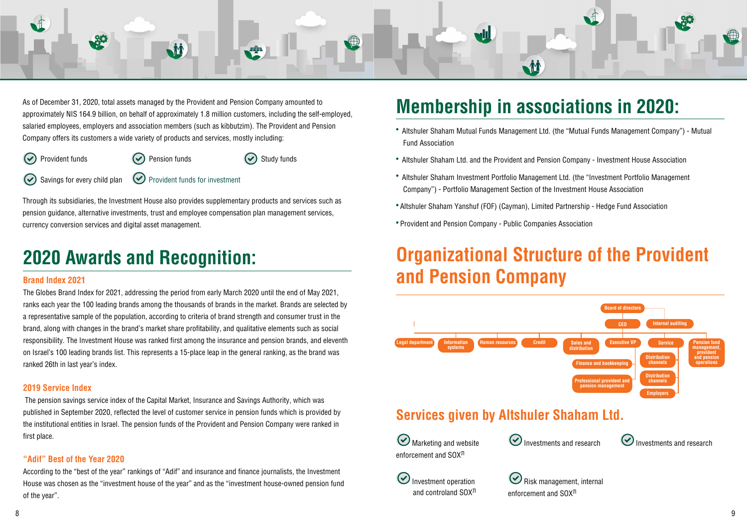As of December 31, 2020, total assets managed by the Provident and Pension Company amounted to approximately NIS 164.9 billion, on behalf of approximately 1.8 million customers, including the self-employed, salaried employees, employers and association members (such as kibbutzim). The Provident and Pension Company offers its customers a wide variety of products and services, mostly including:

- Provident funds
- Pension funds
- Study funds
- Savings for every child plan
- Provident funds for investment

Through its subsidiaries, the Investment House also provides supplementary products and services such as pension guidance, alternative investments, trust and employee compensation plan management services, currency conversion services and digital asset management.

# 2020 Awards and Recognition:

### Brand Index 2021

The Globes Brand Index for 2021, addressing the period from early March 2020 until the end of May 2021, ranks each year the 100 leading brands among the thousands of brands in the market. Brands are selected by a representative sample of the population, according to criteria of brand strength and consumer trust in the brand, along with changes in the brand's market share profitability, and qualitative elements such as social responsibility. The Investment House was ranked first among the insurance and pension brands, and eleventh on Israel's 100 leading brands list. This represents a 15-place leap in the general ranking, as the brand was ranked 26th in last year's index.

### 2019 Service Index

The pension savings service index of the Capital Market, Insurance and Savings Authority, which was published in September 2020, reflected the level of customer service in pension funds which is provided by the institutional entities in Israel. The pension funds of the Provident and Pension Company were ranked in first place.

### "Adif" Best of the Year 2020

According to the "best of the year" rankings of "Adif" and insurance and finance journalists, the Investment House was chosen as the "investment house of the year" and as the "investment house-owned pension fund of the year".

# Membership in associations in 2020:

- Altshuler Shaham Mutual Funds Management Ltd. (the "Mutual Funds Management Company") - Mutual Fund Association
- Altshuler Shaham Ltd. and the Provident and Pension Company - Investment House Association
- Altshuler Shaham Investment Portfolio Management Ltd. (the "Investment Portfolio Management Company") - Portfolio Management Section of the Investment House Association
- Altshuler Shaham Yanshuf (FOF) (Cayman), Limited Partnership - Hedge Fund Association
- Provident and Pension Company - Public Companies Association

# Organizational Structure of the Provident and Pension Company

- Board of directors
  - Internal auditing
  - CEO
    - Legal department
    - Information systems
    - Human resources
    - Credit
    - Sales and distribution
    - Executive VP
      - Finance and bookkeeping
      - Professional provident and pension management
    - Service
      - Distribution channels
      - Distribution channels
      - Employers
    - Pension fund management, provident and pension operations

## Services given by Altshuler Shaham Ltd.

- Marketing and website enforcement and SOX
- Investments and research
- Investments and research
- Investment operation and controland SOX
- Risk management, internal enforcement and SOX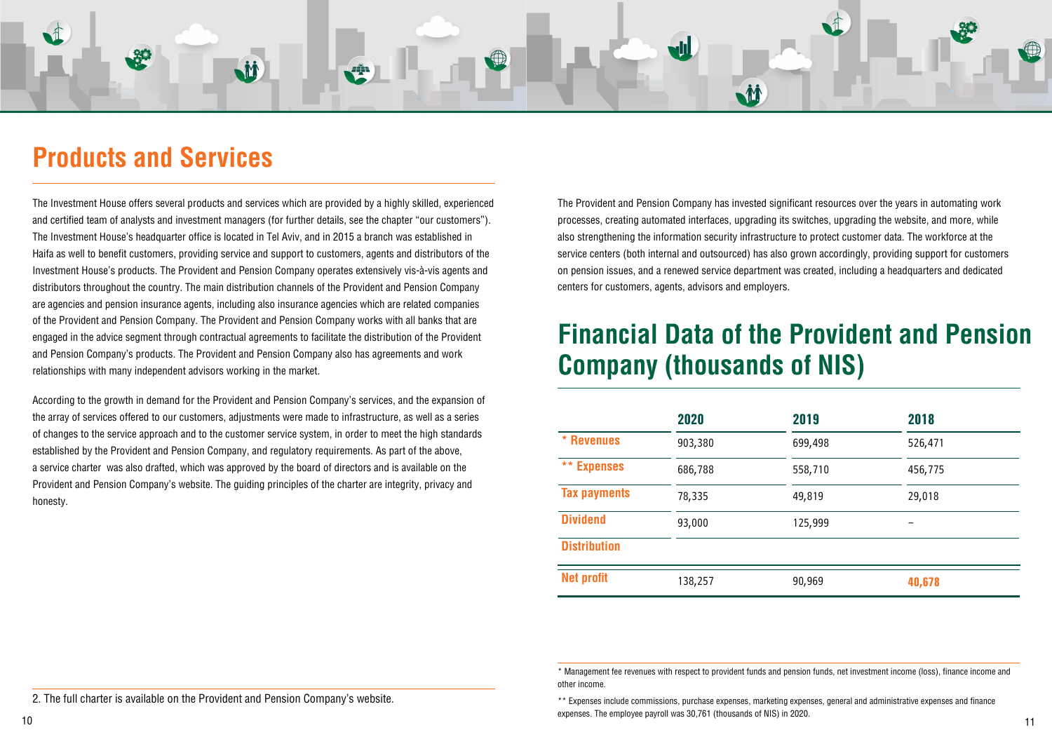## Products and Services

The Investment House offers several products and services which are provided by a highly skilled, experienced and certified team of analysts and investment managers (for further details, see the chapter "our customers"). The Investment House's headquarter office is located in Tel Aviv, and in 2015 a branch was established in Haifa as well to benefit customers, providing service and support to customers, agents and distributors of the Investment House's products. The Provident and Pension Company operates extensively vis-à-vis agents and distributors throughout the country. The main distribution channels of the Provident and Pension Company are agencies and pension insurance agents, including also insurance agencies which are related companies of the Provident and Pension Company. The Provident and Pension Company works with all banks that are engaged in the advice segment through contractual agreements to facilitate the distribution of the Provident and Pension Company's products. The Provident and Pension Company also has agreements and work relationships with many independent advisors working in the market.

According to the growth in demand for the Provident and Pension Company's services, and the expansion of the array of services offered to our customers, adjustments were made to infrastructure, as well as a series of changes to the service approach and to the customer service system, in order to meet the high standards established by the Provident and Pension Company, and regulatory requirements. As part of the above, a service charter was also drafted, which was approved by the board of directors and is available on the Provident and Pension Company's website. The guiding principles of the charter are integrity, privacy and honesty.

2. The full charter is available on the Provident and Pension Company's website.

The Provident and Pension Company has invested significant resources over the years in automating work processes, creating automated interfaces, upgrading its switches, upgrading the website, and more, while also strengthening the information security infrastructure to protect customer data. The workforce at the service centers (both internal and outsourced) has also grown accordingly, providing support for customers on pension issues, and a renewed service department was created, including a headquarters and dedicated centers for customers, agents, advisors and employers.

## Financial Data of the Provident and Pension Company (thousands of NIS)

| | 2020 | 2019 | 2018 |
|---|---|---|---|
| * Revenues | 903,380 | 699,498 | 526,471 |
| ** Expenses | 686,788 | 558,710 | 456,775 |
| Tax payments | 78,335 | 49,819 | 29,018 |
| Dividend | 93,000 | 125,999 | – |
| Distribution | | | |
| Net profit | 138,257 | 90,969 | 40,678 |

\* Management fee revenues with respect to provident funds and pension funds, net investment income (loss), finance income and other income.

** Expenses include commissions, purchase expenses, marketing expenses, general and administrative expenses and finance expenses. The employee payroll was 30,761 (thousands of NIS) in 2020.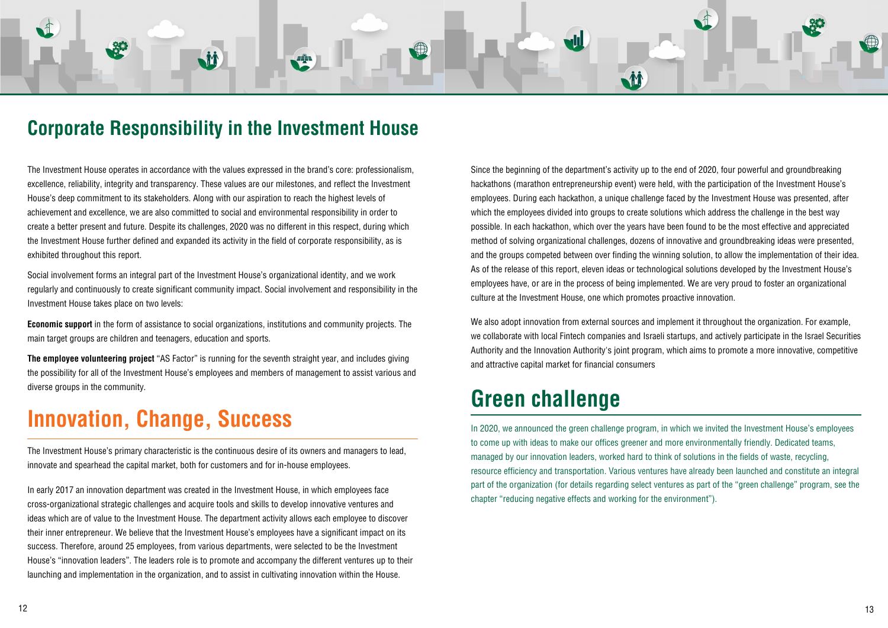# Corporate Responsibility in the Investment House

The Investment House operates in accordance with the values expressed in the brand's core: professionalism, excellence, reliability, integrity and transparency. These values are our milestones, and reflect the Investment House's deep commitment to its stakeholders. Along with our aspiration to reach the highest levels of achievement and excellence, we are also committed to social and environmental responsibility in order to create a better present and future. Despite its challenges, 2020 was no different in this respect, during which the Investment House further defined and expanded its activity in the field of corporate responsibility, as is exhibited throughout this report.

Social involvement forms an integral part of the Investment House's organizational identity, and we work regularly and continuously to create significant community impact. Social involvement and responsibility in the Investment House takes place on two levels:

**Economic support** in the form of assistance to social organizations, institutions and community projects. The main target groups are children and teenagers, education and sports.

**The employee volunteering project** "AS Factor" is running for the seventh straight year, and includes giving the possibility for all of the Investment House's employees and members of management to assist various and diverse groups in the community.

## Innovation, Change, Success

The Investment House's primary characteristic is the continuous desire of its owners and managers to lead, innovate and spearhead the capital market, both for customers and for in-house employees.

In early 2017 an innovation department was created in the Investment House, in which employees face cross-organizational strategic challenges and acquire tools and skills to develop innovative ventures and ideas which are of value to the Investment House. The department activity allows each employee to discover their inner entrepreneur. We believe that the Investment House's employees have a significant impact on its success. Therefore, around 25 employees, from various departments, were selected to be the Investment House's "innovation leaders". The leaders role is to promote and accompany the different ventures up to their launching and implementation in the organization, and to assist in cultivating innovation within the House.

Since the beginning of the department's activity up to the end of 2020, four powerful and groundbreaking hackathons (marathon entrepreneurship event) were held, with the participation of the Investment House's employees. During each hackathon, a unique challenge faced by the Investment House was presented, after which the employees divided into groups to create solutions which address the challenge in the best way possible. In each hackathon, which over the years have been found to be the most effective and appreciated method of solving organizational challenges, dozens of innovative and groundbreaking ideas were presented, and the groups competed between over finding the winning solution, to allow the implementation of their idea. As of the release of this report, eleven ideas or technological solutions developed by the Investment House's employees have, or are in the process of being implemented. We are very proud to foster an organizational culture at the Investment House, one which promotes proactive innovation.

We also adopt innovation from external sources and implement it throughout the organization. For example, we collaborate with local Fintech companies and Israeli startups, and actively participate in the Israel Securities Authority and the Innovation Authority's joint program, which aims to promote a more innovative, competitive and attractive capital market for financial consumers

## Green challenge

In 2020, we announced the green challenge program, in which we invited the Investment House's employees to come up with ideas to make our offices greener and more environmentally friendly. Dedicated teams, managed by our innovation leaders, worked hard to think of solutions in the fields of waste, recycling, resource efficiency and transportation. Various ventures have already been launched and constitute an integral part of the organization (for details regarding select ventures as part of the "green challenge" program, see the chapter "reducing negative effects and working for the environment").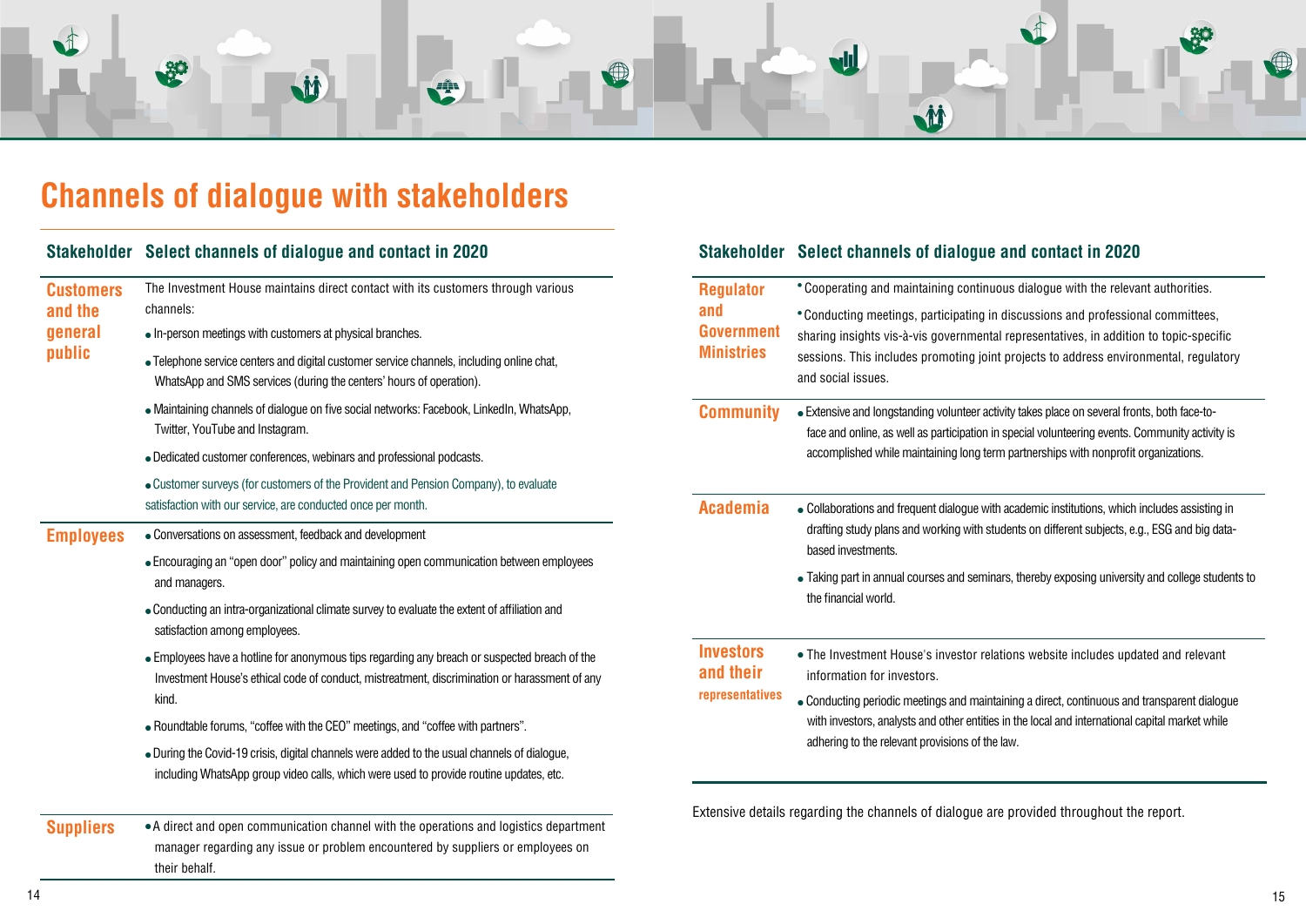# Channels of dialogue with stakeholders

| Stakeholder | Select channels of dialogue and contact in 2020 |
|---|---|
| Customers and the general public | The Investment House maintains direct contact with its customers through various channels:<br>• In-person meetings with customers at physical branches.<br>• Telephone service centers and digital customer service channels, including online chat, WhatsApp and SMS services (during the centers' hours of operation).<br>• Maintaining channels of dialogue on five social networks: Facebook, LinkedIn, WhatsApp, Twitter, YouTube and Instagram.<br>• Dedicated customer conferences, webinars and professional podcasts.<br>• Customer surveys (for customers of the Provident and Pension Company), to evaluate satisfaction with our service, are conducted once per month. |
| Employees | • Conversations on assessment, feedback and development<br>• Encouraging an "open door" policy and maintaining open communication between employees and managers.<br>• Conducting an intra-organizational climate survey to evaluate the extent of affiliation and satisfaction among employees.<br>• Employees have a hotline for anonymous tips regarding any breach or suspected breach of the Investment House's ethical code of conduct, mistreatment, discrimination or harassment of any kind.<br>• Roundtable forums, "coffee with the CEO" meetings, and "coffee with partners".<br>• During the Covid-19 crisis, digital channels were added to the usual channels of dialogue, including WhatsApp group video calls, which were used to provide routine updates, etc. |
| Suppliers | • A direct and open communication channel with the operations and logistics department manager regarding any issue or problem encountered by suppliers or employees on their behalf. |

| Stakeholder | Select channels of dialogue and contact in 2020 |
|---|---|
| Regulator and Government Ministries | • Cooperating and maintaining continuous dialogue with the relevant authorities.<br>• Conducting meetings, participating in discussions and professional committees, sharing insights vis-à-vis governmental representatives, in addition to topic-specific sessions. This includes promoting joint projects to address environmental, regulatory and social issues. |
| Community | • Extensive and longstanding volunteer activity takes place on several fronts, both face-to-face and online, as well as participation in special volunteering events. Community activity is accomplished while maintaining long term partnerships with nonprofit organizations. |
| Academia | • Collaborations and frequent dialogue with academic institutions, which includes assisting in drafting study plans and working with students on different subjects, e.g., ESG and big data-based investments.<br>• Taking part in annual courses and seminars, thereby exposing university and college students to the financial world. |
| Investors and their representatives | • The Investment House's investor relations website includes updated and relevant information for investors.<br>• Conducting periodic meetings and maintaining a direct, continuous and transparent dialogue with investors, analysts and other entities in the local and international capital market while adhering to the relevant provisions of the law. |

Extensive details regarding the channels of dialogue are provided throughout the report.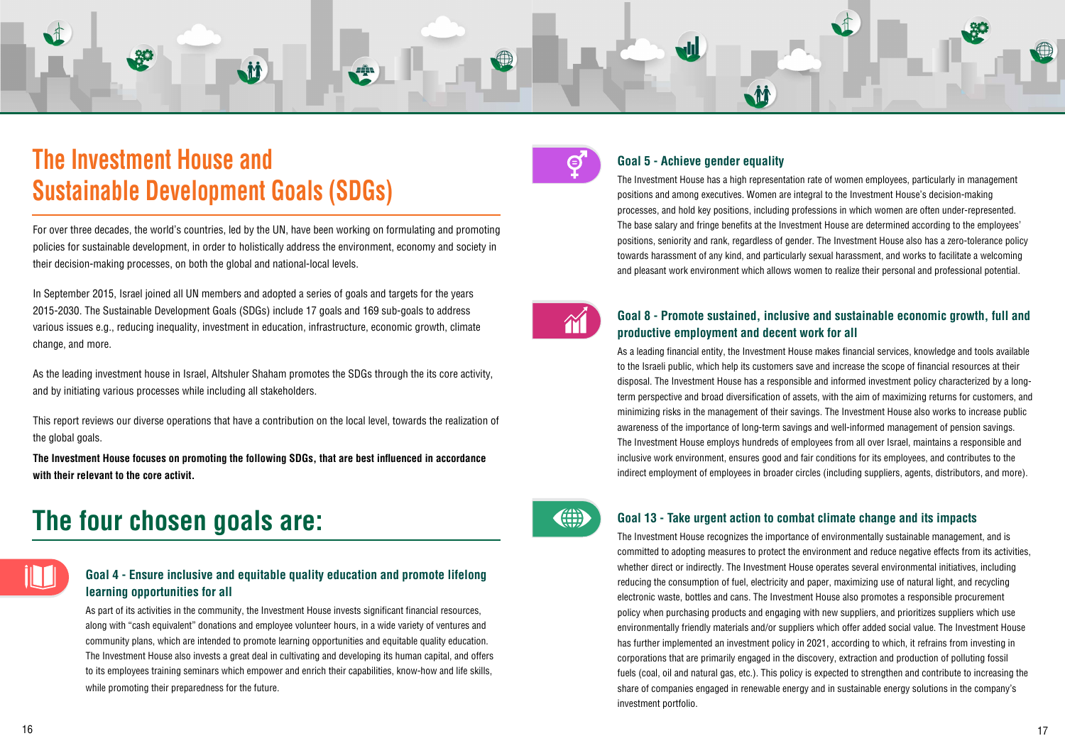# The Investment House and Sustainable Development Goals (SDGs)

For over three decades, the world's countries, led by the UN, have been working on formulating and promoting policies for sustainable development, in order to holistically address the environment, economy and society in their decision-making processes, on both the global and national-local levels.

In September 2015, Israel joined all UN members and adopted a series of goals and targets for the years 2015-2030. The Sustainable Development Goals (SDGs) include 17 goals and 169 sub-goals to address various issues e.g., reducing inequality, investment in education, infrastructure, economic growth, climate change, and more.

As the leading investment house in Israel, Altshuler Shaham promotes the SDGs through the its core activity, and by initiating various processes while including all stakeholders.

This report reviews our diverse operations that have a contribution on the local level, towards the realization of the global goals.

**The Investment House focuses on promoting the following SDGs, that are best influenced in accordance with their relevant to the core activit.**

## The four chosen goals are:

### Goal 4 - Ensure inclusive and equitable quality education and promote lifelong learning opportunities for all

As part of its activities in the community, the Investment House invests significant financial resources, along with "cash equivalent" donations and employee volunteer hours, in a wide variety of ventures and community plans, which are intended to promote learning opportunities and equitable quality education. The Investment House also invests a great deal in cultivating and developing its human capital, and offers to its employees training seminars which empower and enrich their capabilities, know-how and life skills, while promoting their preparedness for the future.

### Goal 5 - Achieve gender equality

The Investment House has a high representation rate of women employees, particularly in management positions and among executives. Women are integral to the Investment House's decision-making processes, and hold key positions, including professions in which women are often under-represented. The base salary and fringe benefits at the Investment House are determined according to the employees' positions, seniority and rank, regardless of gender. The Investment House also has a zero-tolerance policy towards harassment of any kind, and particularly sexual harassment, and works to facilitate a welcoming and pleasant work environment which allows women to realize their personal and professional potential.

### Goal 8 - Promote sustained, inclusive and sustainable economic growth, full and productive employment and decent work for all

As a leading financial entity, the Investment House makes financial services, knowledge and tools available to the Israeli public, which help its customers save and increase the scope of financial resources at their disposal. The Investment House has a responsible and informed investment policy characterized by a long-term perspective and broad diversification of assets, with the aim of maximizing returns for customers, and minimizing risks in the management of their savings. The Investment House also works to increase public awareness of the importance of long-term savings and well-informed management of pension savings. The Investment House employs hundreds of employees from all over Israel, maintains a responsible and inclusive work environment, ensures good and fair conditions for its employees, and contributes to the indirect employment of employees in broader circles (including suppliers, agents, distributors, and more).

### Goal 13 - Take urgent action to combat climate change and its impacts

The Investment House recognizes the importance of environmentally sustainable management, and is committed to adopting measures to protect the environment and reduce negative effects from its activities, whether direct or indirectly. The Investment House operates several environmental initiatives, including reducing the consumption of fuel, electricity and paper, maximizing use of natural light, and recycling electronic waste, bottles and cans. The Investment House also promotes a responsible procurement policy when purchasing products and engaging with new suppliers, and prioritizes suppliers which use environmentally friendly materials and/or suppliers which offer added social value. The Investment House has further implemented an investment policy in 2021, according to which, it refrains from investing in corporations that are primarily engaged in the discovery, extraction and production of polluting fossil fuels (coal, oil and natural gas, etc.). This policy is expected to strengthen and contribute to increasing the share of companies engaged in renewable energy and in sustainable energy solutions in the company's investment portfolio.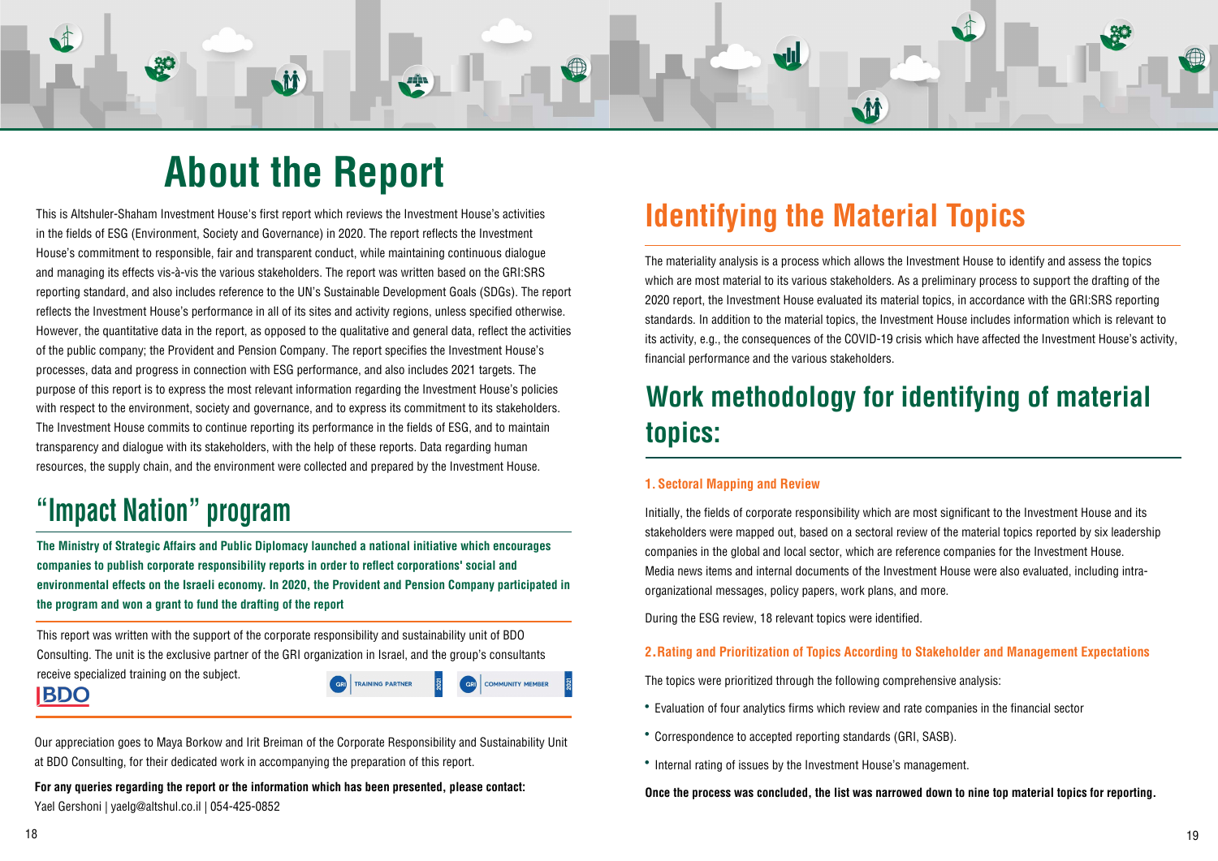# About the Report

This is Altshuler-Shaham Investment House's first report which reviews the Investment House's activities in the fields of ESG (Environment, Society and Governance) in 2020. The report reflects the Investment House's commitment to responsible, fair and transparent conduct, while maintaining continuous dialogue and managing its effects vis-à-vis the various stakeholders. The report was written based on the GRI:SRS reporting standard, and also includes reference to the UN's Sustainable Development Goals (SDGs). The report reflects the Investment House's performance in all of its sites and activity regions, unless specified otherwise. However, the quantitative data in the report, as opposed to the qualitative and general data, reflect the activities of the public company; the Provident and Pension Company. The report specifies the Investment House's processes, data and progress in connection with ESG performance, and also includes 2021 targets. The purpose of this report is to express the most relevant information regarding the Investment House's policies with respect to the environment, society and governance, and to express its commitment to its stakeholders. The Investment House commits to continue reporting its performance in the fields of ESG, and to maintain transparency and dialogue with its stakeholders, with the help of these reports. Data regarding human resources, the supply chain, and the environment were collected and prepared by the Investment House.

## "Impact Nation" program

**The Ministry of Strategic Affairs and Public Diplomacy launched a national initiative which encourages companies to publish corporate responsibility reports in order to reflect corporations' social and environmental effects on the Israeli economy. In 2020, the Provident and Pension Company participated in the program and won a grant to fund the drafting of the report**

This report was written with the support of the corporate responsibility and sustainability unit of BDO Consulting. The unit is the exclusive partner of the GRI organization in Israel, and the group's consultants receive specialized training on the subject.

BDO

GRI TRAINING PARTNER 2021 | GRI COMMUNITY MEMBER 2021

Our appreciation goes to Maya Borkow and Irit Breiman of the Corporate Responsibility and Sustainability Unit at BDO Consulting, for their dedicated work in accompanying the preparation of this report.

**For any queries regarding the report or the information which has been presented, please contact:**
Yael Gershoni | yaelg@altshul.co.il | 054-425-0852

# Identifying the Material Topics

The materiality analysis is a process which allows the Investment House to identify and assess the topics which are most material to its various stakeholders. As a preliminary process to support the drafting of the 2020 report, the Investment House evaluated its material topics, in accordance with the GRI:SRS reporting standards. In addition to the material topics, the Investment House includes information which is relevant to its activity, e.g., the consequences of the COVID-19 crisis which have affected the Investment House's activity, financial performance and the various stakeholders.

## Work methodology for identifying of material topics:

### 1. Sectoral Mapping and Review

Initially, the fields of corporate responsibility which are most significant to the Investment House and its stakeholders were mapped out, based on a sectoral review of the material topics reported by six leadership companies in the global and local sector, which are reference companies for the Investment House. Media news items and internal documents of the Investment House were also evaluated, including intra-organizational messages, policy papers, work plans, and more.

During the ESG review, 18 relevant topics were identified.

### 2. Rating and Prioritization of Topics According to Stakeholder and Management Expectations

The topics were prioritized through the following comprehensive analysis:

- Evaluation of four analytics firms which review and rate companies in the financial sector
- Correspondence to accepted reporting standards (GRI, SASB).
- Internal rating of issues by the Investment House's management.

**Once the process was concluded, the list was narrowed down to nine top material topics for reporting.**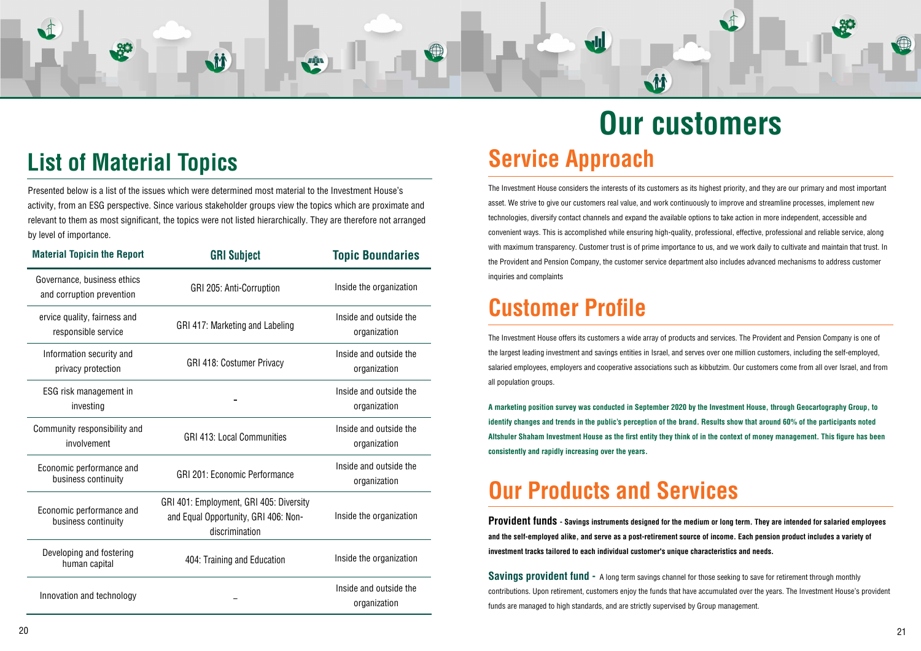## List of Material Topics

Presented below is a list of the issues which were determined most material to the Investment House's activity, from an ESG perspective. Since various stakeholder groups view the topics which are proximate and relevant to them as most significant, the topics were not listed hierarchically. They are therefore not arranged by level of importance.

| Material Topicin the Report | GRI Subject | Topic Boundaries |
|---|---|---|
| Governance, business ethics and corruption prevention | GRI 205: Anti-Corruption | Inside the organization |
| ervice quality, fairness and responsible service | GRI 417: Marketing and Labeling | Inside and outside the organization |
| Information security and privacy protection | GRI 418: Costumer Privacy | Inside and outside the organization |
| ESG risk management in investing | - | Inside and outside the organization |
| Community responsibility and involvement | GRI 413: Local Communities | Inside and outside the organization |
| Economic performance and business continuity | GRI 201: Economic Performance | Inside and outside the organization |
| Economic performance and business continuity | GRI 401: Employment, GRI 405: Diversity and Equal Opportunity, GRI 406: Non-discrimination | Inside the organization |
| Developing and fostering human capital | 404: Training and Education | Inside the organization |
| Innovation and technology | – | Inside and outside the organization |

# Our customers

## Service Approach

The Investment House considers the interests of its customers as its highest priority, and they are our primary and most important asset. We strive to give our customers real value, and work continuously to improve and streamline processes, implement new technologies, diversify contact channels and expand the available options to take action in more independent, accessible and convenient ways. This is accomplished while ensuring high-quality, professional, effective, professional and reliable service, along with maximum transparency. Customer trust is of prime importance to us, and we work daily to cultivate and maintain that trust. In the Provident and Pension Company, the customer service department also includes advanced mechanisms to address customer inquiries and complaints

## Customer Profile

The Investment House offers its customers a wide array of products and services. The Provident and Pension Company is one of the largest leading investment and savings entities in Israel, and serves over one million customers, including the self-employed, salaried employees, employers and cooperative associations such as kibbutzim. Our customers come from all over Israel, and from all population groups.

**A marketing position survey was conducted in September 2020 by the Investment House, through Geocartography Group, to identify changes and trends in the public's perception of the brand. Results show that around 60% of the participants noted Altshuler Shaham Investment House as the first entity they think of in the context of money management. This figure has been consistently and rapidly increasing over the years.**

## Our Products and Services

**Provident funds - Savings instruments designed for the medium or long term. They are intended for salaried employees and the self-employed alike, and serve as a post-retirement source of income. Each pension product includes a variety of investment tracks tailored to each individual customer's unique characteristics and needs.**

**Savings provident fund -** A long term savings channel for those seeking to save for retirement through monthly contributions. Upon retirement, customers enjoy the funds that have accumulated over the years. The Investment House's provident funds are managed to high standards, and are strictly supervised by Group management.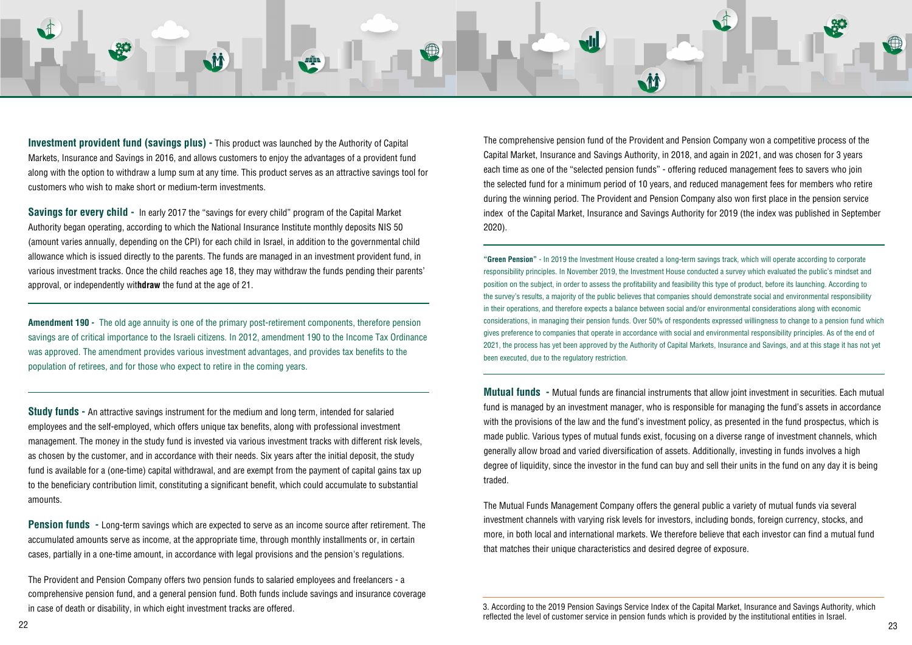**Investment provident fund (savings plus) -** This product was launched by the Authority of Capital Markets, Insurance and Savings in 2016, and allows customers to enjoy the advantages of a provident fund along with the option to withdraw a lump sum at any time. This product serves as an attractive savings tool for customers who wish to make short or medium-term investments.

**Savings for every child -** In early 2017 the "savings for every child" program of the Capital Market Authority began operating, according to which the National Insurance Institute monthly deposits NIS 50 (amount varies annually, depending on the CPI) for each child in Israel, in addition to the governmental child allowance which is issued directly to the parents. The funds are managed in an investment provident fund, in various investment tracks. Once the child reaches age 18, they may withdraw the funds pending their parents' approval, or independently wit**hdraw** the fund at the age of 21.

**Amendment 190 -** The old age annuity is one of the primary post-retirement components, therefore pension savings are of critical importance to the Israeli citizens. In 2012, amendment 190 to the Income Tax Ordinance was approved. The amendment provides various investment advantages, and provides tax benefits to the population of retirees, and for those who expect to retire in the coming years.

**Study funds -** An attractive savings instrument for the medium and long term, intended for salaried employees and the self-employed, which offers unique tax benefits, along with professional investment management. The money in the study fund is invested via various investment tracks with different risk levels, as chosen by the customer, and in accordance with their needs. Six years after the initial deposit, the study fund is available for a (one-time) capital withdrawal, and are exempt from the payment of capital gains tax up to the beneficiary contribution limit, constituting a significant benefit, which could accumulate to substantial amounts.

**Pension funds -** Long-term savings which are expected to serve as an income source after retirement. The accumulated amounts serve as income, at the appropriate time, through monthly installments or, in certain cases, partially in a one-time amount, in accordance with legal provisions and the pension's regulations.

The Provident and Pension Company offers two pension funds to salaried employees and freelancers - a comprehensive pension fund, and a general pension fund. Both funds include savings and insurance coverage in case of death or disability, in which eight investment tracks are offered.

The comprehensive pension fund of the Provident and Pension Company won a competitive process of the Capital Market, Insurance and Savings Authority, in 2018, and again in 2021, and was chosen for 3 years each time as one of the "selected pension funds" - offering reduced management fees to savers who join the selected fund for a minimum period of 10 years, and reduced management fees for members who retire during the winning period. The Provident and Pension Company also won first place in the pension service index of the Capital Market, Insurance and Savings Authority for 2019 (the index was published in September 2020).

**"Green Pension"** - In 2019 the Investment House created a long-term savings track, which will operate according to corporate responsibility principles. In November 2019, the Investment House conducted a survey which evaluated the public's mindset and position on the subject, in order to assess the profitability and feasibility this type of product, before its launching. According to the survey's results, a majority of the public believes that companies should demonstrate social and environmental responsibility in their operations, and therefore expects a balance between social and/or environmental considerations along with economic considerations, in managing their pension funds. Over 50% of respondents expressed willingness to change to a pension fund which gives preference to companies that operate in accordance with social and environmental responsibility principles. As of the end of 2021, the process has yet been approved by the Authority of Capital Markets, Insurance and Savings, and at this stage it has not yet been executed, due to the regulatory restriction.

**Mutual funds -** Mutual funds are financial instruments that allow joint investment in securities. Each mutual fund is managed by an investment manager, who is responsible for managing the fund's assets in accordance with the provisions of the law and the fund's investment policy, as presented in the fund prospectus, which is made public. Various types of mutual funds exist, focusing on a diverse range of investment channels, which generally allow broad and varied diversification of assets. Additionally, investing in funds involves a high degree of liquidity, since the investor in the fund can buy and sell their units in the fund on any day it is being traded.

The Mutual Funds Management Company offers the general public a variety of mutual funds via several investment channels with varying risk levels for investors, including bonds, foreign currency, stocks, and more, in both local and international markets. We therefore believe that each investor can find a mutual fund that matches their unique characteristics and desired degree of exposure.

---

3. According to the 2019 Pension Savings Service Index of the Capital Market, Insurance and Savings Authority, which reflected the level of customer service in pension funds which is provided by the institutional entities in Israel.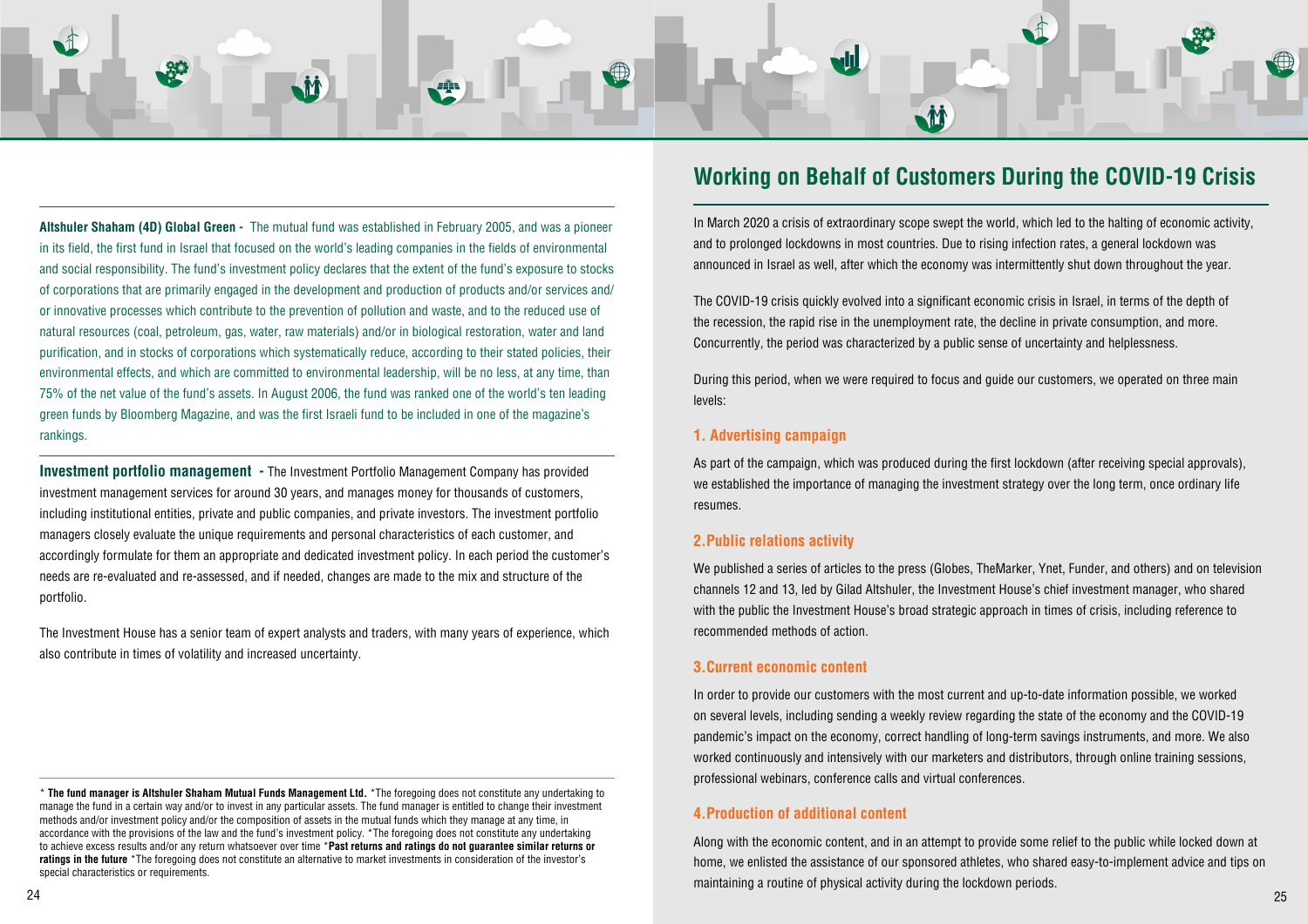**Altshuler Shaham (4D) Global Green -** The mutual fund was established in February 2005, and was a pioneer in its field, the first fund in Israel that focused on the world's leading companies in the fields of environmental and social responsibility. The fund's investment policy declares that the extent of the fund's exposure to stocks of corporations that are primarily engaged in the development and production of products and/or services and/or innovative processes which contribute to the prevention of pollution and waste, and to the reduced use of natural resources (coal, petroleum, gas, water, raw materials) and/or in biological restoration, water and land purification, and in stocks of corporations which systematically reduce, according to their stated policies, their environmental effects, and which are committed to environmental leadership, will be no less, at any time, than 75% of the net value of the fund's assets. In August 2006, the fund was ranked one of the world's ten leading green funds by Bloomberg Magazine, and was the first Israeli fund to be included in one of the magazine's rankings.

**Investment portfolio management -** The Investment Portfolio Management Company has provided investment management services for around 30 years, and manages money for thousands of customers, including institutional entities, private and public companies, and private investors. The investment portfolio managers closely evaluate the unique requirements and personal characteristics of each customer, and accordingly formulate for them an appropriate and dedicated investment policy. In each period the customer's needs are re-evaluated and re-assessed, and if needed, changes are made to the mix and structure of the portfolio.

The Investment House has a senior team of expert analysts and traders, with many years of experience, which also contribute in times of volatility and increased uncertainty.

\* **The fund manager is Altshuler Shaham Mutual Funds Management Ltd.** \*The foregoing does not constitute any undertaking to manage the fund in a certain way and/or to invest in any particular assets. The fund manager is entitled to change their investment methods and/or investment policy and/or the composition of assets in the mutual funds which they manage at any time, in accordance with the provisions of the law and the fund's investment policy. \*The foregoing does not constitute any undertaking to achieve excess results and/or any return whatsoever over time \***Past returns and ratings do not guarantee similar returns or ratings in the future** \*The foregoing does not constitute an alternative to market investments in consideration of the investor's special characteristics or requirements.

## Working on Behalf of Customers During the COVID-19 Crisis

In March 2020 a crisis of extraordinary scope swept the world, which led to the halting of economic activity, and to prolonged lockdowns in most countries. Due to rising infection rates, a general lockdown was announced in Israel as well, after which the economy was intermittently shut down throughout the year.

The COVID-19 crisis quickly evolved into a significant economic crisis in Israel, in terms of the depth of the recession, the rapid rise in the unemployment rate, the decline in private consumption, and more. Concurrently, the period was characterized by a public sense of uncertainty and helplessness.

During this period, when we were required to focus and guide our customers, we operated on three main levels:

### 1. Advertising campaign

As part of the campaign, which was produced during the first lockdown (after receiving special approvals), we established the importance of managing the investment strategy over the long term, once ordinary life resumes.

### 2. Public relations activity

We published a series of articles to the press (Globes, TheMarker, Ynet, Funder, and others) and on television channels 12 and 13, led by Gilad Altshuler, the Investment House's chief investment manager, who shared with the public the Investment House's broad strategic approach in times of crisis, including reference to recommended methods of action.

### 3. Current economic content

In order to provide our customers with the most current and up-to-date information possible, we worked on several levels, including sending a weekly review regarding the state of the economy and the COVID-19 pandemic's impact on the economy, correct handling of long-term savings instruments, and more. We also worked continuously and intensively with our marketers and distributors, through online training sessions, professional webinars, conference calls and virtual conferences.

### 4. Production of additional content

Along with the economic content, and in an attempt to provide some relief to the public while locked down at home, we enlisted the assistance of our sponsored athletes, who shared easy-to-implement advice and tips on maintaining a routine of physical activity during the lockdown periods.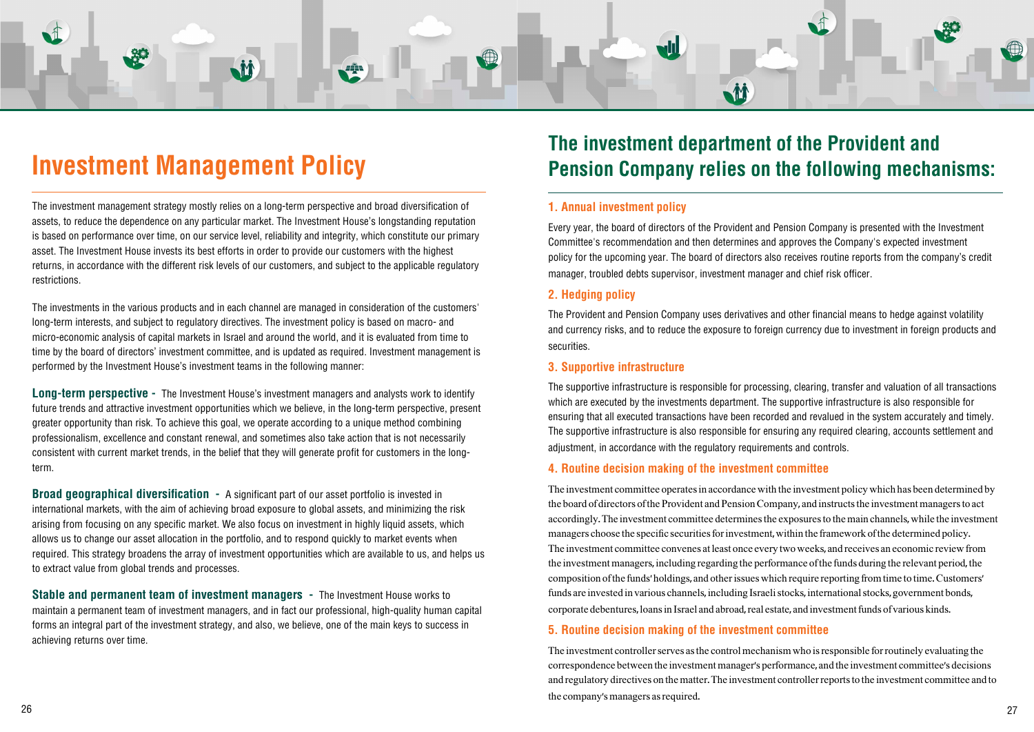# Investment Management Policy

The investment management strategy mostly relies on a long-term perspective and broad diversification of assets, to reduce the dependence on any particular market. The Investment House's longstanding reputation is based on performance over time, on our service level, reliability and integrity, which constitute our primary asset. The Investment House invests its best efforts in order to provide our customers with the highest returns, in accordance with the different risk levels of our customers, and subject to the applicable regulatory restrictions.

The investments in the various products and in each channel are managed in consideration of the customers' long-term interests, and subject to regulatory directives. The investment policy is based on macro- and micro-economic analysis of capital markets in Israel and around the world, and it is evaluated from time to time by the board of directors' investment committee, and is updated as required. Investment management is performed by the Investment House's investment teams in the following manner:

**Long-term perspective -** The Investment House's investment managers and analysts work to identify future trends and attractive investment opportunities which we believe, in the long-term perspective, present greater opportunity than risk. To achieve this goal, we operate according to a unique method combining professionalism, excellence and constant renewal, and sometimes also take action that is not necessarily consistent with current market trends, in the belief that they will generate profit for customers in the long-term.

**Broad geographical diversification -** A significant part of our asset portfolio is invested in international markets, with the aim of achieving broad exposure to global assets, and minimizing the risk arising from focusing on any specific market. We also focus on investment in highly liquid assets, which allows us to change our asset allocation in the portfolio, and to respond quickly to market events when required. This strategy broadens the array of investment opportunities which are available to us, and helps us to extract value from global trends and processes.

**Stable and permanent team of investment managers -** The Investment House works to maintain a permanent team of investment managers, and in fact our professional, high-quality human capital forms an integral part of the investment strategy, and also, we believe, one of the main keys to success in achieving returns over time.

## The investment department of the Provident and Pension Company relies on the following mechanisms:

### 1. Annual investment policy

Every year, the board of directors of the Provident and Pension Company is presented with the Investment Committee's recommendation and then determines and approves the Company's expected investment policy for the upcoming year. The board of directors also receives routine reports from the company's credit manager, troubled debts supervisor, investment manager and chief risk officer.

### 2. Hedging policy

The Provident and Pension Company uses derivatives and other financial means to hedge against volatility and currency risks, and to reduce the exposure to foreign currency due to investment in foreign products and securities.

### 3. Supportive infrastructure

The supportive infrastructure is responsible for processing, clearing, transfer and valuation of all transactions which are executed by the investments department. The supportive infrastructure is also responsible for ensuring that all executed transactions have been recorded and revalued in the system accurately and timely. The supportive infrastructure is also responsible for ensuring any required clearing, accounts settlement and adjustment, in accordance with the regulatory requirements and controls.

### 4. Routine decision making of the investment committee

The investment committee operates in accordance with the investment policy which has been determined by the board of directors of the Provident and Pension Company, and instructs the investment managers to act accordingly. The investment committee determines the exposures to the main channels, while the investment managers choose the specific securities for investment, within the framework of the determined policy. The investment committee convenes at least once every two weeks, and receives an economic review from the investment managers, including regarding the performance of the funds during the relevant period, the composition of the funds' holdings, and other issues which require reporting from time to time. Customers' funds are invested in various channels, including Israeli stocks, international stocks, government bonds, corporate debentures, loans in Israel and abroad, real estate, and investment funds of various kinds.

### 5. Routine decision making of the investment committee

The investment controller serves as the control mechanism who is responsible for routinely evaluating the correspondence between the investment manager's performance, and the investment committee's decisions and regulatory directives on the matter. The investment controller reports to the investment committee and to the company's managers as required.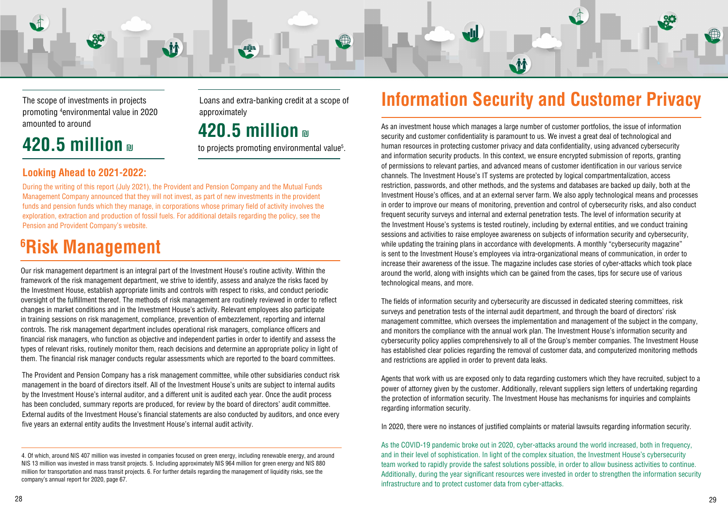The scope of investments in projects promoting [4]environmental value in 2020 amounted to around

**420.5 million ₪**

Loans and extra-banking credit at a scope of approximately

**420.5 million ₪**

to projects promoting environmental value[5].

### Looking Ahead to 2021-2022:

During the writing of this report (July 2021), the Provident and Pension Company and the Mutual Funds Management Company announced that they will not invest, as part of new investments in the provident funds and pension funds which they manage, in corporations whose primary field of activity involves the exploration, extraction and production of fossil fuels. For additional details regarding the policy, see the Pension and Provident Company's website.

## [6]Risk Management

Our risk management department is an integral part of the Investment House's routine activity. Within the framework of the risk management department, we strive to identify, assess and analyze the risks faced by the Investment House, establish appropriate limits and controls with respect to risks, and conduct periodic oversight of the fulfillment thereof. The methods of risk management are routinely reviewed in order to reflect changes in market conditions and in the Investment House's activity. Relevant employees also participate in training sessions on risk management, compliance, prevention of embezzlement, reporting and internal controls. The risk management department includes operational risk managers, compliance officers and financial risk managers, who function as objective and independent parties in order to identify and assess the types of relevant risks, routinely monitor them, reach decisions and determine an appropriate policy in light of them. The financial risk manager conducts regular assessments which are reported to the board committees.

The Provident and Pension Company has a risk management committee, while other subsidiaries conduct risk management in the board of directors itself. All of the Investment House's units are subject to internal audits by the Investment House's internal auditor, and a different unit is audited each year. Once the audit process has been concluded, summary reports are produced, for review by the board of directors' audit committee. External audits of the Investment House's financial statements are also conducted by auditors, and once every five years an external entity audits the Investment House's internal audit activity.

4. Of which, around NIS 407 million was invested in companies focused on green energy, including renewable energy, and around NIS 13 million was invested in mass transit projects. 5. Including approximately NIS 964 million for green energy and NIS 880 million for transportation and mass transit projects. 6. For further details regarding the management of liquidity risks, see the company's annual report for 2020, page 67.

## Information Security and Customer Privacy

As an investment house which manages a large number of customer portfolios, the issue of information security and customer confidentiality is paramount to us. We invest a great deal of technological and human resources in protecting customer privacy and data confidentiality, using advanced cybersecurity and information security products. In this context, we ensure encrypted submission of reports, granting of permissions to relevant parties, and advanced means of customer identification in our various service channels. The Investment House's IT systems are protected by logical compartmentalization, access restriction, passwords, and other methods, and the systems and databases are backed up daily, both at the Investment House's offices, and at an external server farm. We also apply technological means and processes in order to improve our means of monitoring, prevention and control of cybersecurity risks, and also conduct frequent security surveys and internal and external penetration tests. The level of information security at the Investment House's systems is tested routinely, including by external entities, and we conduct training sessions and activities to raise employee awareness on subjects of information security and cybersecurity, while updating the training plans in accordance with developments. A monthly "cybersecurity magazine" is sent to the Investment House's employees via intra-organizational means of communication, in order to increase their awareness of the issue. The magazine includes case stories of cyber-attacks which took place around the world, along with insights which can be gained from the cases, tips for secure use of various technological means, and more.

The fields of information security and cybersecurity are discussed in dedicated steering committees, risk surveys and penetration tests of the internal audit department, and through the board of directors' risk management committee, which oversees the implementation and management of the subject in the company, and monitors the compliance with the annual work plan. The Investment House's information security and cybersecurity policy applies comprehensively to all of the Group's member companies. The Investment House has established clear policies regarding the removal of customer data, and computerized monitoring methods and restrictions are applied in order to prevent data leaks.

Agents that work with us are exposed only to data regarding customers which they have recruited, subject to a power of attorney given by the customer. Additionally, relevant suppliers sign letters of undertaking regarding the protection of information security. The Investment House has mechanisms for inquiries and complaints regarding information security.

In 2020, there were no instances of justified complaints or material lawsuits regarding information security.

As the COVID-19 pandemic broke out in 2020, cyber-attacks around the world increased, both in frequency, and in their level of sophistication. In light of the complex situation, the Investment House's cybersecurity team worked to rapidly provide the safest solutions possible, in order to allow business activities to continue. Additionally, during the year significant resources were invested in order to strengthen the information security infrastructure and to protect customer data from cyber-attacks.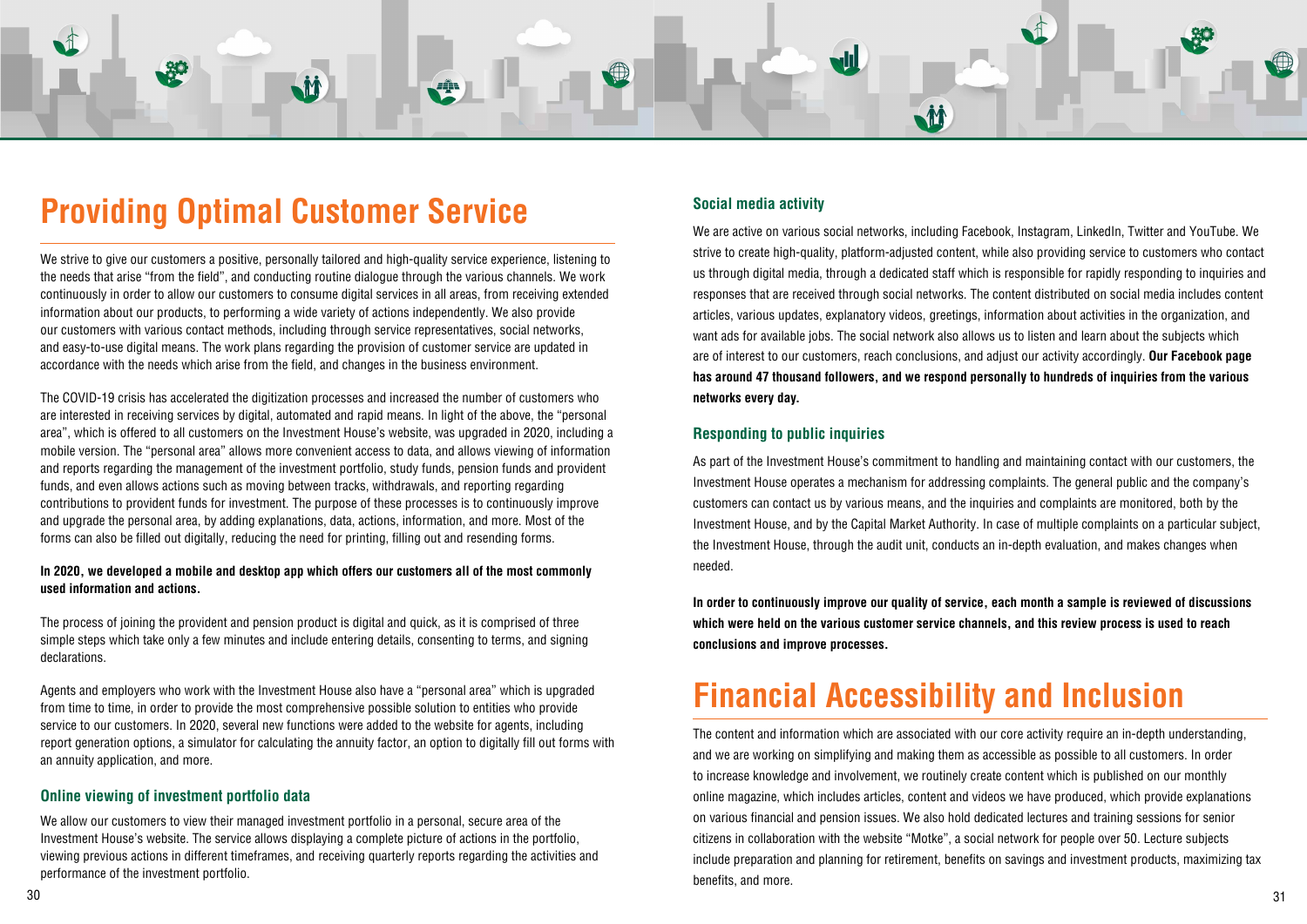# Providing Optimal Customer Service

We strive to give our customers a positive, personally tailored and high-quality service experience, listening to the needs that arise "from the field", and conducting routine dialogue through the various channels. We work continuously in order to allow our customers to consume digital services in all areas, from receiving extended information about our products, to performing a wide variety of actions independently. We also provide our customers with various contact methods, including through service representatives, social networks, and easy-to-use digital means. The work plans regarding the provision of customer service are updated in accordance with the needs which arise from the field, and changes in the business environment.

The COVID-19 crisis has accelerated the digitization processes and increased the number of customers who are interested in receiving services by digital, automated and rapid means. In light of the above, the "personal area", which is offered to all customers on the Investment House's website, was upgraded in 2020, including a mobile version. The "personal area" allows more convenient access to data, and allows viewing of information and reports regarding the management of the investment portfolio, study funds, pension funds and provident funds, and even allows actions such as moving between tracks, withdrawals, and reporting regarding contributions to provident funds for investment. The purpose of these processes is to continuously improve and upgrade the personal area, by adding explanations, data, actions, information, and more. Most of the forms can also be filled out digitally, reducing the need for printing, filling out and resending forms.

**In 2020, we developed a mobile and desktop app which offers our customers all of the most commonly used information and actions.**

The process of joining the provident and pension product is digital and quick, as it is comprised of three simple steps which take only a few minutes and include entering details, consenting to terms, and signing declarations.

Agents and employers who work with the Investment House also have a "personal area" which is upgraded from time to time, in order to provide the most comprehensive possible solution to entities who provide service to our customers. In 2020, several new functions were added to the website for agents, including report generation options, a simulator for calculating the annuity factor, an option to digitally fill out forms with an annuity application, and more.

### Online viewing of investment portfolio data

We allow our customers to view their managed investment portfolio in a personal, secure area of the Investment House's website. The service allows displaying a complete picture of actions in the portfolio, viewing previous actions in different timeframes, and receiving quarterly reports regarding the activities and performance of the investment portfolio.

### Social media activity

We are active on various social networks, including Facebook, Instagram, LinkedIn, Twitter and YouTube. We strive to create high-quality, platform-adjusted content, while also providing service to customers who contact us through digital media, through a dedicated staff which is responsible for rapidly responding to inquiries and responses that are received through social networks. The content distributed on social media includes content articles, various updates, explanatory videos, greetings, information about activities in the organization, and want ads for available jobs. The social network also allows us to listen and learn about the subjects which are of interest to our customers, reach conclusions, and adjust our activity accordingly. **Our Facebook page has around 47 thousand followers, and we respond personally to hundreds of inquiries from the various networks every day.**

### Responding to public inquiries

As part of the Investment House's commitment to handling and maintaining contact with our customers, the Investment House operates a mechanism for addressing complaints. The general public and the company's customers can contact us by various means, and the inquiries and complaints are monitored, both by the Investment House, and by the Capital Market Authority. In case of multiple complaints on a particular subject, the Investment House, through the audit unit, conducts an in-depth evaluation, and makes changes when needed.

**In order to continuously improve our quality of service, each month a sample is reviewed of discussions which were held on the various customer service channels, and this review process is used to reach conclusions and improve processes.**

# Financial Accessibility and Inclusion

The content and information which are associated with our core activity require an in-depth understanding, and we are working on simplifying and making them as accessible as possible to all customers. In order to increase knowledge and involvement, we routinely create content which is published on our monthly online magazine, which includes articles, content and videos we have produced, which provide explanations on various financial and pension issues. We also hold dedicated lectures and training sessions for senior citizens in collaboration with the website "Motke", a social network for people over 50. Lecture subjects include preparation and planning for retirement, benefits on savings and investment products, maximizing tax benefits, and more.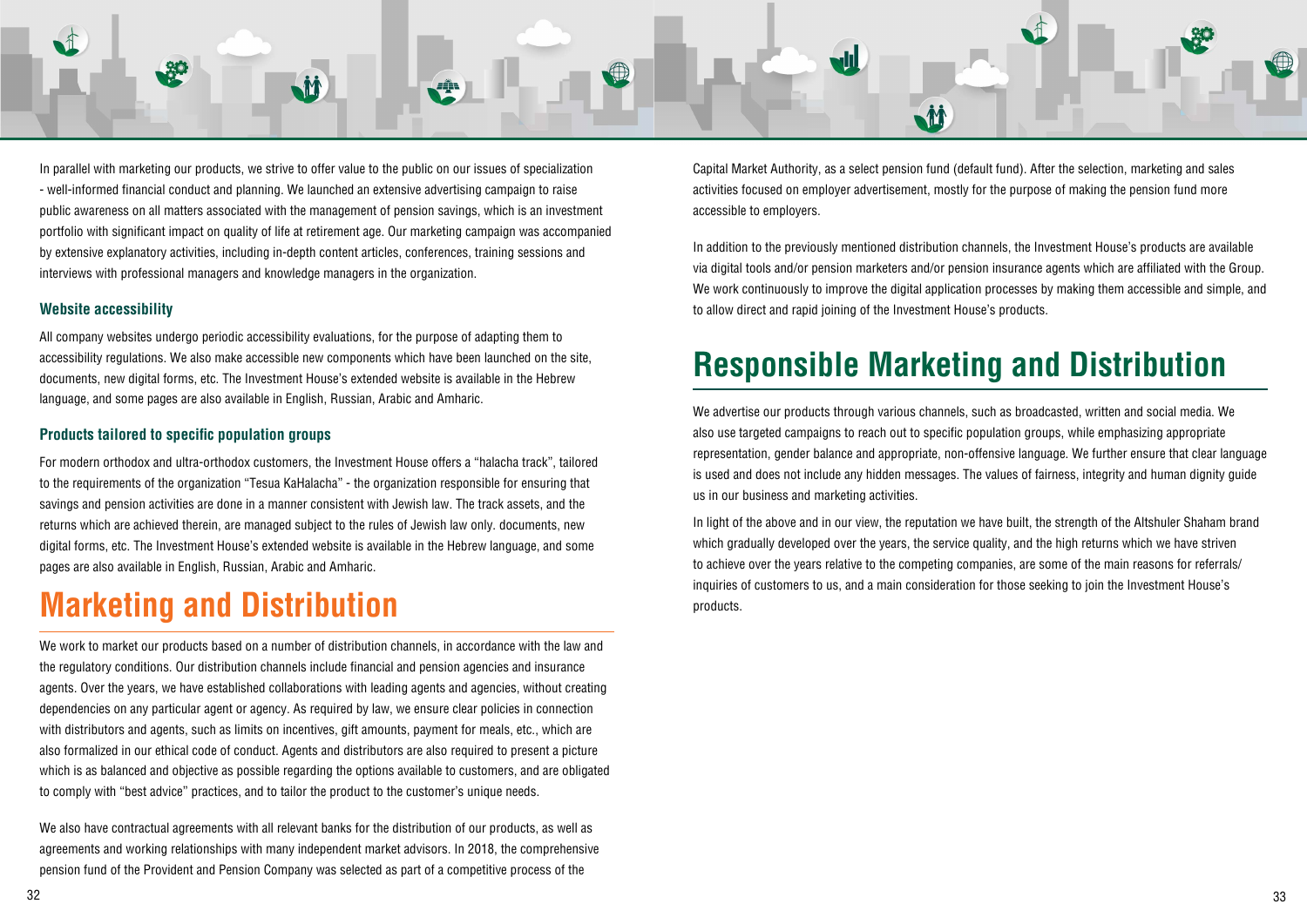In parallel with marketing our products, we strive to offer value to the public on our issues of specialization - well-informed financial conduct and planning. We launched an extensive advertising campaign to raise public awareness on all matters associated with the management of pension savings, which is an investment portfolio with significant impact on quality of life at retirement age. Our marketing campaign was accompanied by extensive explanatory activities, including in-depth content articles, conferences, training sessions and interviews with professional managers and knowledge managers in the organization.

### Website accessibility

All company websites undergo periodic accessibility evaluations, for the purpose of adapting them to accessibility regulations. We also make accessible new components which have been launched on the site, documents, new digital forms, etc. The Investment House's extended website is available in the Hebrew language, and some pages are also available in English, Russian, Arabic and Amharic.

### Products tailored to specific population groups

For modern orthodox and ultra-orthodox customers, the Investment House offers a "halacha track", tailored to the requirements of the organization "Tesua KaHalacha" - the organization responsible for ensuring that savings and pension activities are done in a manner consistent with Jewish law. The track assets, and the returns which are achieved therein, are managed subject to the rules of Jewish law only. documents, new digital forms, etc. The Investment House's extended website is available in the Hebrew language, and some pages are also available in English, Russian, Arabic and Amharic.

## Marketing and Distribution

We work to market our products based on a number of distribution channels, in accordance with the law and the regulatory conditions. Our distribution channels include financial and pension agencies and insurance agents. Over the years, we have established collaborations with leading agents and agencies, without creating dependencies on any particular agent or agency. As required by law, we ensure clear policies in connection with distributors and agents, such as limits on incentives, gift amounts, payment for meals, etc., which are also formalized in our ethical code of conduct. Agents and distributors are also required to present a picture which is as balanced and objective as possible regarding the options available to customers, and are obligated to comply with "best advice" practices, and to tailor the product to the customer's unique needs.

We also have contractual agreements with all relevant banks for the distribution of our products, as well as agreements and working relationships with many independent market advisors. In 2018, the comprehensive pension fund of the Provident and Pension Company was selected as part of a competitive process of the Capital Market Authority, as a select pension fund (default fund). After the selection, marketing and sales activities focused on employer advertisement, mostly for the purpose of making the pension fund more accessible to employers.

In addition to the previously mentioned distribution channels, the Investment House's products are available via digital tools and/or pension marketers and/or pension insurance agents which are affiliated with the Group. We work continuously to improve the digital application processes by making them accessible and simple, and to allow direct and rapid joining of the Investment House's products.

## Responsible Marketing and Distribution

We advertise our products through various channels, such as broadcasted, written and social media. We also use targeted campaigns to reach out to specific population groups, while emphasizing appropriate representation, gender balance and appropriate, non-offensive language. We further ensure that clear language is used and does not include any hidden messages. The values of fairness, integrity and human dignity guide us in our business and marketing activities.

In light of the above and in our view, the reputation we have built, the strength of the Altshuler Shaham brand which gradually developed over the years, the service quality, and the high returns which we have striven to achieve over the years relative to the competing companies, are some of the main reasons for referrals/ inquiries of customers to us, and a main consideration for those seeking to join the Investment House's products.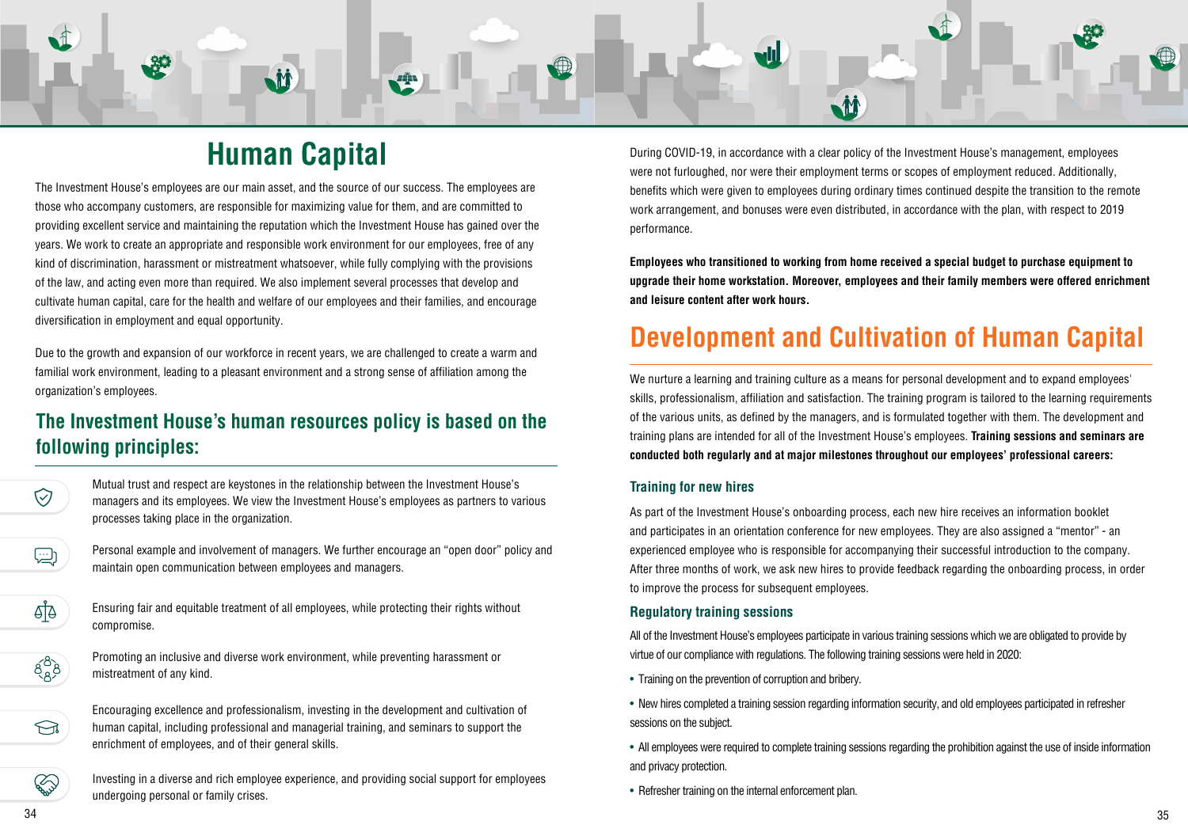# Human Capital

The Investment House's employees are our main asset, and the source of our success. The employees are those who accompany customers, are responsible for maximizing value for them, and are committed to providing excellent service and maintaining the reputation which the Investment House has gained over the years. We work to create an appropriate and responsible work environment for our employees, free of any kind of discrimination, harassment or mistreatment whatsoever, while fully complying with the provisions of the law, and acting even more than required. We also implement several processes that develop and cultivate human capital, care for the health and welfare of our employees and their families, and encourage diversification in employment and equal opportunity.

Due to the growth and expansion of our workforce in recent years, we are challenged to create a warm and familial work environment, leading to a pleasant environment and a strong sense of affiliation among the organization's employees.

## The Investment House's human resources policy is based on the following principles:

- Mutual trust and respect are keystones in the relationship between the Investment House's managers and its employees. We view the Investment House's employees as partners to various processes taking place in the organization.
- Personal example and involvement of managers. We further encourage an "open door" policy and maintain open communication between employees and managers.
- Ensuring fair and equitable treatment of all employees, while protecting their rights without compromise.
- Promoting an inclusive and diverse work environment, while preventing harassment or mistreatment of any kind.
- Encouraging excellence and professionalism, investing in the development and cultivation of human capital, including professional and managerial training, and seminars to support the enrichment of employees, and of their general skills.
- Investing in a diverse and rich employee experience, and providing social support for employees undergoing personal or family crises.

During COVID-19, in accordance with a clear policy of the Investment House's management, employees were not furloughed, nor were their employment terms or scopes of employment reduced. Additionally, benefits which were given to employees during ordinary times continued despite the transition to the remote work arrangement, and bonuses were even distributed, in accordance with the plan, with respect to 2019 performance.

**Employees who transitioned to working from home received a special budget to purchase equipment to upgrade their home workstation. Moreover, employees and their family members were offered enrichment and leisure content after work hours.**

# Development and Cultivation of Human Capital

We nurture a learning and training culture as a means for personal development and to expand employees' skills, professionalism, affiliation and satisfaction. The training program is tailored to the learning requirements of the various units, as defined by the managers, and is formulated together with them. The development and training plans are intended for all of the Investment House's employees. **Training sessions and seminars are conducted both regularly and at major milestones throughout our employees' professional careers:**

### Training for new hires

As part of the Investment House's onboarding process, each new hire receives an information booklet and participates in an orientation conference for new employees. They are also assigned a "mentor" - an experienced employee who is responsible for accompanying their successful introduction to the company. After three months of work, we ask new hires to provide feedback regarding the onboarding process, in order to improve the process for subsequent employees.

### Regulatory training sessions

All of the Investment House's employees participate in various training sessions which we are obligated to provide by virtue of our compliance with regulations. The following training sessions were held in 2020:

- Training on the prevention of corruption and bribery.
- New hires completed a training session regarding information security, and old employees participated in refresher sessions on the subject.
- All employees were required to complete training sessions regarding the prohibition against the use of inside information and privacy protection.
- Refresher training on the internal enforcement plan.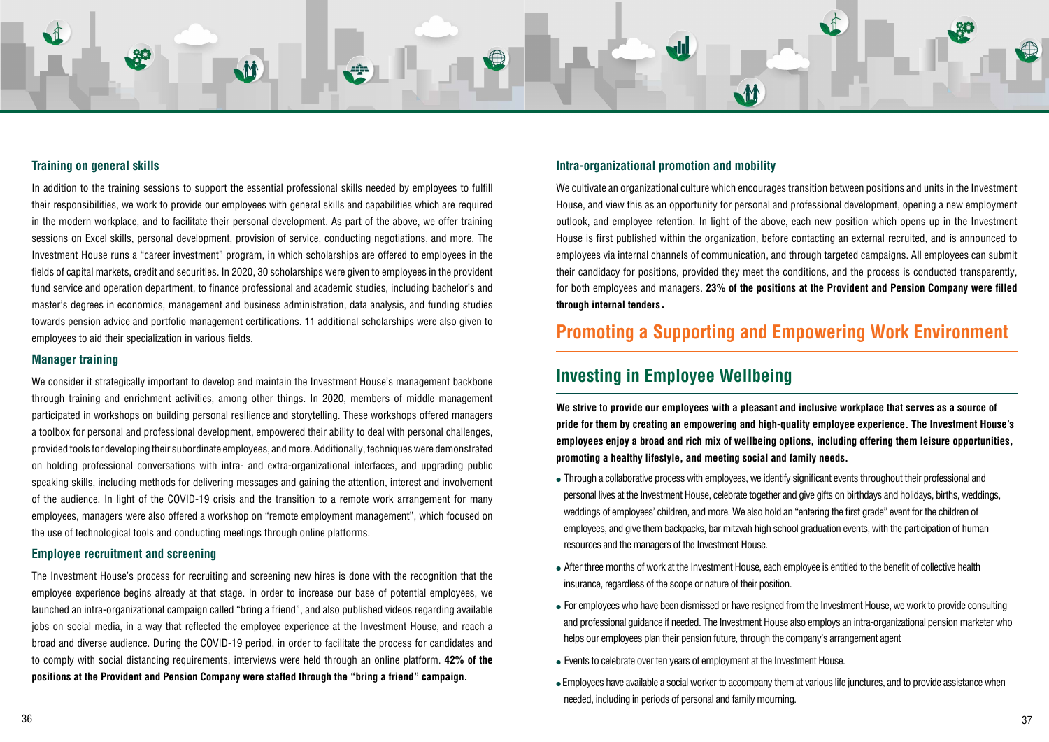### Training on general skills

In addition to the training sessions to support the essential professional skills needed by employees to fulfill their responsibilities, we work to provide our employees with general skills and capabilities which are required in the modern workplace, and to facilitate their personal development. As part of the above, we offer training sessions on Excel skills, personal development, provision of service, conducting negotiations, and more. The Investment House runs a "career investment" program, in which scholarships are offered to employees in the fields of capital markets, credit and securities. In 2020, 30 scholarships were given to employees in the provident fund service and operation department, to finance professional and academic studies, including bachelor's and master's degrees in economics, management and business administration, data analysis, and funding studies towards pension advice and portfolio management certifications. 11 additional scholarships were also given to employees to aid their specialization in various fields.

### Manager training

We consider it strategically important to develop and maintain the Investment House's management backbone through training and enrichment activities, among other things. In 2020, members of middle management participated in workshops on building personal resilience and storytelling. These workshops offered managers a toolbox for personal and professional development, empowered their ability to deal with personal challenges, provided tools for developing their subordinate employees, and more. Additionally, techniques were demonstrated on holding professional conversations with intra- and extra-organizational interfaces, and upgrading public speaking skills, including methods for delivering messages and gaining the attention, interest and involvement of the audience. In light of the COVID-19 crisis and the transition to a remote work arrangement for many employees, managers were also offered a workshop on "remote employment management", which focused on the use of technological tools and conducting meetings through online platforms.

### Employee recruitment and screening

The Investment House's process for recruiting and screening new hires is done with the recognition that the employee experience begins already at that stage. In order to increase our base of potential employees, we launched an intra-organizational campaign called "bring a friend", and also published videos regarding available jobs on social media, in a way that reflected the employee experience at the Investment House, and reach a broad and diverse audience. During the COVID-19 period, in order to facilitate the process for candidates and to comply with social distancing requirements, interviews were held through an online platform. **42% of the positions at the Provident and Pension Company were staffed through the "bring a friend" campaign.**

### Intra-organizational promotion and mobility

We cultivate an organizational culture which encourages transition between positions and units in the Investment House, and view this as an opportunity for personal and professional development, opening a new employment outlook, and employee retention. In light of the above, each new position which opens up in the Investment House is first published within the organization, before contacting an external recruited, and is announced to employees via internal channels of communication, and through targeted campaigns. All employees can submit their candidacy for positions, provided they meet the conditions, and the process is conducted transparently, for both employees and managers. **23% of the positions at the Provident and Pension Company were filled through internal tenders.**

# Promoting a Supporting and Empowering Work Environment

## Investing in Employee Wellbeing

**We strive to provide our employees with a pleasant and inclusive workplace that serves as a source of pride for them by creating an empowering and high-quality employee experience. The Investment House's employees enjoy a broad and rich mix of wellbeing options, including offering them leisure opportunities, promoting a healthy lifestyle, and meeting social and family needs.**

- Through a collaborative process with employees, we identify significant events throughout their professional and personal lives at the Investment House, celebrate together and give gifts on birthdays and holidays, births, weddings, weddings of employees' children, and more. We also hold an "entering the first grade" event for the children of employees, and give them backpacks, bar mitzvah high school graduation events, with the participation of human resources and the managers of the Investment House.
- After three months of work at the Investment House, each employee is entitled to the benefit of collective health insurance, regardless of the scope or nature of their position.
- For employees who have been dismissed or have resigned from the Investment House, we work to provide consulting and professional guidance if needed. The Investment House also employs an intra-organizational pension marketer who helps our employees plan their pension future, through the company's arrangement agent
- Events to celebrate over ten years of employment at the Investment House.
- Employees have available a social worker to accompany them at various life junctures, and to provide assistance when needed, including in periods of personal and family mourning.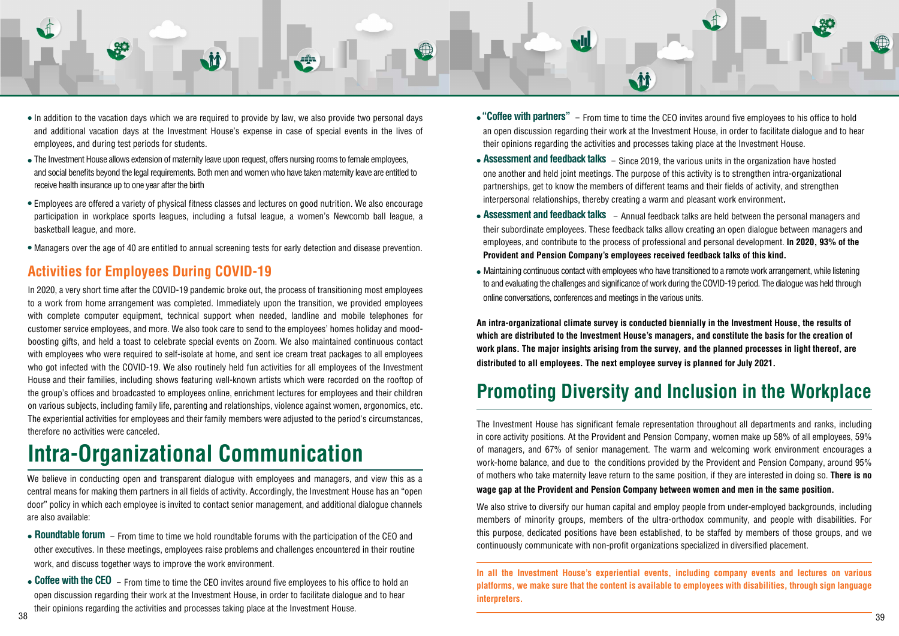- In addition to the vacation days which we are required to provide by law, we also provide two personal days and additional vacation days at the Investment House's expense in case of special events in the lives of employees, and during test periods for students.
- The Investment House allows extension of maternity leave upon request, offers nursing rooms to female employees, and social benefits beyond the legal requirements. Both men and women who have taken maternity leave are entitled to receive health insurance up to one year after the birth
- Employees are offered a variety of physical fitness classes and lectures on good nutrition. We also encourage participation in workplace sports leagues, including a futsal league, a women's Newcomb ball league, a basketball league, and more.
- Managers over the age of 40 are entitled to annual screening tests for early detection and disease prevention.

## Activities for Employees During COVID-19

In 2020, a very short time after the COVID-19 pandemic broke out, the process of transitioning most employees to a work from home arrangement was completed. Immediately upon the transition, we provided employees with complete computer equipment, technical support when needed, landline and mobile telephones for customer service employees, and more. We also took care to send to the employees' homes holiday and mood-boosting gifts, and held a toast to celebrate special events on Zoom. We also maintained continuous contact with employees who were required to self-isolate at home, and sent ice cream treat packages to all employees who got infected with the COVID-19. We also routinely held fun activities for all employees of the Investment House and their families, including shows featuring well-known artists which were recorded on the rooftop of the group's offices and broadcasted to employees online, enrichment lectures for employees and their children on various subjects, including family life, parenting and relationships, violence against women, ergonomics, etc. The experiential activities for employees and their family members were adjusted to the period's circumstances, therefore no activities were canceled.

# Intra-Organizational Communication

We believe in conducting open and transparent dialogue with employees and managers, and view this as a central means for making them partners in all fields of activity. Accordingly, the Investment House has an "open door" policy in which each employee is invited to contact senior management, and additional dialogue channels are also available:

- **Roundtable forum** – From time to time we hold roundtable forums with the participation of the CEO and other executives. In these meetings, employees raise problems and challenges encountered in their routine work, and discuss together ways to improve the work environment.
- **Coffee with the CEO** – From time to time the CEO invites around five employees to his office to hold an open discussion regarding their work at the Investment House, in order to facilitate dialogue and to hear their opinions regarding the activities and processes taking place at the Investment House.
- **"Coffee with partners"** – From time to time the CEO invites around five employees to his office to hold an open discussion regarding their work at the Investment House, in order to facilitate dialogue and to hear their opinions regarding the activities and processes taking place at the Investment House.
- **Assessment and feedback talks** – Since 2019, the various units in the organization have hosted one another and held joint meetings. The purpose of this activity is to strengthen intra-organizational partnerships, get to know the members of different teams and their fields of activity, and strengthen interpersonal relationships, thereby creating a warm and pleasant work environment**.**
- **Assessment and feedback talks** – Annual feedback talks are held between the personal managers and their subordinate employees. These feedback talks allow creating an open dialogue between managers and employees, and contribute to the process of professional and personal development. **In 2020, 93% of the Provident and Pension Company's employees received feedback talks of this kind.**
- Maintaining continuous contact with employees who have transitioned to a remote work arrangement, while listening to and evaluating the challenges and significance of work during the COVID-19 period. The dialogue was held through online conversations, conferences and meetings in the various units.

**An intra-organizational climate survey is conducted biennially in the Investment House, the results of which are distributed to the Investment House's managers, and constitute the basis for the creation of work plans. The major insights arising from the survey, and the planned processes in light thereof, are distributed to all employees. The next employee survey is planned for July 2021.**

# Promoting Diversity and Inclusion in the Workplace

The Investment House has significant female representation throughout all departments and ranks, including in core activity positions. At the Provident and Pension Company, women make up 58% of all employees, 59% of managers, and 67% of senior management. The warm and welcoming work environment encourages a work-home balance, and due to the conditions provided by the Provident and Pension Company, around 95% of mothers who take maternity leave return to the same position, if they are interested in doing so. **There is no wage gap at the Provident and Pension Company between women and men in the same position.**

We also strive to diversify our human capital and employ people from under-employed backgrounds, including members of minority groups, members of the ultra-orthodox community, and people with disabilities. For this purpose, dedicated positions have been established, to be staffed by members of those groups, and we continuously communicate with non-profit organizations specialized in diversified placement.

**In all the Investment House's experiential events, including company events and lectures on various platforms, we make sure that the content is available to employees with disabilities, through sign language interpreters.**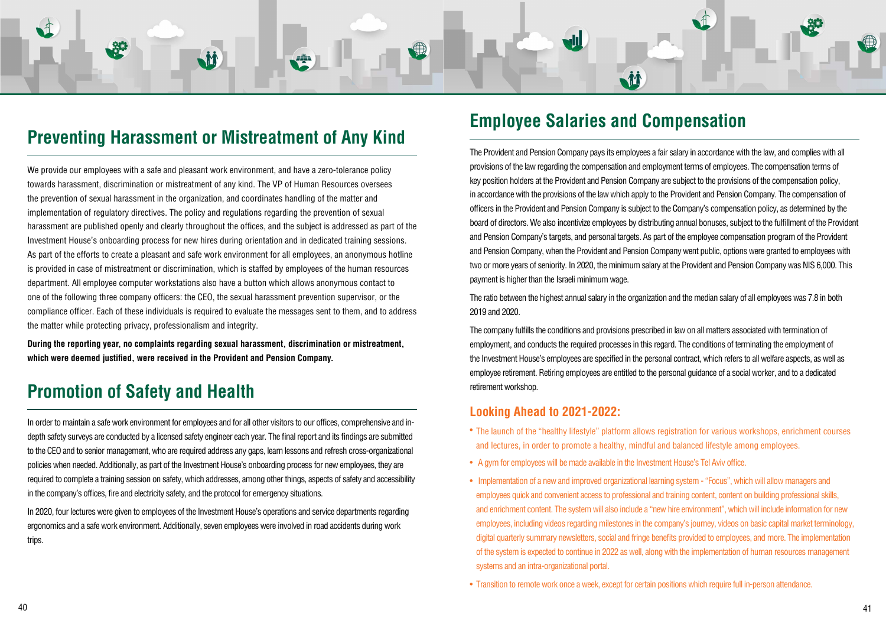## Preventing Harassment or Mistreatment of Any Kind

We provide our employees with a safe and pleasant work environment, and have a zero-tolerance policy towards harassment, discrimination or mistreatment of any kind. The VP of Human Resources oversees the prevention of sexual harassment in the organization, and coordinates handling of the matter and implementation of regulatory directives. The policy and regulations regarding the prevention of sexual harassment are published openly and clearly throughout the offices, and the subject is addressed as part of the Investment House's onboarding process for new hires during orientation and in dedicated training sessions. As part of the efforts to create a pleasant and safe work environment for all employees, an anonymous hotline is provided in case of mistreatment or discrimination, which is staffed by employees of the human resources department. All employee computer workstations also have a button which allows anonymous contact to one of the following three company officers: the CEO, the sexual harassment prevention supervisor, or the compliance officer. Each of these individuals is required to evaluate the messages sent to them, and to address the matter while protecting privacy, professionalism and integrity.

**During the reporting year, no complaints regarding sexual harassment, discrimination or mistreatment, which were deemed justified, were received in the Provident and Pension Company.**

## Promotion of Safety and Health

In order to maintain a safe work environment for employees and for all other visitors to our offices, comprehensive and in-depth safety surveys are conducted by a licensed safety engineer each year. The final report and its findings are submitted to the CEO and to senior management, who are required address any gaps, learn lessons and refresh cross-organizational policies when needed. Additionally, as part of the Investment House's onboarding process for new employees, they are required to complete a training session on safety, which addresses, among other things, aspects of safety and accessibility in the company's offices, fire and electricity safety, and the protocol for emergency situations.

In 2020, four lectures were given to employees of the Investment House's operations and service departments regarding ergonomics and a safe work environment. Additionally, seven employees were involved in road accidents during work trips.

## Employee Salaries and Compensation

The Provident and Pension Company pays its employees a fair salary in accordance with the law, and complies with all provisions of the law regarding the compensation and employment terms of employees. The compensation terms of key position holders at the Provident and Pension Company are subject to the provisions of the compensation policy, in accordance with the provisions of the law which apply to the Provident and Pension Company. The compensation of officers in the Provident and Pension Company is subject to the Company's compensation policy, as determined by the board of directors. We also incentivize employees by distributing annual bonuses, subject to the fulfillment of the Provident and Pension Company's targets, and personal targets. As part of the employee compensation program of the Provident and Pension Company, when the Provident and Pension Company went public, options were granted to employees with two or more years of seniority. In 2020, the minimum salary at the Provident and Pension Company was NIS 6,000. This payment is higher than the Israeli minimum wage.

The ratio between the highest annual salary in the organization and the median salary of all employees was 7.8 in both 2019 and 2020.

The company fulfills the conditions and provisions prescribed in law on all matters associated with termination of employment, and conducts the required processes in this regard. The conditions of terminating the employment of the Investment House's employees are specified in the personal contract, which refers to all welfare aspects, as well as employee retirement. Retiring employees are entitled to the personal guidance of a social worker, and to a dedicated retirement workshop.

### Looking Ahead to 2021-2022:

- The launch of the "healthy lifestyle" platform allows registration for various workshops, enrichment courses and lectures, in order to promote a healthy, mindful and balanced lifestyle among employees.
- A gym for employees will be made available in the Investment House's Tel Aviv office.
- Implementation of a new and improved organizational learning system - "Focus", which will allow managers and employees quick and convenient access to professional and training content, content on building professional skills, and enrichment content. The system will also include a "new hire environment", which will include information for new employees, including videos regarding milestones in the company's journey, videos on basic capital market terminology, digital quarterly summary newsletters, social and fringe benefits provided to employees, and more. The implementation of the system is expected to continue in 2022 as well, along with the implementation of human resources management systems and an intra-organizational portal.
- Transition to remote work once a week, except for certain positions which require full in-person attendance.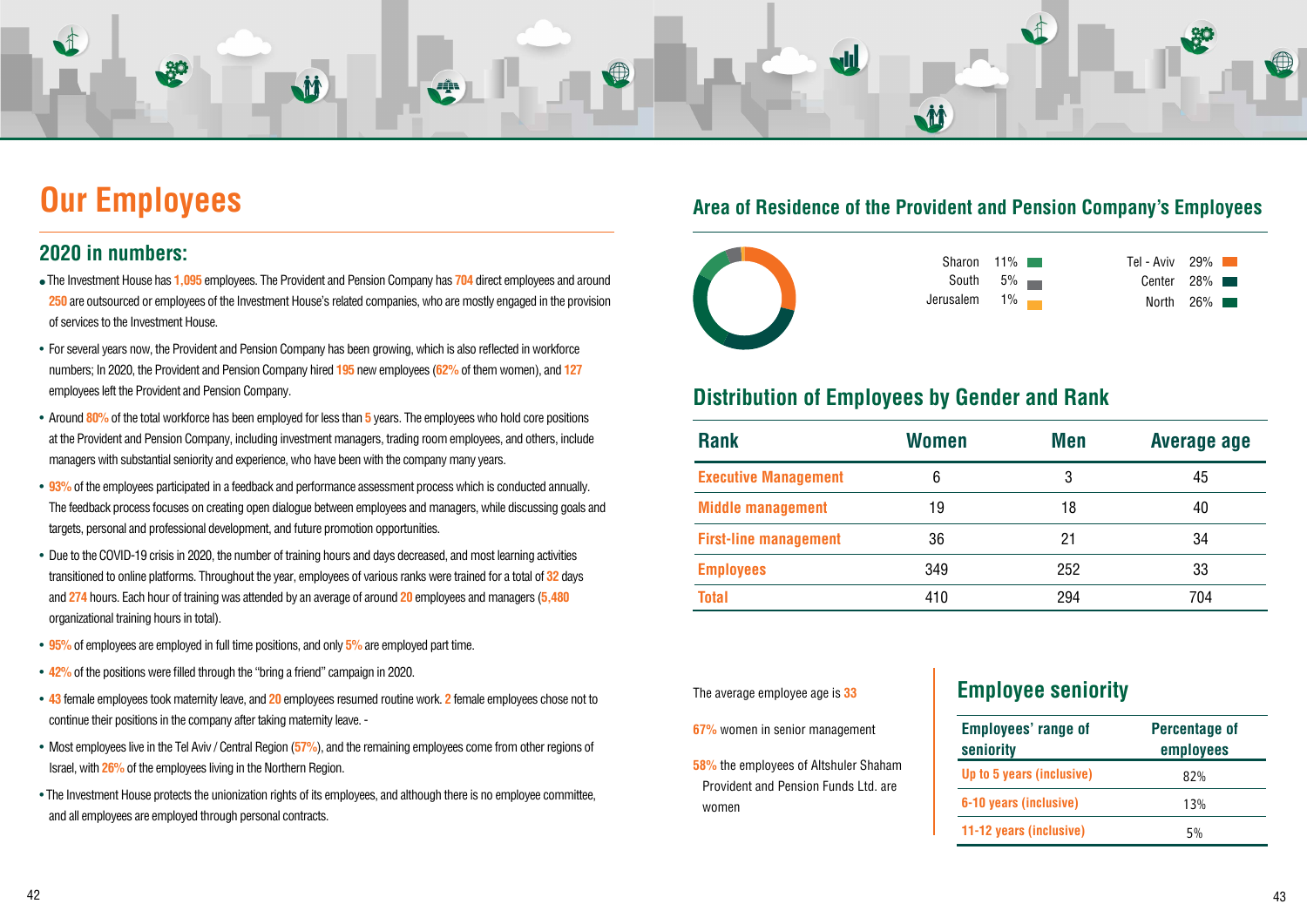# Our Employees

## 2020 in numbers:

- The Investment House has 1,095 employees. The Provident and Pension Company has 704 direct employees and around 250 are outsourced or employees of the Investment House's related companies, who are mostly engaged in the provision of services to the Investment House.
- For several years now, the Provident and Pension Company has been growing, which is also reflected in workforce numbers; In 2020, the Provident and Pension Company hired 195 new employees (62% of them women), and 127 employees left the Provident and Pension Company.
- Around 80% of the total workforce has been employed for less than 5 years. The employees who hold core positions at the Provident and Pension Company, including investment managers, trading room employees, and others, include managers with substantial seniority and experience, who have been with the company many years.
- 93% of the employees participated in a feedback and performance assessment process which is conducted annually. The feedback process focuses on creating open dialogue between employees and managers, while discussing goals and targets, personal and professional development, and future promotion opportunities.
- Due to the COVID-19 crisis in 2020, the number of training hours and days decreased, and most learning activities transitioned to online platforms. Throughout the year, employees of various ranks were trained for a total of 32 days and 274 hours. Each hour of training was attended by an average of around 20 employees and managers (5,480 organizational training hours in total).
- 95% of employees are employed in full time positions, and only 5% are employed part time.
- 42% of the positions were filled through the "bring a friend" campaign in 2020.
- 43 female employees took maternity leave, and 20 employees resumed routine work. 2 female employees chose not to continue their positions in the company after taking maternity leave. -
- Most employees live in the Tel Aviv / Central Region (57%), and the remaining employees come from other regions of Israel, with 26% of the employees living in the Northern Region.
- The Investment House protects the unionization rights of its employees, and although there is no employee committee, and all employees are employed through personal contracts.

## Area of Residence of the Provident and Pension Company's Employees

| Region | Percentage |
|---|---|
| Sharon | 11% |
| South | 5% |
| Jerusalem | 1% |
| Tel - Aviv | 29% |
| Center | 28% |
| North | 26% |

## Distribution of Employees by Gender and Rank

| Rank | Women | Men | Average age |
|---|---|---|---|
| Executive Management | 6 | 3 | 45 |
| Middle management | 19 | 18 | 40 |
| First-line management | 36 | 21 | 34 |
| Employees | 349 | 252 | 33 |
| Total | 410 | 294 | 704 |

The average employee age is 33

67% women in senior management

58% the employees of Altshuler Shaham Provident and Pension Funds Ltd. are women

## Employee seniority

| Employees' range of seniority | Percentage of employees |
|---|---|
| Up to 5 years (inclusive) | 82% |
| 6-10 years (inclusive) | 13% |
| 11-12 years (inclusive) | 5% |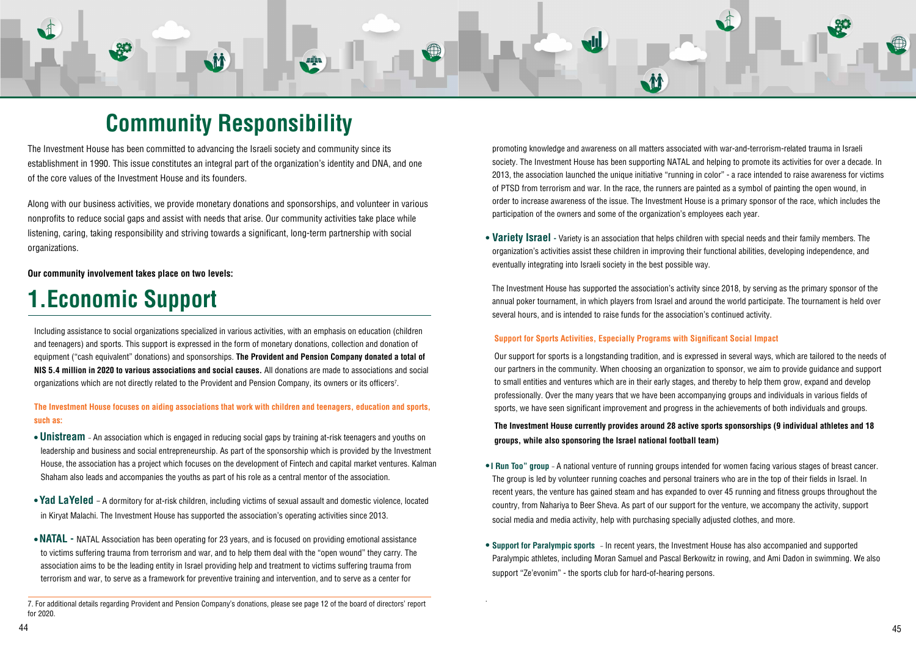# Community Responsibility

The Investment House has been committed to advancing the Israeli society and community since its establishment in 1990. This issue constitutes an integral part of the organization's identity and DNA, and one of the core values of the Investment House and its founders.

Along with our business activities, we provide monetary donations and sponsorships, and volunteer in various nonprofits to reduce social gaps and assist with needs that arise. Our community activities take place while listening, caring, taking responsibility and striving towards a significant, long-term partnership with social organizations.

**Our community involvement takes place on two levels:**

# 1.Economic Support

Including assistance to social organizations specialized in various activities, with an emphasis on education (children and teenagers) and sports. This support is expressed in the form of monetary donations, collection and donation of equipment ("cash equivalent" donations) and sponsorships. **The Provident and Pension Company donated a total of NIS 5.4 million in 2020 to various associations and social causes.** All donations are made to associations and social organizations which are not directly related to the Provident and Pension Company, its owners or its officers[7].

**The Investment House focuses on aiding associations that work with children and teenagers, education and sports, such as:**

- **Unistream** - An association which is engaged in reducing social gaps by training at-risk teenagers and youths on leadership and business and social entrepreneurship. As part of the sponsorship which is provided by the Investment House, the association has a project which focuses on the development of Fintech and capital market ventures. Kalman Shaham also leads and accompanies the youths as part of his role as a central mentor of the association.
- **Yad LaYeled** – A dormitory for at-risk children, including victims of sexual assault and domestic violence, located in Kiryat Malachi. The Investment House has supported the association's operating activities since 2013.
- **NATAL -** NATAL Association has been operating for 23 years, and is focused on providing emotional assistance to victims suffering trauma from terrorism and war, and to help them deal with the "open wound" they carry. The association aims to be the leading entity in Israel providing help and treatment to victims suffering trauma from terrorism and war, to serve as a framework for preventive training and intervention, and to serve as a center for promoting knowledge and awareness on all matters associated with war-and-terrorism-related trauma in Israeli society. The Investment House has been supporting NATAL and helping to promote its activities for over a decade. In 2013, the association launched the unique initiative "running in color" - a race intended to raise awareness for victims of PTSD from terrorism and war. In the race, the runners are painted as a symbol of painting the open wound, in order to increase awareness of the issue. The Investment House is a primary sponsor of the race, which includes the participation of the owners and some of the organization's employees each year.
- **Variety Israel** - Variety is an association that helps children with special needs and their family members. The organization's activities assist these children in improving their functional abilities, developing independence, and eventually integrating into Israeli society in the best possible way.

  The Investment House has supported the association's activity since 2018, by serving as the primary sponsor of the annual poker tournament, in which players from Israel and around the world participate. The tournament is held over several hours, and is intended to raise funds for the association's continued activity.

**Support for Sports Activities, Especially Programs with Significant Social Impact**

Our support for sports is a longstanding tradition, and is expressed in several ways, which are tailored to the needs of our partners in the community. When choosing an organization to sponsor, we aim to provide guidance and support to small entities and ventures which are in their early stages, and thereby to help them grow, expand and develop professionally. Over the many years that we have been accompanying groups and individuals in various fields of sports, we have seen significant improvement and progress in the achievements of both individuals and groups.

**The Investment House currently provides around 28 active sports sponsorships (9 individual athletes and 18 groups, while also sponsoring the Israel national football team)**

- **I Run Too" group** - A national venture of running groups intended for women facing various stages of breast cancer. The group is led by volunteer running coaches and personal trainers who are in the top of their fields in Israel. In recent years, the venture has gained steam and has expanded to over 45 running and fitness groups throughout the country, from Nahariya to Beer Sheva. As part of our support for the venture, we accompany the activity, support social media and media activity, help with purchasing specially adjusted clothes, and more.
- **Support for Paralympic sports** - In recent years, the Investment House has also accompanied and supported Paralympic athletes, including Moran Samuel and Pascal Berkowitz in rowing, and Ami Dadon in swimming. We also support "Ze'evonim" - the sports club for hard-of-hearing persons.

---

7. For additional details regarding Provident and Pension Company's donations, please see page 12 of the board of directors' report for 2020.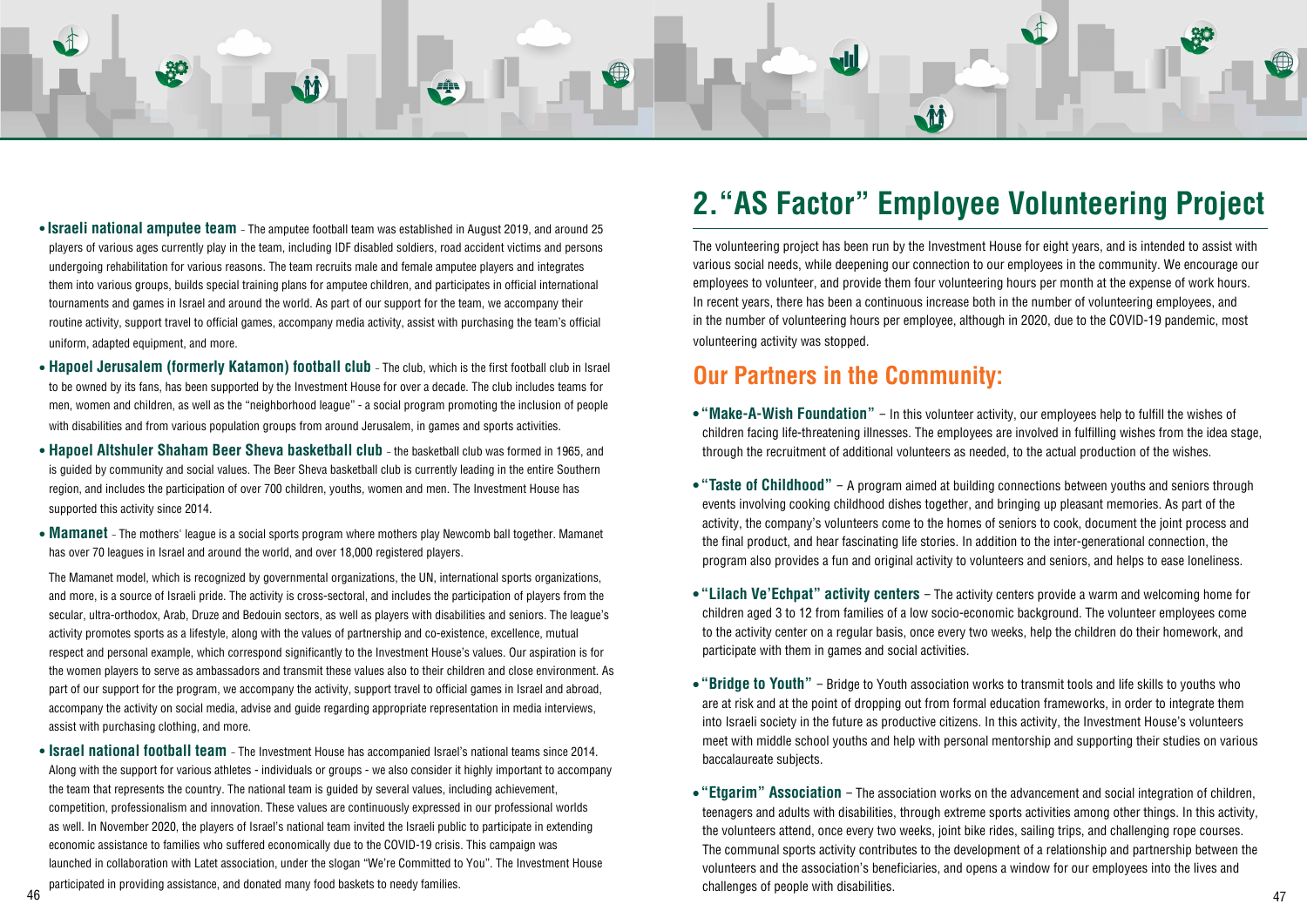- **Israeli national amputee team** - The amputee football team was established in August 2019, and around 25 players of various ages currently play in the team, including IDF disabled soldiers, road accident victims and persons undergoing rehabilitation for various reasons. The team recruits male and female amputee players and integrates them into various groups, builds special training plans for amputee children, and participates in official international tournaments and games in Israel and around the world. As part of our support for the team, we accompany their routine activity, support travel to official games, accompany media activity, assist with purchasing the team's official uniform, adapted equipment, and more.
- **Hapoel Jerusalem (formerly Katamon) football club** - The club, which is the first football club in Israel to be owned by its fans, has been supported by the Investment House for over a decade. The club includes teams for men, women and children, as well as the "neighborhood league" - a social program promoting the inclusion of people with disabilities and from various population groups from around Jerusalem, in games and sports activities.
- **Hapoel Altshuler Shaham Beer Sheva basketball club** - the basketball club was formed in 1965, and is guided by community and social values. The Beer Sheva basketball club is currently leading in the entire Southern region, and includes the participation of over 700 children, youths, women and men. The Investment House has supported this activity since 2014.
- **Mamanet** - The mothers' league is a social sports program where mothers play Newcomb ball together. Mamanet has over 70 leagues in Israel and around the world, and over 18,000 registered players.

  The Mamanet model, which is recognized by governmental organizations, the UN, international sports organizations, and more, is a source of Israeli pride. The activity is cross-sectoral, and includes the participation of players from the secular, ultra-orthodox, Arab, Druze and Bedouin sectors, as well as players with disabilities and seniors. The league's activity promotes sports as a lifestyle, along with the values of partnership and co-existence, excellence, mutual respect and personal example, which correspond significantly to the Investment House's values. Our aspiration is for the women players to serve as ambassadors and transmit these values also to their children and close environment. As part of our support for the program, we accompany the activity, support travel to official games in Israel and abroad, accompany the activity on social media, advise and guide regarding appropriate representation in media interviews, assist with purchasing clothing, and more.
- **Israel national football team** - The Investment House has accompanied Israel's national teams since 2014. Along with the support for various athletes - individuals or groups - we also consider it highly important to accompany the team that represents the country. The national team is guided by several values, including achievement, competition, professionalism and innovation. These values are continuously expressed in our professional worlds as well. In November 2020, the players of Israel's national team invited the Israeli public to participate in extending economic assistance to families who suffered economically due to the COVID-19 crisis. This campaign was launched in collaboration with Latet association, under the slogan "We're Committed to You". The Investment House participated in providing assistance, and donated many food baskets to needy families.

## 2. "AS Factor" Employee Volunteering Project

The volunteering project has been run by the Investment House for eight years, and is intended to assist with various social needs, while deepening our connection to our employees in the community. We encourage our employees to volunteer, and provide them four volunteering hours per month at the expense of work hours. In recent years, there has been a continuous increase both in the number of volunteering employees, and in the number of volunteering hours per employee, although in 2020, due to the COVID-19 pandemic, most volunteering activity was stopped.

### Our Partners in the Community:

- **"Make-A-Wish Foundation"** – In this volunteer activity, our employees help to fulfill the wishes of children facing life-threatening illnesses. The employees are involved in fulfilling wishes from the idea stage, through the recruitment of additional volunteers as needed, to the actual production of the wishes.
- **"Taste of Childhood"** – A program aimed at building connections between youths and seniors through events involving cooking childhood dishes together, and bringing up pleasant memories. As part of the activity, the company's volunteers come to the homes of seniors to cook, document the joint process and the final product, and hear fascinating life stories. In addition to the inter-generational connection, the program also provides a fun and original activity to volunteers and seniors, and helps to ease loneliness.
- **"Lilach Ve'Echpat" activity centers** – The activity centers provide a warm and welcoming home for children aged 3 to 12 from families of a low socio-economic background. The volunteer employees come to the activity center on a regular basis, once every two weeks, help the children do their homework, and participate with them in games and social activities.
- **"Bridge to Youth"** – Bridge to Youth association works to transmit tools and life skills to youths who are at risk and at the point of dropping out from formal education frameworks, in order to integrate them into Israeli society in the future as productive citizens. In this activity, the Investment House's volunteers meet with middle school youths and help with personal mentorship and supporting their studies on various baccalaureate subjects.
- **"Etgarim" Association** – The association works on the advancement and social integration of children, teenagers and adults with disabilities, through extreme sports activities among other things. In this activity, the volunteers attend, once every two weeks, joint bike rides, sailing trips, and challenging rope courses. The communal sports activity contributes to the development of a relationship and partnership between the volunteers and the association's beneficiaries, and opens a window for our employees into the lives and challenges of people with disabilities.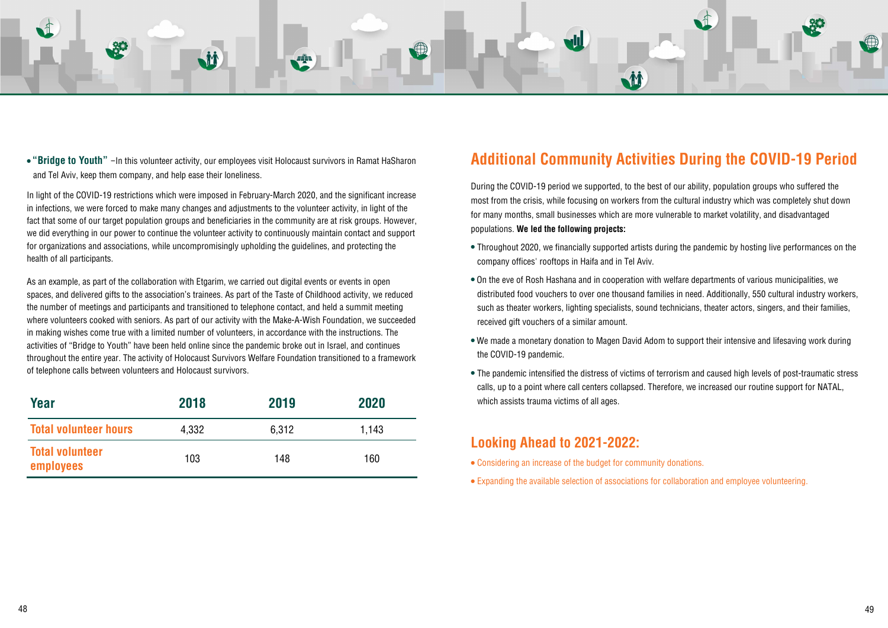- **"Bridge to Youth"** –In this volunteer activity, our employees visit Holocaust survivors in Ramat HaSharon and Tel Aviv, keep them company, and help ease their loneliness.

In light of the COVID-19 restrictions which were imposed in February-March 2020, and the significant increase in infections, we were forced to make many changes and adjustments to the volunteer activity, in light of the fact that some of our target population groups and beneficiaries in the community are at risk groups. However, we did everything in our power to continue the volunteer activity to continuously maintain contact and support for organizations and associations, while uncompromisingly upholding the guidelines, and protecting the health of all participants.

As an example, as part of the collaboration with Etgarim, we carried out digital events or events in open spaces, and delivered gifts to the association's trainees. As part of the Taste of Childhood activity, we reduced the number of meetings and participants and transitioned to telephone contact, and held a summit meeting where volunteers cooked with seniors. As part of our activity with the Make-A-Wish Foundation, we succeeded in making wishes come true with a limited number of volunteers, in accordance with the instructions. The activities of "Bridge to Youth" have been held online since the pandemic broke out in Israel, and continues throughout the entire year. The activity of Holocaust Survivors Welfare Foundation transitioned to a framework of telephone calls between volunteers and Holocaust survivors.

| Year | 2018 | 2019 | 2020 |
|---|---|---|---|
| Total volunteer hours | 4,332 | 6,312 | 1,143 |
| Total volunteer employees | 103 | 148 | 160 |

## Additional Community Activities During the COVID-19 Period

During the COVID-19 period we supported, to the best of our ability, population groups who suffered the most from the crisis, while focusing on workers from the cultural industry which was completely shut down for many months, small businesses which are more vulnerable to market volatility, and disadvantaged populations. **We led the following projects:**

- Throughout 2020, we financially supported artists during the pandemic by hosting live performances on the company offices' rooftops in Haifa and in Tel Aviv.
- On the eve of Rosh Hashana and in cooperation with welfare departments of various municipalities, we distributed food vouchers to over one thousand families in need. Additionally, 550 cultural industry workers, such as theater workers, lighting specialists, sound technicians, theater actors, singers, and their families, received gift vouchers of a similar amount.
- We made a monetary donation to Magen David Adom to support their intensive and lifesaving work during the COVID-19 pandemic.
- The pandemic intensified the distress of victims of terrorism and caused high levels of post-traumatic stress calls, up to a point where call centers collapsed. Therefore, we increased our routine support for NATAL, which assists trauma victims of all ages.

## Looking Ahead to 2021-2022:

- Considering an increase of the budget for community donations.
- Expanding the available selection of associations for collaboration and employee volunteering.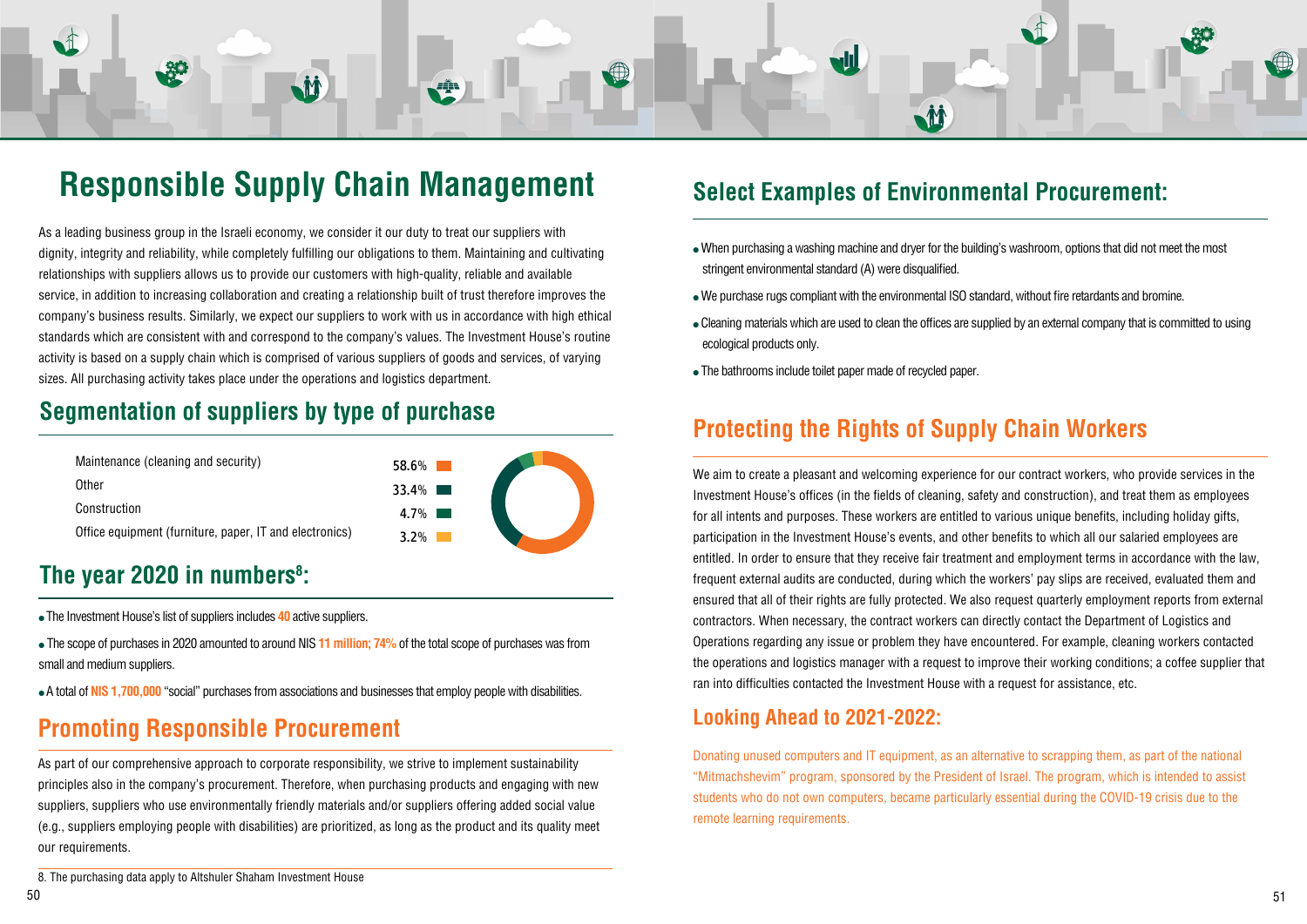# Responsible Supply Chain Management

As a leading business group in the Israeli economy, we consider it our duty to treat our suppliers with dignity, integrity and reliability, while completely fulfilling our obligations to them. Maintaining and cultivating relationships with suppliers allows us to provide our customers with high-quality, reliable and available service, in addition to increasing collaboration and creating a relationship built of trust therefore improves the company's business results. Similarly, we expect our suppliers to work with us in accordance with high ethical standards which are consistent with and correspond to the company's values. The Investment House's routine activity is based on a supply chain which is comprised of various suppliers of goods and services, of varying sizes. All purchasing activity takes place under the operations and logistics department.

## Segmentation of suppliers by type of purchase

| Type of purchase | Share |
|---|---|
| Maintenance (cleaning and security) | 58.6% |
| Other | 33.4% |
| Construction | 4.7% |
| Office equipment (furniture, paper, IT and electronics) | 3.2% |

## The year 2020 in numbers[8]:

- The Investment House's list of suppliers includes **40** active suppliers.
- The scope of purchases in 2020 amounted to around NIS **11 million; 74%** of the total scope of purchases was from small and medium suppliers.
- A total of **NIS 1,700,000** "social" purchases from associations and businesses that employ people with disabilities.

## Promoting Responsible Procurement

As part of our comprehensive approach to corporate responsibility, we strive to implement sustainability principles also in the company's procurement. Therefore, when purchasing products and engaging with new suppliers, suppliers who use environmentally friendly materials and/or suppliers offering added social value (e.g., suppliers employing people with disabilities) are prioritized, as long as the product and its quality meet our requirements.

8. The purchasing data apply to Altshuler Shaham Investment House

## Select Examples of Environmental Procurement:

- When purchasing a washing machine and dryer for the building's washroom, options that did not meet the most stringent environmental standard (A) were disqualified.
- We purchase rugs compliant with the environmental ISO standard, without fire retardants and bromine.
- Cleaning materials which are used to clean the offices are supplied by an external company that is committed to using ecological products only.
- The bathrooms include toilet paper made of recycled paper.

## Protecting the Rights of Supply Chain Workers

We aim to create a pleasant and welcoming experience for our contract workers, who provide services in the Investment House's offices (in the fields of cleaning, safety and construction), and treat them as employees for all intents and purposes. These workers are entitled to various unique benefits, including holiday gifts, participation in the Investment House's events, and other benefits to which all our salaried employees are entitled. In order to ensure that they receive fair treatment and employment terms in accordance with the law, frequent external audits are conducted, during which the workers' pay slips are received, evaluated them and ensured that all of their rights are fully protected. We also request quarterly employment reports from external contractors. When necessary, the contract workers can directly contact the Department of Logistics and Operations regarding any issue or problem they have encountered. For example, cleaning workers contacted the operations and logistics manager with a request to improve their working conditions; a coffee supplier that ran into difficulties contacted the Investment House with a request for assistance, etc.

## Looking Ahead to 2021-2022:

Donating unused computers and IT equipment, as an alternative to scrapping them, as part of the national "Mitmachshevim" program, sponsored by the President of Israel. The program, which is intended to assist students who do not own computers, became particularly essential during the COVID-19 crisis due to the remote learning requirements.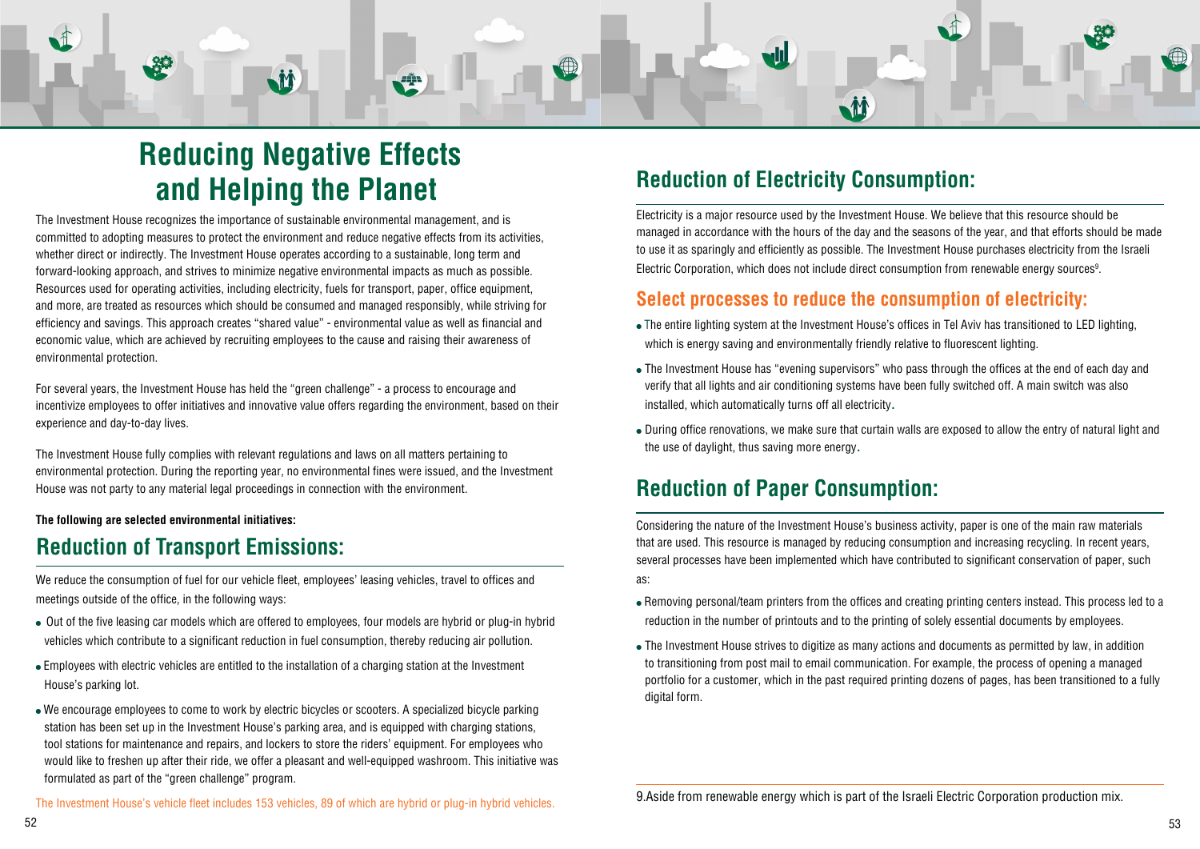# Reducing Negative Effects and Helping the Planet

The Investment House recognizes the importance of sustainable environmental management, and is committed to adopting measures to protect the environment and reduce negative effects from its activities, whether direct or indirectly. The Investment House operates according to a sustainable, long term and forward-looking approach, and strives to minimize negative environmental impacts as much as possible. Resources used for operating activities, including electricity, fuels for transport, paper, office equipment, and more, are treated as resources which should be consumed and managed responsibly, while striving for efficiency and savings. This approach creates "shared value" - environmental value as well as financial and economic value, which are achieved by recruiting employees to the cause and raising their awareness of environmental protection.

For several years, the Investment House has held the "green challenge" - a process to encourage and incentivize employees to offer initiatives and innovative value offers regarding the environment, based on their experience and day-to-day lives.

The Investment House fully complies with relevant regulations and laws on all matters pertaining to environmental protection. During the reporting year, no environmental fines were issued, and the Investment House was not party to any material legal proceedings in connection with the environment.

**The following are selected environmental initiatives:**

## Reduction of Transport Emissions:

We reduce the consumption of fuel for our vehicle fleet, employees' leasing vehicles, travel to offices and meetings outside of the office, in the following ways:

- Out of the five leasing car models which are offered to employees, four models are hybrid or plug-in hybrid vehicles which contribute to a significant reduction in fuel consumption, thereby reducing air pollution.
- Employees with electric vehicles are entitled to the installation of a charging station at the Investment House's parking lot.
- We encourage employees to come to work by electric bicycles or scooters. A specialized bicycle parking station has been set up in the Investment House's parking area, and is equipped with charging stations, tool stations for maintenance and repairs, and lockers to store the riders' equipment. For employees who would like to freshen up after their ride, we offer a pleasant and well-equipped washroom. This initiative was formulated as part of the "green challenge" program.

The Investment House's vehicle fleet includes 153 vehicles, 89 of which are hybrid or plug-in hybrid vehicles.

## Reduction of Electricity Consumption:

Electricity is a major resource used by the Investment House. We believe that this resource should be managed in accordance with the hours of the day and the seasons of the year, and that efforts should be made to use it as sparingly and efficiently as possible. The Investment House purchases electricity from the Israeli Electric Corporation, which does not include direct consumption from renewable energy sources[9].

### Select processes to reduce the consumption of electricity:

- The entire lighting system at the Investment House's offices in Tel Aviv has transitioned to LED lighting, which is energy saving and environmentally friendly relative to fluorescent lighting.
- The Investment House has "evening supervisors" who pass through the offices at the end of each day and verify that all lights and air conditioning systems have been fully switched off. A main switch was also installed, which automatically turns off all electricity.
- During office renovations, we make sure that curtain walls are exposed to allow the entry of natural light and the use of daylight, thus saving more energy.

## Reduction of Paper Consumption:

Considering the nature of the Investment House's business activity, paper is one of the main raw materials that are used. This resource is managed by reducing consumption and increasing recycling. In recent years, several processes have been implemented which have contributed to significant conservation of paper, such as:

- Removing personal/team printers from the offices and creating printing centers instead. This process led to a reduction in the number of printouts and to the printing of solely essential documents by employees.
- The Investment House strives to digitize as many actions and documents as permitted by law, in addition to transitioning from post mail to email communication. For example, the process of opening a managed portfolio for a customer, which in the past required printing dozens of pages, has been transitioned to a fully digital form.

9.Aside from renewable energy which is part of the Israeli Electric Corporation production mix.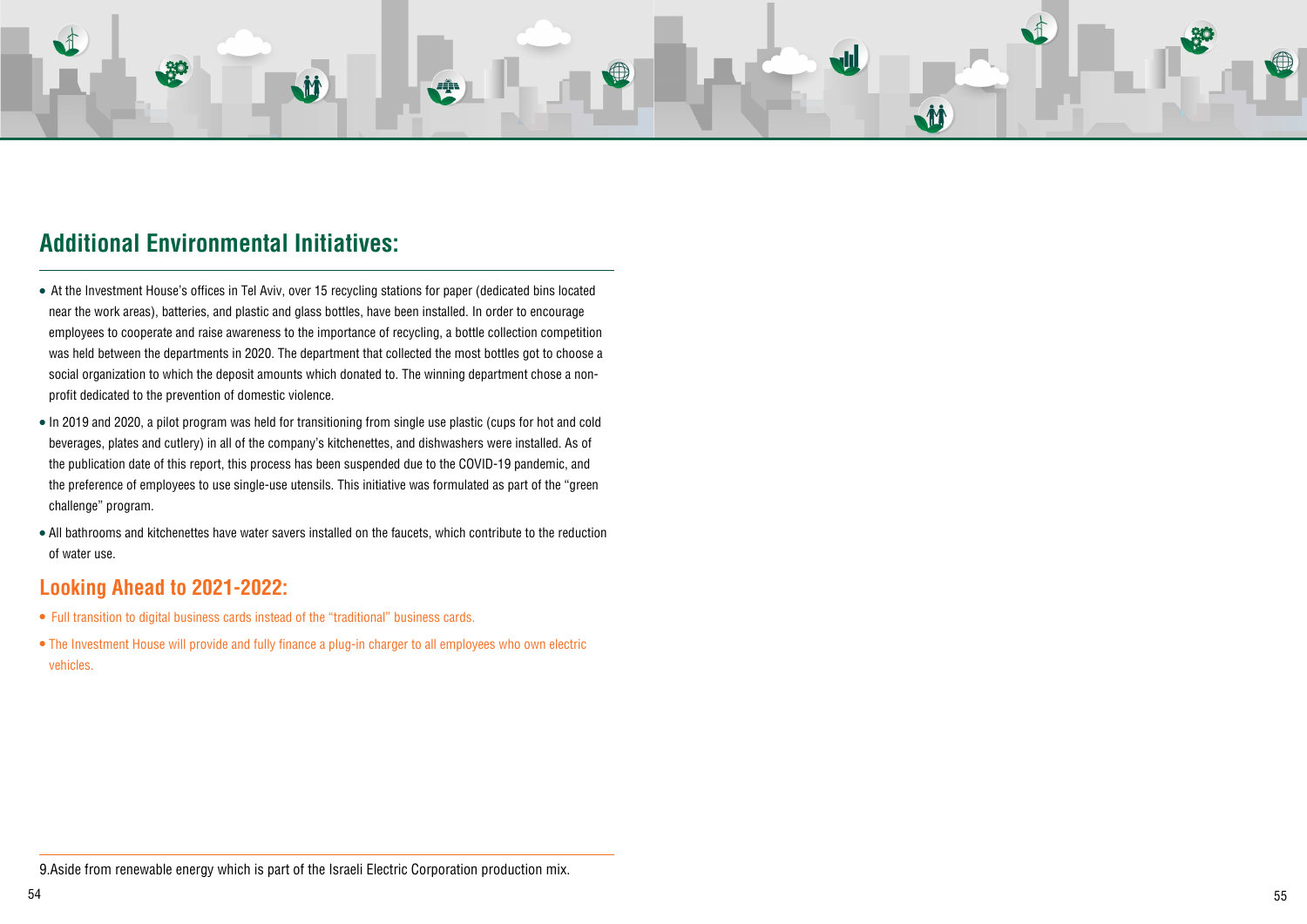## Additional Environmental Initiatives:

- At the Investment House's offices in Tel Aviv, over 15 recycling stations for paper (dedicated bins located near the work areas), batteries, and plastic and glass bottles, have been installed. In order to encourage employees to cooperate and raise awareness to the importance of recycling, a bottle collection competition was held between the departments in 2020. The department that collected the most bottles got to choose a social organization to which the deposit amounts which donated to. The winning department chose a non-profit dedicated to the prevention of domestic violence.
- In 2019 and 2020, a pilot program was held for transitioning from single use plastic (cups for hot and cold beverages, plates and cutlery) in all of the company's kitchenettes, and dishwashers were installed. As of the publication date of this report, this process has been suspended due to the COVID-19 pandemic, and the preference of employees to use single-use utensils. This initiative was formulated as part of the "green challenge" program.
- All bathrooms and kitchenettes have water savers installed on the faucets, which contribute to the reduction of water use.

## Looking Ahead to 2021-2022:

- Full transition to digital business cards instead of the "traditional" business cards.
- The Investment House will provide and fully finance a plug-in charger to all employees who own electric vehicles.

---

9.Aside from renewable energy which is part of the Israeli Electric Corporation production mix.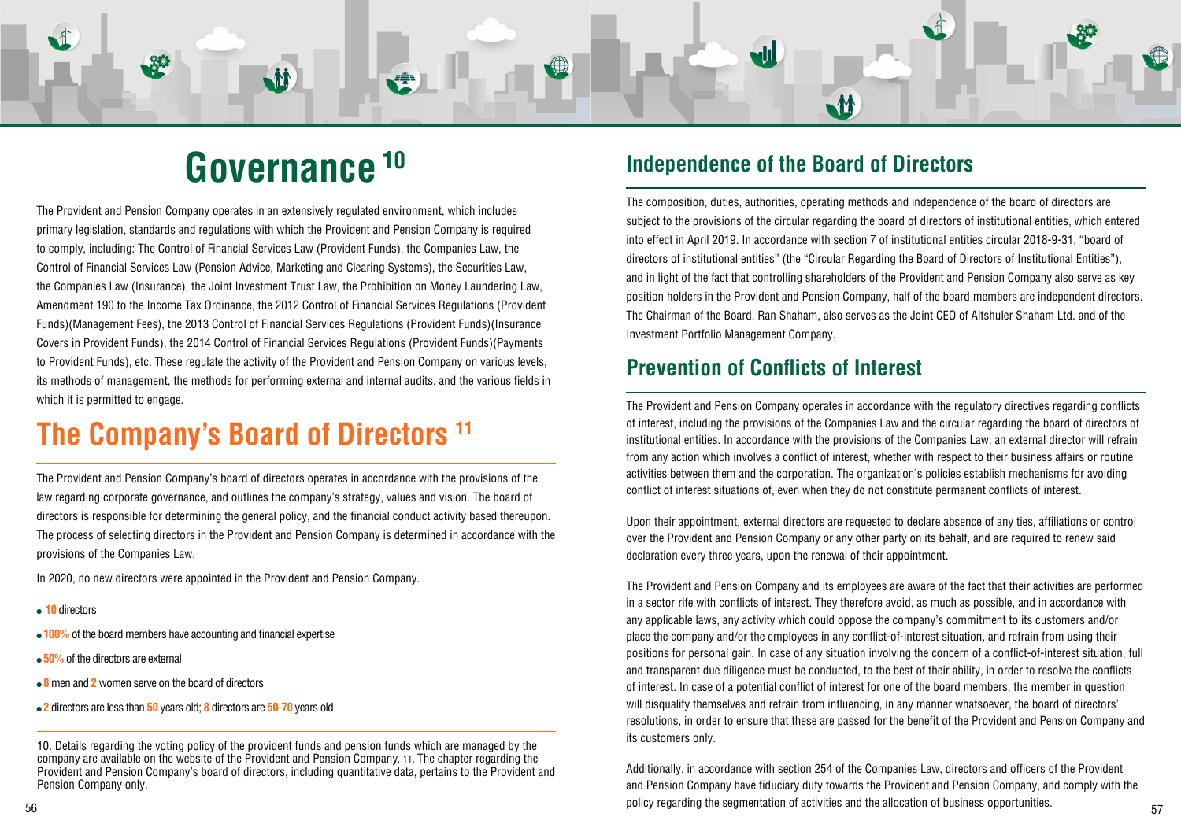# Governance [10]

The Provident and Pension Company operates in an extensively regulated environment, which includes primary legislation, standards and regulations with which the Provident and Pension Company is required to comply, including: The Control of Financial Services Law (Provident Funds), the Companies Law, the Control of Financial Services Law (Pension Advice, Marketing and Clearing Systems), the Securities Law, the Companies Law (Insurance), the Joint Investment Trust Law, the Prohibition on Money Laundering Law, Amendment 190 to the Income Tax Ordinance, the 2012 Control of Financial Services Regulations (Provident Funds)(Management Fees), the 2013 Control of Financial Services Regulations (Provident Funds)(Insurance Covers in Provident Funds), the 2014 Control of Financial Services Regulations (Provident Funds)(Payments to Provident Funds), etc. These regulate the activity of the Provident and Pension Company on various levels, its methods of management, the methods for performing external and internal audits, and the various fields in which it is permitted to engage.

## The Company's Board of Directors [11]

The Provident and Pension Company's board of directors operates in accordance with the provisions of the law regarding corporate governance, and outlines the company's strategy, values and vision. The board of directors is responsible for determining the general policy, and the financial conduct activity based thereupon. The process of selecting directors in the Provident and Pension Company is determined in accordance with the provisions of the Companies Law.

In 2020, no new directors were appointed in the Provident and Pension Company.

- **10** directors
- **100%** of the board members have accounting and financial expertise
- **50%** of the directors are external
- **8** men and **2** women serve on the board of directors
- **2** directors are less than **50** years old; **8** directors are **50-70** years old

10. Details regarding the voting policy of the provident funds and pension funds which are managed by the company are available on the website of the Provident and Pension Company. 11. The chapter regarding the Provident and Pension Company's board of directors, including quantitative data, pertains to the Provident and Pension Company only.

## Independence of the Board of Directors

The composition, duties, authorities, operating methods and independence of the board of directors are subject to the provisions of the circular regarding the board of directors of institutional entities, which entered into effect in April 2019. In accordance with section 7 of institutional entities circular 2018-9-31, "board of directors of institutional entities" (the "Circular Regarding the Board of Directors of Institutional Entities"), and in light of the fact that controlling shareholders of the Provident and Pension Company also serve as key position holders in the Provident and Pension Company, half of the board members are independent directors. The Chairman of the Board, Ran Shaham, also serves as the Joint CEO of Altshuler Shaham Ltd. and of the Investment Portfolio Management Company.

## Prevention of Conflicts of Interest

The Provident and Pension Company operates in accordance with the regulatory directives regarding conflicts of interest, including the provisions of the Companies Law and the circular regarding the board of directors of institutional entities. In accordance with the provisions of the Companies Law, an external director will refrain from any action which involves a conflict of interest, whether with respect to their business affairs or routine activities between them and the corporation. The organization's policies establish mechanisms for avoiding conflict of interest situations of, even when they do not constitute permanent conflicts of interest.

Upon their appointment, external directors are requested to declare absence of any ties, affiliations or control over the Provident and Pension Company or any other party on its behalf, and are required to renew said declaration every three years, upon the renewal of their appointment.

The Provident and Pension Company and its employees are aware of the fact that their activities are performed in a sector rife with conflicts of interest. They therefore avoid, as much as possible, and in accordance with any applicable laws, any activity which could oppose the company's commitment to its customers and/or place the company and/or the employees in any conflict-of-interest situation, and refrain from using their positions for personal gain. In case of any situation involving the concern of a conflict-of-interest situation, full and transparent due diligence must be conducted, to the best of their ability, in order to resolve the conflicts of interest. In case of a potential conflict of interest for one of the board members, the member in question will disqualify themselves and refrain from influencing, in any manner whatsoever, the board of directors' resolutions, in order to ensure that these are passed for the benefit of the Provident and Pension Company and its customers only.

Additionally, in accordance with section 254 of the Companies Law, directors and officers of the Provident and Pension Company have fiduciary duty towards the Provident and Pension Company, and comply with the policy regarding the segmentation of activities and the allocation of business opportunities.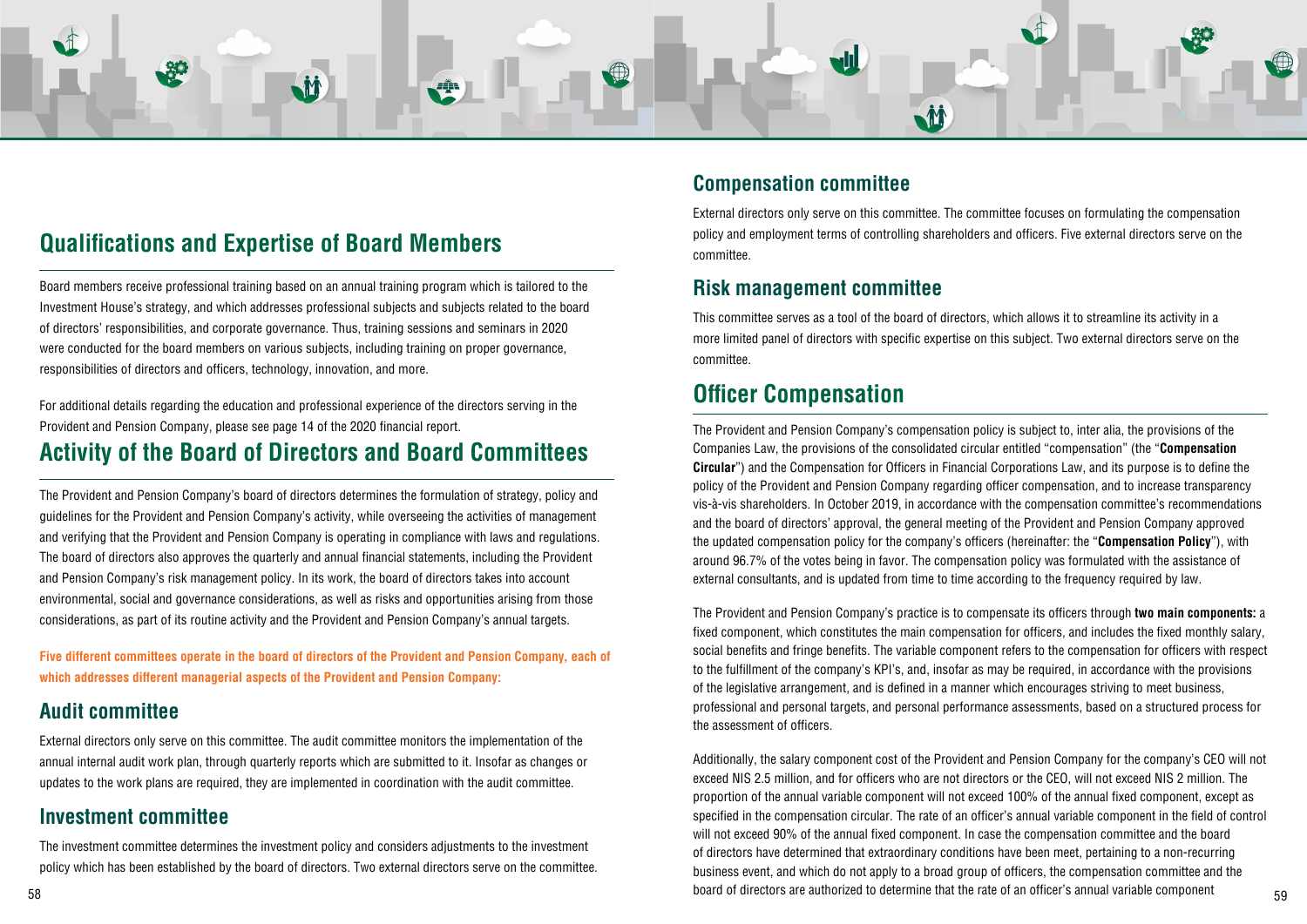## Qualifications and Expertise of Board Members

Board members receive professional training based on an annual training program which is tailored to the Investment House's strategy, and which addresses professional subjects and subjects related to the board of directors' responsibilities, and corporate governance. Thus, training sessions and seminars in 2020 were conducted for the board members on various subjects, including training on proper governance, responsibilities of directors and officers, technology, innovation, and more.

For additional details regarding the education and professional experience of the directors serving in the Provident and Pension Company, please see page 14 of the 2020 financial report.

## Activity of the Board of Directors and Board Committees

The Provident and Pension Company's board of directors determines the formulation of strategy, policy and guidelines for the Provident and Pension Company's activity, while overseeing the activities of management and verifying that the Provident and Pension Company is operating in compliance with laws and regulations. The board of directors also approves the quarterly and annual financial statements, including the Provident and Pension Company's risk management policy. In its work, the board of directors takes into account environmental, social and governance considerations, as well as risks and opportunities arising from those considerations, as part of its routine activity and the Provident and Pension Company's annual targets.

**Five different committees operate in the board of directors of the Provident and Pension Company, each of which addresses different managerial aspects of the Provident and Pension Company:**

### Audit committee

External directors only serve on this committee. The audit committee monitors the implementation of the annual internal audit work plan, through quarterly reports which are submitted to it. Insofar as changes or updates to the work plans are required, they are implemented in coordination with the audit committee.

### Investment committee

The investment committee determines the investment policy and considers adjustments to the investment policy which has been established by the board of directors. Two external directors serve on the committee.

### Compensation committee

External directors only serve on this committee. The committee focuses on formulating the compensation policy and employment terms of controlling shareholders and officers. Five external directors serve on the committee.

### Risk management committee

This committee serves as a tool of the board of directors, which allows it to streamline its activity in a more limited panel of directors with specific expertise on this subject. Two external directors serve on the committee.

## Officer Compensation

The Provident and Pension Company's compensation policy is subject to, inter alia, the provisions of the Companies Law, the provisions of the consolidated circular entitled "compensation" (the "**Compensation Circular**") and the Compensation for Officers in Financial Corporations Law, and its purpose is to define the policy of the Provident and Pension Company regarding officer compensation, and to increase transparency vis-à-vis shareholders. In October 2019, in accordance with the compensation committee's recommendations and the board of directors' approval, the general meeting of the Provident and Pension Company approved the updated compensation policy for the company's officers (hereinafter: the "**Compensation Policy**"), with around 96.7% of the votes being in favor. The compensation policy was formulated with the assistance of external consultants, and is updated from time to time according to the frequency required by law.

The Provident and Pension Company's practice is to compensate its officers through **two main components:** a fixed component, which constitutes the main compensation for officers, and includes the fixed monthly salary, social benefits and fringe benefits. The variable component refers to the compensation for officers with respect to the fulfillment of the company's KPI's, and, insofar as may be required, in accordance with the provisions of the legislative arrangement, and is defined in a manner which encourages striving to meet business, professional and personal targets, and personal performance assessments, based on a structured process for the assessment of officers.

Additionally, the salary component cost of the Provident and Pension Company for the company's CEO will not exceed NIS 2.5 million, and for officers who are not directors or the CEO, will not exceed NIS 2 million. The proportion of the annual variable component will not exceed 100% of the annual fixed component, except as specified in the compensation circular. The rate of an officer's annual variable component in the field of control will not exceed 90% of the annual fixed component. In case the compensation committee and the board of directors have determined that extraordinary conditions have been met, pertaining to a non-recurring business event, and which do not apply to a broad group of officers, the compensation committee and the board of directors are authorized to determine that the rate of an officer's annual variable component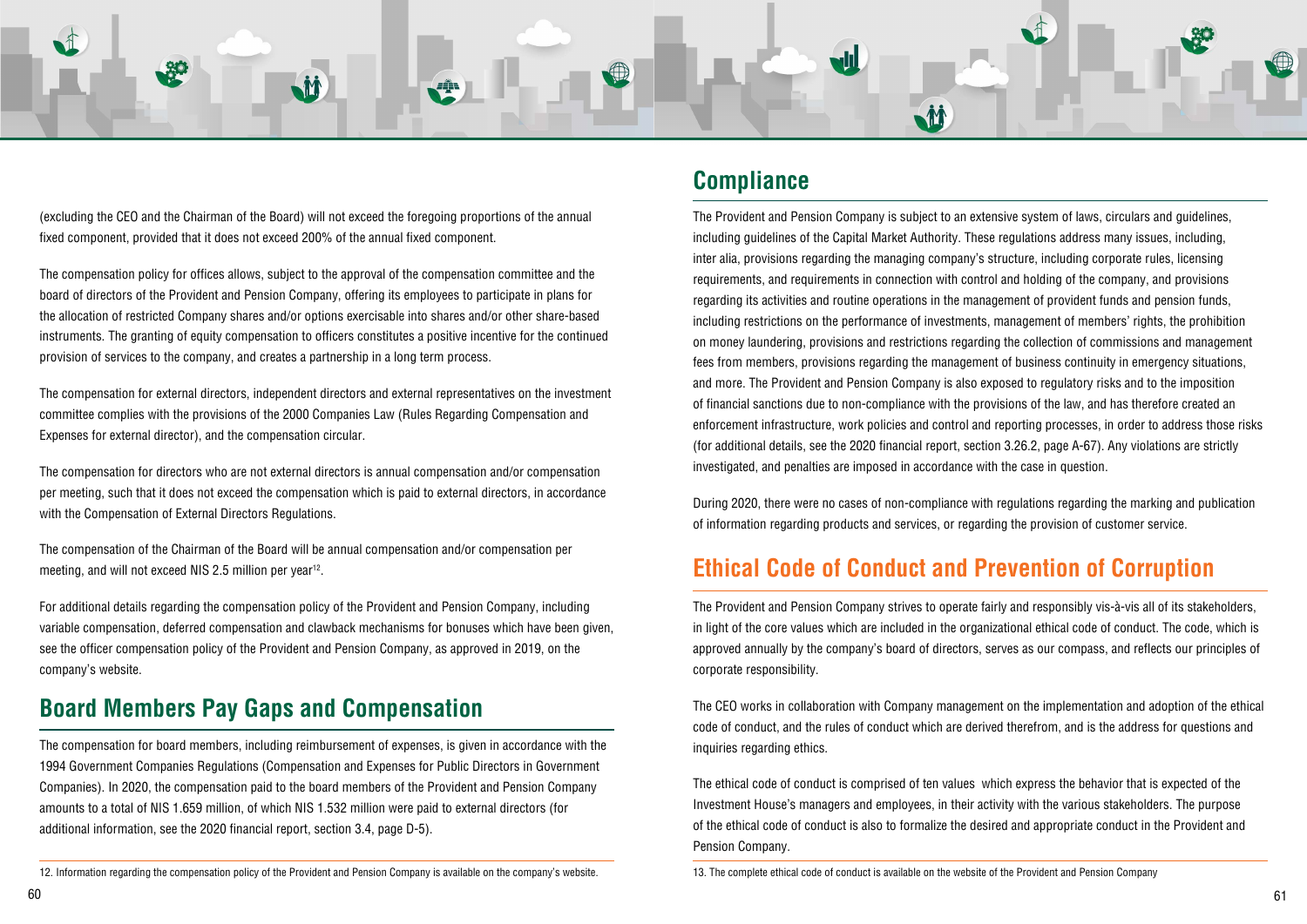(excluding the CEO and the Chairman of the Board) will not exceed the foregoing proportions of the annual fixed component, provided that it does not exceed 200% of the annual fixed component.

The compensation policy for offices allows, subject to the approval of the compensation committee and the board of directors of the Provident and Pension Company, offering its employees to participate in plans for the allocation of restricted Company shares and/or options exercisable into shares and/or other share-based instruments. The granting of equity compensation to officers constitutes a positive incentive for the continued provision of services to the company, and creates a partnership in a long term process.

The compensation for external directors, independent directors and external representatives on the investment committee complies with the provisions of the 2000 Companies Law (Rules Regarding Compensation and Expenses for external director), and the compensation circular.

The compensation for directors who are not external directors is annual compensation and/or compensation per meeting, such that it does not exceed the compensation which is paid to external directors, in accordance with the Compensation of External Directors Regulations.

The compensation of the Chairman of the Board will be annual compensation and/or compensation per meeting, and will not exceed NIS 2.5 million per year[12].

For additional details regarding the compensation policy of the Provident and Pension Company, including variable compensation, deferred compensation and clawback mechanisms for bonuses which have been given, see the officer compensation policy of the Provident and Pension Company, as approved in 2019, on the company's website.

## Board Members Pay Gaps and Compensation

The compensation for board members, including reimbursement of expenses, is given in accordance with the 1994 Government Companies Regulations (Compensation and Expenses for Public Directors in Government Companies). In 2020, the compensation paid to the board members of the Provident and Pension Company amounts to a total of NIS 1.659 million, of which NIS 1.532 million were paid to external directors (for additional information, see the 2020 financial report, section 3.4, page D-5).

12. Information regarding the compensation policy of the Provident and Pension Company is available on the company's website.

## Compliance

The Provident and Pension Company is subject to an extensive system of laws, circulars and guidelines, including guidelines of the Capital Market Authority. These regulations address many issues, including, inter alia, provisions regarding the managing company's structure, including corporate rules, licensing requirements, and requirements in connection with control and holding of the company, and provisions regarding its activities and routine operations in the management of provident funds and pension funds, including restrictions on the performance of investments, management of members' rights, the prohibition on money laundering, provisions and restrictions regarding the collection of commissions and management fees from members, provisions regarding the management of business continuity in emergency situations, and more. The Provident and Pension Company is also exposed to regulatory risks and to the imposition of financial sanctions due to non-compliance with the provisions of the law, and has therefore created an enforcement infrastructure, work policies and control and reporting processes, in order to address those risks (for additional details, see the 2020 financial report, section 3.26.2, page A-67). Any violations are strictly investigated, and penalties are imposed in accordance with the case in question.

During 2020, there were no cases of non-compliance with regulations regarding the marking and publication of information regarding products and services, or regarding the provision of customer service.

## Ethical Code of Conduct and Prevention of Corruption

The Provident and Pension Company strives to operate fairly and responsibly vis-à-vis all of its stakeholders, in light of the core values which are included in the organizational ethical code of conduct. The code, which is approved annually by the company's board of directors, serves as our compass, and reflects our principles of corporate responsibility.

The CEO works in collaboration with Company management on the implementation and adoption of the ethical code of conduct, and the rules of conduct which are derived therefrom, and is the address for questions and inquiries regarding ethics.

The ethical code of conduct is comprised of ten values which express the behavior that is expected of the Investment House's managers and employees, in their activity with the various stakeholders. The purpose of the ethical code of conduct is also to formalize the desired and appropriate conduct in the Provident and Pension Company.

13. The complete ethical code of conduct is available on the website of the Provident and Pension Company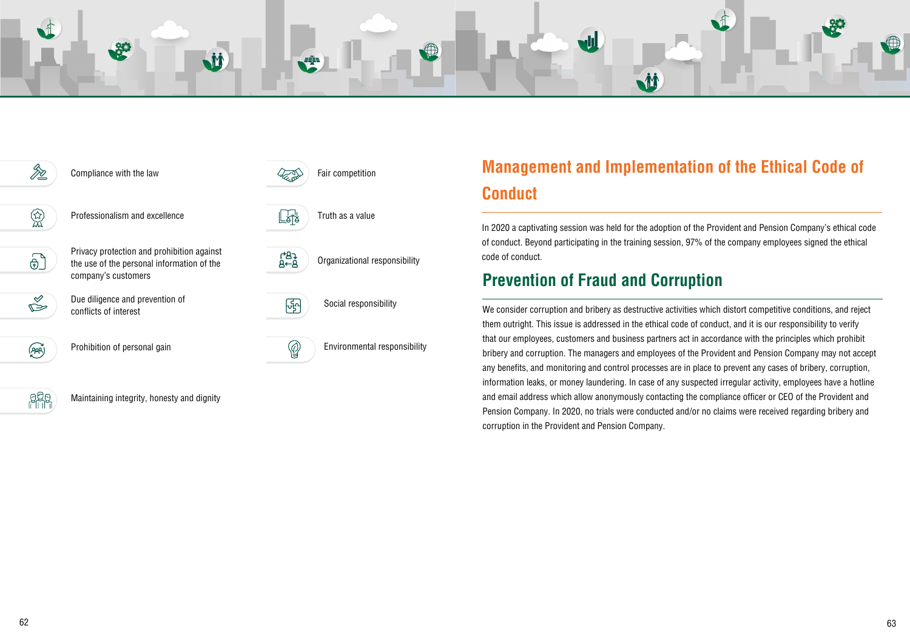- Compliance with the law
- Professionalism and excellence
- Privacy protection and prohibition against the use of the personal information of the company's customers
- Due diligence and prevention of conflicts of interest
- Prohibition of personal gain
- Maintaining integrity, honesty and dignity
- Fair competition
- Truth as a value
- Organizational responsibility
- Social responsibility
- Environmental responsibility

## Management and Implementation of the Ethical Code of Conduct

In 2020 a captivating session was held for the adoption of the Provident and Pension Company's ethical code of conduct. Beyond participating in the training session, 97% of the company employees signed the ethical code of conduct.

## Prevention of Fraud and Corruption

We consider corruption and bribery as destructive activities which distort competitive conditions, and reject them outright. This issue is addressed in the ethical code of conduct, and it is our responsibility to verify that our employees, customers and business partners act in accordance with the principles which prohibit bribery and corruption. The managers and employees of the Provident and Pension Company may not accept any benefits, and monitoring and control processes are in place to prevent any cases of bribery, corruption, information leaks, or money laundering. In case of any suspected irregular activity, employees have a hotline and email address which allow anonymously contacting the compliance officer or CEO of the Provident and Pension Company. In 2020, no trials were conducted and/or no claims were received regarding bribery and corruption in the Provident and Pension Company.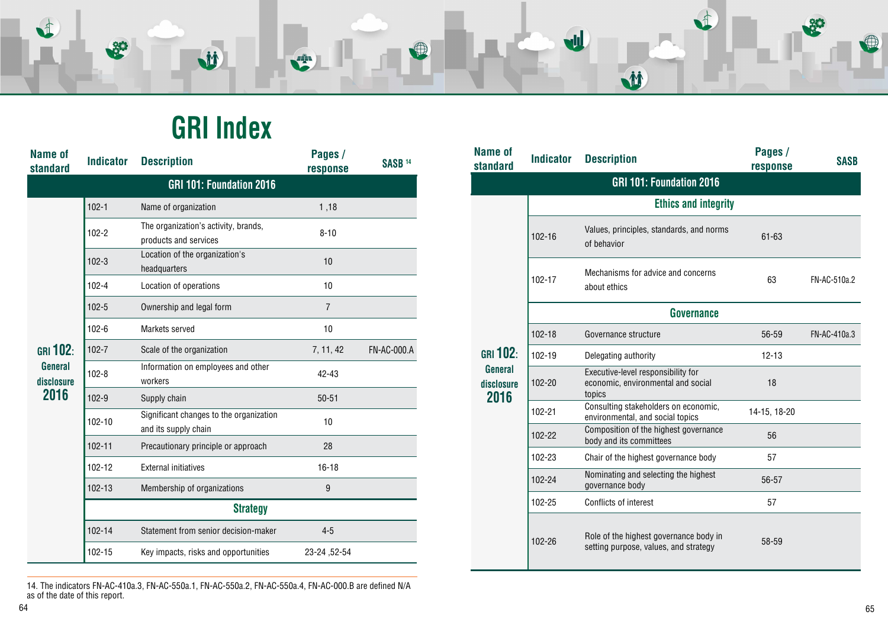# GRI Index

| Name of standard | Indicator | Description | Pages / response | SASB [14] |
|---|---|---|---|---|
| **GRI 101: Foundation 2016** | | | | |
| GRI 102: General disclosure 2016 | 102-1 | Name of organization | 1 ,18 | |
| | 102-2 | The organization's activity, brands, products and services | 8-10 | |
| | 102-3 | Location of the organization's headquarters | 10 | |
| | 102-4 | Location of operations | 10 | |
| | 102-5 | Ownership and legal form | 7 | |
| | 102-6 | Markets served | 10 | |
| | 102-7 | Scale of the organization | 7, 11, 42 | FN-AC-000.A |
| | 102-8 | Information on employees and other workers | 42-43 | |
| | 102-9 | Supply chain | 50-51 | |
| | 102-10 | Significant changes to the organization and its supply chain | 10 | |
| | 102-11 | Precautionary principle or approach | 28 | |
| | 102-12 | External initiatives | 16-18 | |
| | 102-13 | Membership of organizations | 9 | |
| | **Strategy** | | | |
| | 102-14 | Statement from senior decision-maker | 4-5 | |
| | 102-15 | Key impacts, risks and opportunities | 23-24 ,52-54 | |

14. The indicators FN-AC-410a.3, FN-AC-550a.1, FN-AC-550a.2, FN-AC-550a.4, FN-AC-000.B are defined N/A as of the date of this report.

| Name of standard | Indicator | Description | Pages / response | SASB |
|---|---|---|---|---|
| **GRI 101: Foundation 2016** | | | | |
| GRI 102: General disclosure 2016 | **Ethics and integrity** | | | |
| | 102-16 | Values, principles, standards, and norms of behavior | 61-63 | |
| | 102-17 | Mechanisms for advice and concerns about ethics | 63 | FN-AC-510a.2 |
| | **Governance** | | | |
| | 102-18 | Governance structure | 56-59 | FN-AC-410a.3 |
| | 102-19 | Delegating authority | 12-13 | |
| | 102-20 | Executive-level responsibility for economic, environmental and social topics | 18 | |
| | 102-21 | Consulting stakeholders on economic, environmental, and social topics | 14-15, 18-20 | |
| | 102-22 | Composition of the highest governance body and its committees | 56 | |
| | 102-23 | Chair of the highest governance body | 57 | |
| | 102-24 | Nominating and selecting the highest governance body | 56-57 | |
| | 102-25 | Conflicts of interest | 57 | |
| | 102-26 | Role of the highest governance body in setting purpose, values, and strategy | 58-59 | |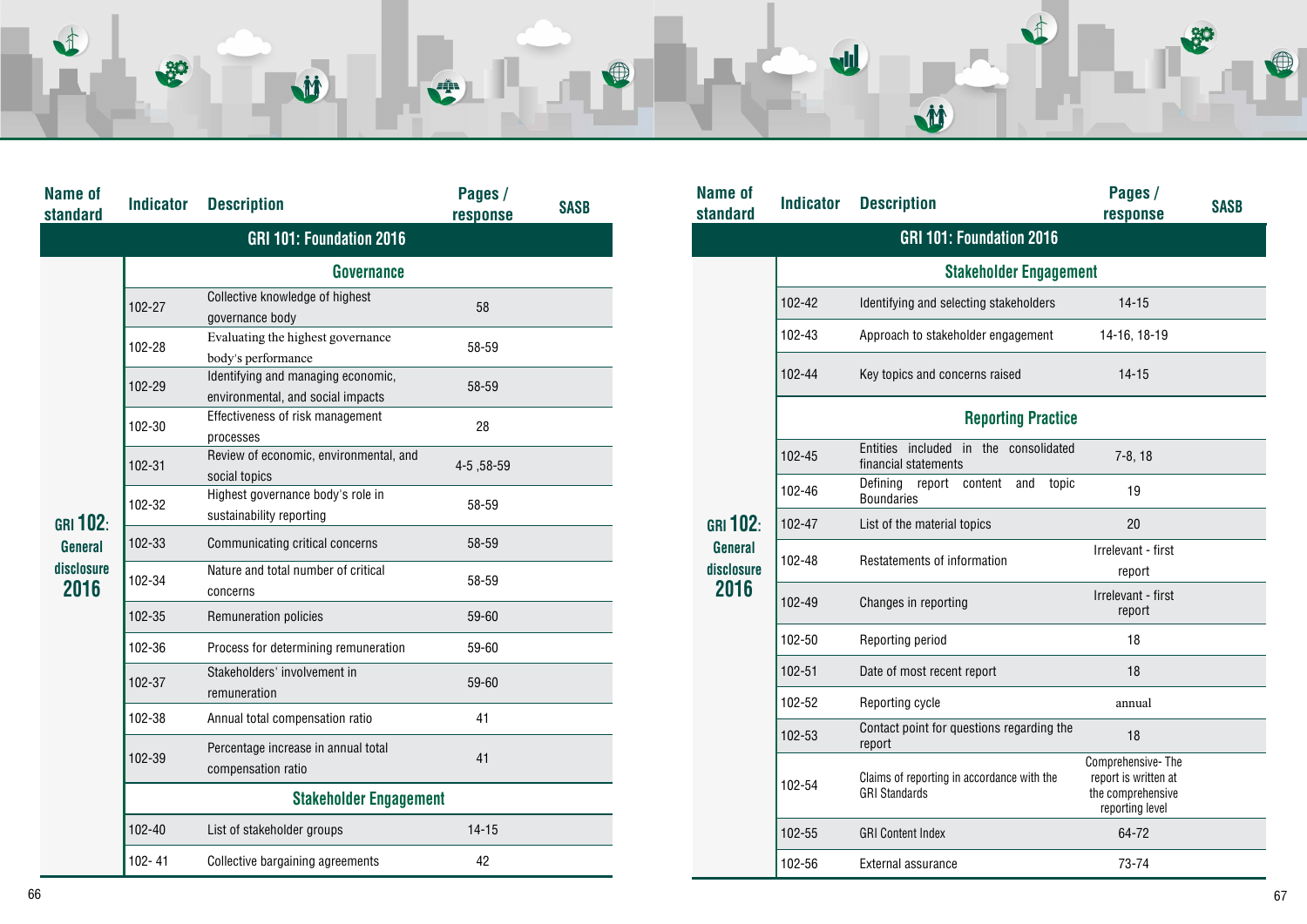| Name of standard | Indicator | Description | Pages / response | SASB |
|---|---|---|---|---|
| **GRI 101: Foundation 2016** | | | | |
| GRI 102: General disclosure 2016 | | **Governance** | | |
| | 102-27 | Collective knowledge of highest governance body | 58 | |
| | 102-28 | Evaluating the highest governance body's performance | 58-59 | |
| | 102-29 | Identifying and managing economic, environmental, and social impacts | 58-59 | |
| | 102-30 | Effectiveness of risk management processes | 28 | |
| | 102-31 | Review of economic, environmental, and social topics | 4-5 ,58-59 | |
| | 102-32 | Highest governance body's role in sustainability reporting | 58-59 | |
| | 102-33 | Communicating critical concerns | 58-59 | |
| | 102-34 | Nature and total number of critical concerns | 58-59 | |
| | 102-35 | Remuneration policies | 59-60 | |
| | 102-36 | Process for determining remuneration | 59-60 | |
| | 102-37 | Stakeholders' involvement in remuneration | 59-60 | |
| | 102-38 | Annual total compensation ratio | 41 | |
| | 102-39 | Percentage increase in annual total compensation ratio | 41 | |
| | | **Stakeholder Engagement** | | |
| | 102-40 | List of stakeholder groups | 14-15 | |
| | 102- 41 | Collective bargaining agreements | 42 | |

| Name of standard | Indicator | Description | Pages / response | SASB |
|---|---|---|---|---|
| **GRI 101: Foundation 2016** | | | | |
| GRI 102: General disclosure 2016 | | **Stakeholder Engagement** | | |
| | 102-42 | Identifying and selecting stakeholders | 14-15 | |
| | 102-43 | Approach to stakeholder engagement | 14-16, 18-19 | |
| | 102-44 | Key topics and concerns raised | 14-15 | |
| | | **Reporting Practice** | | |
| | 102-45 | Entities included in the consolidated financial statements | 7-8, 18 | |
| | 102-46 | Defining report content and topic Boundaries | 19 | |
| | 102-47 | List of the material topics | 20 | |
| | 102-48 | Restatements of information | Irrelevant - first report | |
| | 102-49 | Changes in reporting | Irrelevant - first report | |
| | 102-50 | Reporting period | 18 | |
| | 102-51 | Date of most recent report | 18 | |
| | 102-52 | Reporting cycle | annual | |
| | 102-53 | Contact point for questions regarding the report | 18 | |
| | 102-54 | Claims of reporting in accordance with the GRI Standards | Comprehensive- The report is written at the comprehensive reporting level | |
| | 102-55 | GRI Content Index | 64-72 | |
| | 102-56 | External assurance | 73-74 | |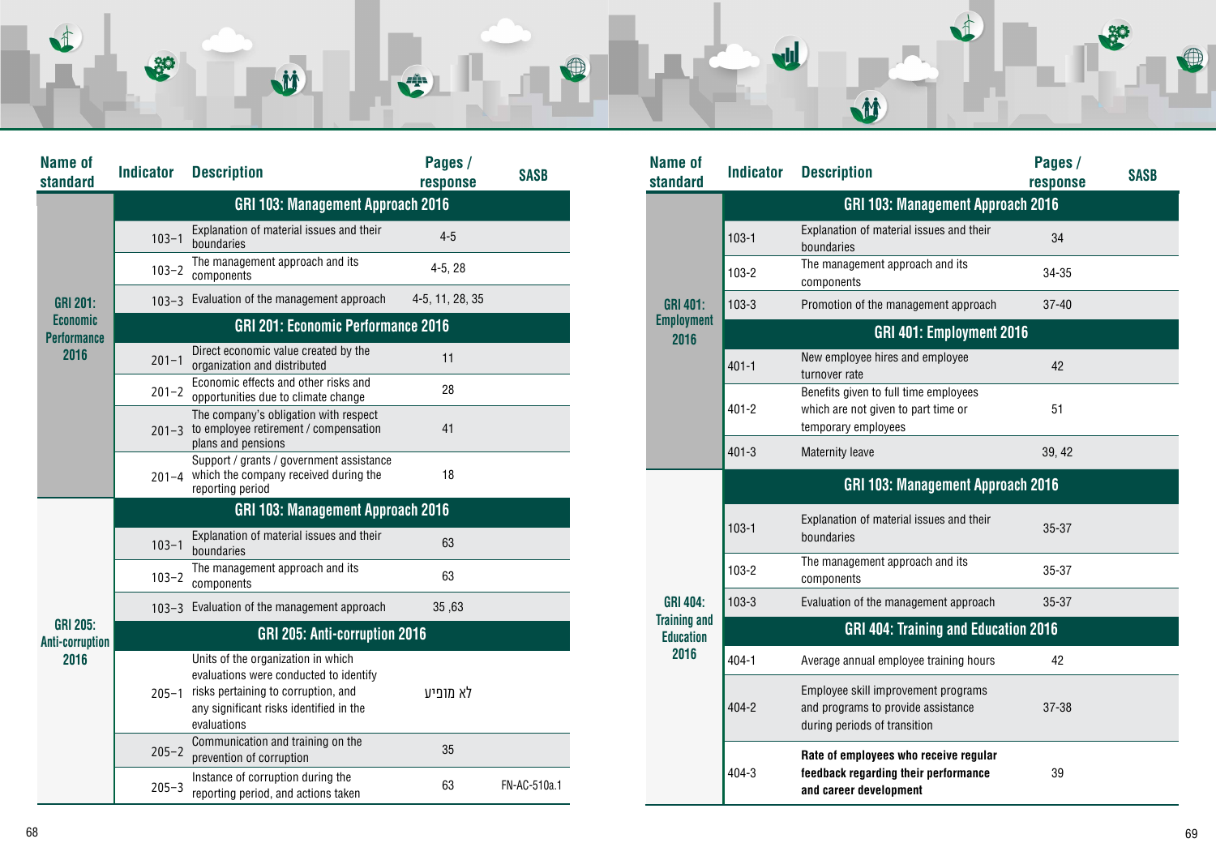| Name of standard | Indicator | Description | Pages / response | SASB |
|---|---|---|---|---|
| GRI 201: Economic Performance 2016 | GRI 103: Management Approach 2016 | | | |
| | 103-1 | Explanation of material issues and their boundaries | 4-5 | |
| | 103-2 | The management approach and its components | 4-5, 28 | |
| | 103-3 | Evaluation of the management approach | 4-5, 11, 28, 35 | |
| | GRI 201: Economic Performance 2016 | | | |
| | 201-1 | Direct economic value created by the organization and distributed | 11 | |
| | 201-2 | Economic effects and other risks and opportunities due to climate change | 28 | |
| | 201-3 | The company's obligation with respect to employee retirement / compensation plans and pensions | 41 | |
| | 201-4 | Support / grants / government assistance which the company received during the reporting period | 18 | |
| GRI 205: Anti-corruption 2016 | GRI 103: Management Approach 2016 | | | |
| | 103-1 | Explanation of material issues and their boundaries | 63 | |
| | 103-2 | The management approach and its components | 63 | |
| | 103-3 | Evaluation of the management approach | 35 ,63 | |
| | GRI 205: Anti-corruption 2016 | | | |
| | 205-1 | Units of the organization in which evaluations were conducted to identify risks pertaining to corruption, and any significant risks identified in the evaluations | לא מופיע | |
| | 205-2 | Communication and training on the prevention of corruption | 35 | |
| | 205-3 | Instance of corruption during the reporting period, and actions taken | 63 | FN-AC-510a.1 |

| Name of standard | Indicator | Description | Pages / response | SASB |
|---|---|---|---|---|
| GRI 401: Employment 2016 | GRI 103: Management Approach 2016 | | | |
| | 103-1 | Explanation of material issues and their boundaries | 34 | |
| | 103-2 | The management approach and its components | 34-35 | |
| | 103-3 | Promotion of the management approach | 37-40 | |
| | GRI 401: Employment 2016 | | | |
| | 401-1 | New employee hires and employee turnover rate | 42 | |
| | 401-2 | Benefits given to full time employees which are not given to part time or temporary employees | 51 | |
| | 401-3 | Maternity leave | 39, 42 | |
| GRI 404: Training and Education 2016 | GRI 103: Management Approach 2016 | | | |
| | 103-1 | Explanation of material issues and their boundaries | 35-37 | |
| | 103-2 | The management approach and its components | 35-37 | |
| | 103-3 | Evaluation of the management approach | 35-37 | |
| | GRI 404: Training and Education 2016 | | | |
| | 404-1 | Average annual employee training hours | 42 | |
| | 404-2 | Employee skill improvement programs and programs to provide assistance during periods of transition | 37-38 | |
| | 404-3 | **Rate of employees who receive regular feedback regarding their performance and career development** | 39 | |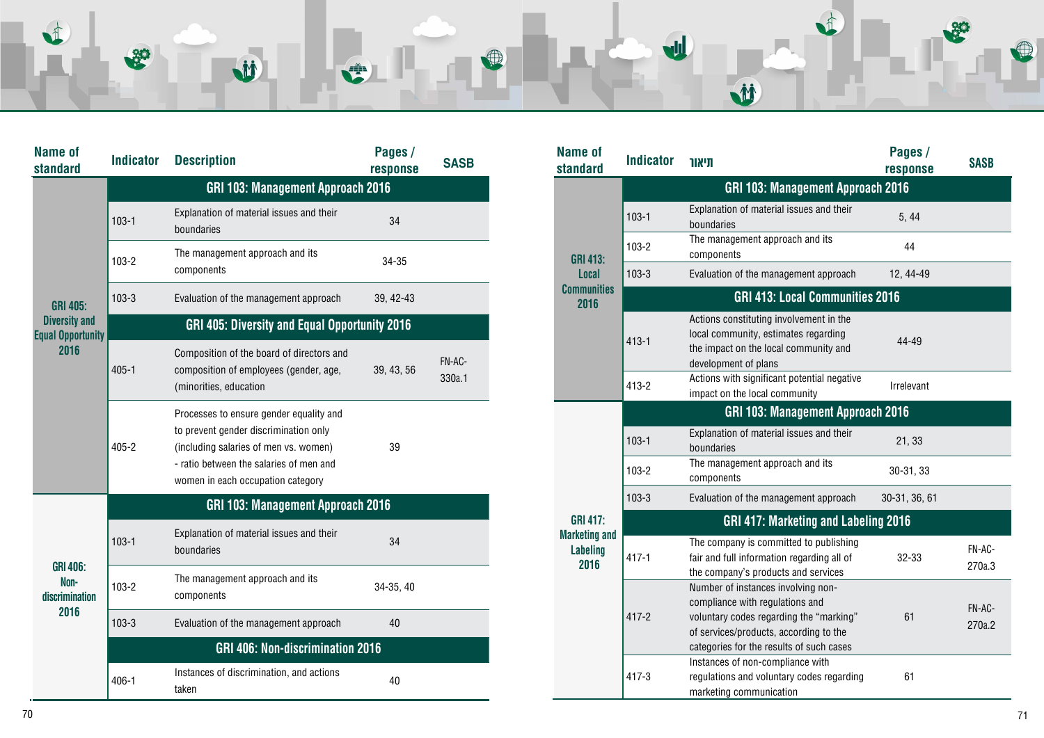| Name of standard | Indicator | Description | Pages / response | SASB |
|---|---|---|---|---|
| GRI 405: Diversity and Equal Opportunity 2016 | GRI 103: Management Approach 2016 | | | |
| | 103-1 | Explanation of material issues and their boundaries | 34 | |
| | 103-2 | The management approach and its components | 34-35 | |
| | 103-3 | Evaluation of the management approach | 39, 42-43 | |
| | GRI 405: Diversity and Equal Opportunity 2016 | | | |
| | 405-1 | Composition of the board of directors and composition of employees (gender, age, (minorities, education | 39, 43, 56 | FN-AC-330a.1 |
| | 405-2 | Processes to ensure gender equality and to prevent gender discrimination only (including salaries of men vs. women) - ratio between the salaries of men and women in each occupation category | 39 | |
| GRI 406: Non-discrimination 2016 | GRI 103: Management Approach 2016 | | | |
| | 103-1 | Explanation of material issues and their boundaries | 34 | |
| | 103-2 | The management approach and its components | 34-35, 40 | |
| | 103-3 | Evaluation of the management approach | 40 | |
| | GRI 406: Non-discrimination 2016 | | | |
| | 406-1 | Instances of discrimination, and actions taken | 40 | |

| Name of standard | Indicator | תיאור | Pages / response | SASB |
|---|---|---|---|---|
| GRI 413: Local Communities 2016 | GRI 103: Management Approach 2016 | | | |
| | 103-1 | Explanation of material issues and their boundaries | 5, 44 | |
| | 103-2 | The management approach and its components | 44 | |
| | 103-3 | Evaluation of the management approach | 12, 44-49 | |
| | GRI 413: Local Communities 2016 | | | |
| | 413-1 | Actions constituting involvement in the local community, estimates regarding the impact on the local community and development of plans | 44-49 | |
| | 413-2 | Actions with significant potential negative impact on the local community | Irrelevant | |
| GRI 417: Marketing and Labeling 2016 | GRI 103: Management Approach 2016 | | | |
| | 103-1 | Explanation of material issues and their boundaries | 21, 33 | |
| | 103-2 | The management approach and its components | 30-31, 33 | |
| | 103-3 | Evaluation of the management approach | 30-31, 36, 61 | |
| | GRI 417: Marketing and Labeling 2016 | | | |
| | 417-1 | The company is committed to publishing fair and full information regarding all of the company's products and services | 32-33 | FN-AC-270a.3 |
| | 417-2 | Number of instances involving non-compliance with regulations and voluntary codes regarding the "marking" of services/products, according to the categories for the results of such cases | 61 | FN-AC-270a.2 |
| | 417-3 | Instances of non-compliance with regulations and voluntary codes regarding marketing communication | 61 | |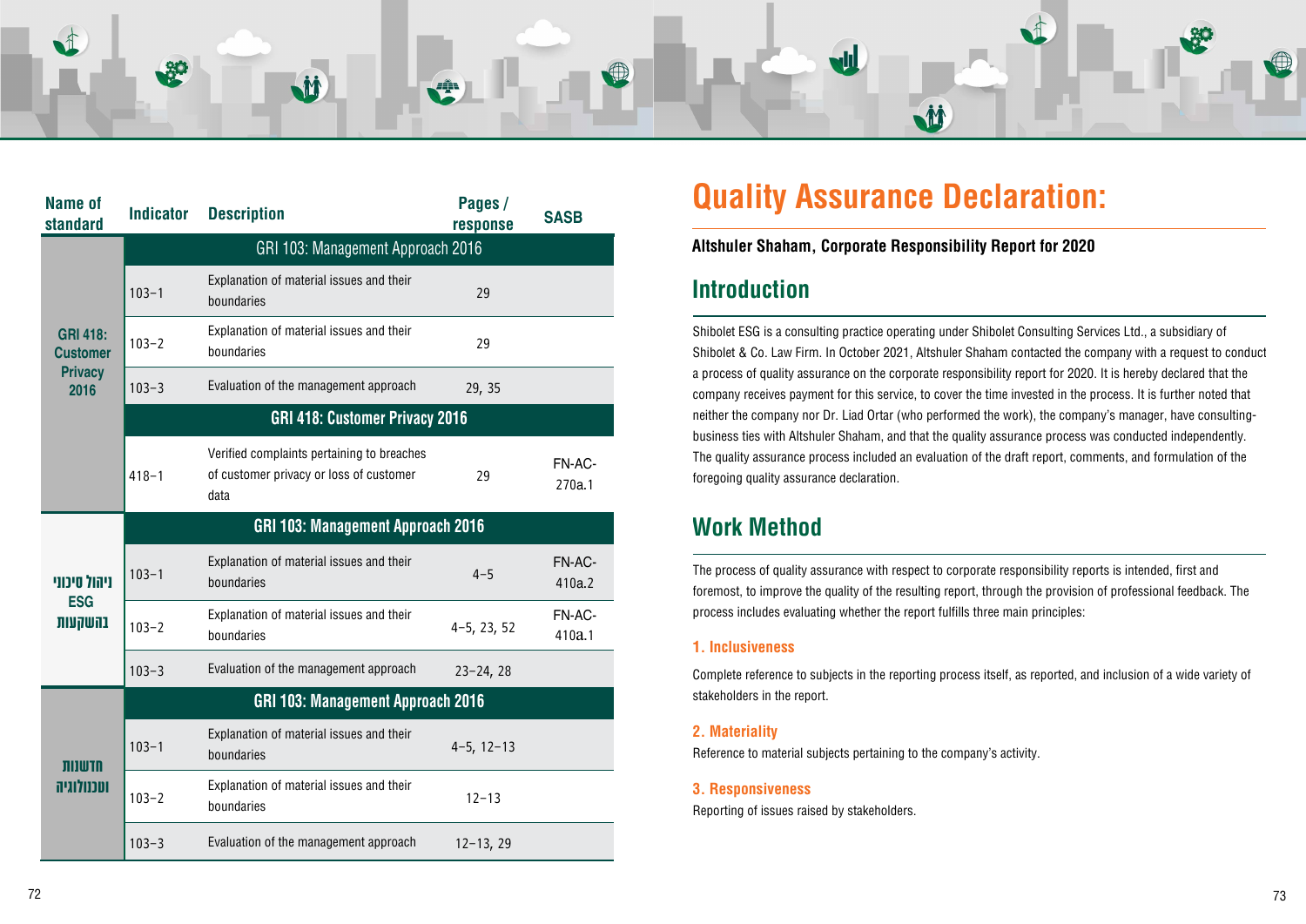| Name of standard | Indicator | Description | Pages / response | SASB |
|---|---|---|---|---|
| GRI 418: Customer Privacy 2016 | | GRI 103: Management Approach 2016 | | |
| | 103-1 | Explanation of material issues and their boundaries | 29 | |
| | 103-2 | Explanation of material issues and their boundaries | 29 | |
| | 103-3 | Evaluation of the management approach | 29, 35 | |
| | | **GRI 418: Customer Privacy 2016** | | |
| | 418-1 | Verified complaints pertaining to breaches of customer privacy or loss of customer data | 29 | FN-AC-270a.1 |
| ניהול סיכוני ESG בהשקעות | | **GRI 103: Management Approach 2016** | | |
| | 103-1 | Explanation of material issues and their boundaries | 4-5 | FN-AC-410a.2 |
| | 103-2 | Explanation of material issues and their boundaries | 4-5, 23, 52 | FN-AC-410a.1 |
| | 103-3 | Evaluation of the management approach | 23-24, 28 | |
| חדשנות וטכנולוגיה | | **GRI 103: Management Approach 2016** | | |
| | 103-1 | Explanation of material issues and their boundaries | 4-5, 12-13 | |
| | 103-2 | Explanation of material issues and their boundaries | 12-13 | |
| | 103-3 | Evaluation of the management approach | 12-13, 29 | |

# Quality Assurance Declaration:

**Altshuler Shaham, Corporate Responsibility Report for 2020**

## Introduction

Shibolet ESG is a consulting practice operating under Shibolet Consulting Services Ltd., a subsidiary of Shibolet & Co. Law Firm. In October 2021, Altshuler Shaham contacted the company with a request to conduct a process of quality assurance on the corporate responsibility report for 2020. It is hereby declared that the company receives payment for this service, to cover the time invested in the process. It is further noted that neither the company nor Dr. Liad Ortar (who performed the work), the company's manager, have consulting-business ties with Altshuler Shaham, and that the quality assurance process was conducted independently. The quality assurance process included an evaluation of the draft report, comments, and formulation of the foregoing quality assurance declaration.

## Work Method

The process of quality assurance with respect to corporate responsibility reports is intended, first and foremost, to improve the quality of the resulting report, through the provision of professional feedback. The process includes evaluating whether the report fulfills three main principles:

### 1. Inclusiveness

Complete reference to subjects in the reporting process itself, as reported, and inclusion of a wide variety of stakeholders in the report.

### 2. Materiality

Reference to material subjects pertaining to the company's activity.

### 3. Responsiveness

Reporting of issues raised by stakeholders.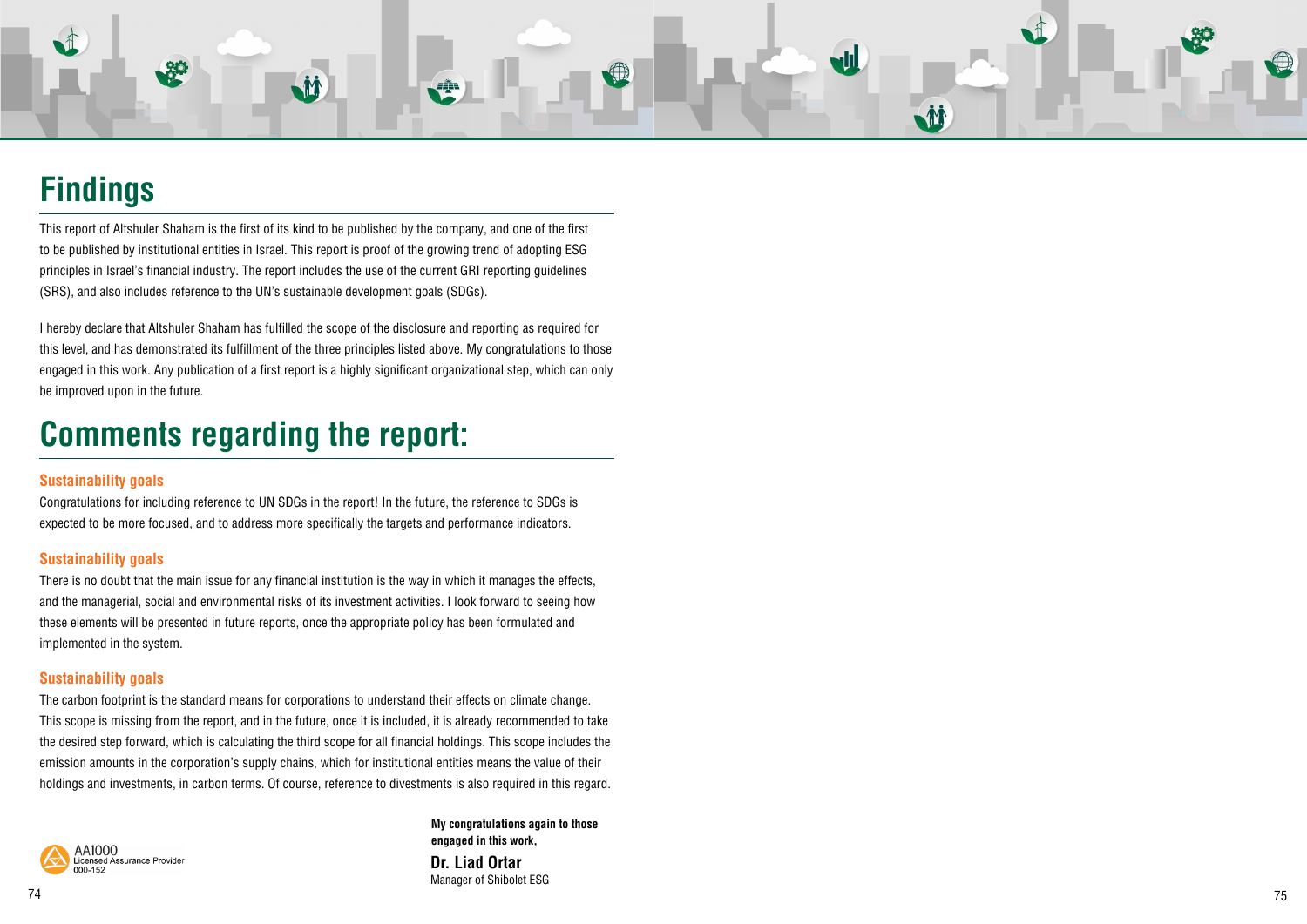# Findings

This report of Altshuler Shaham is the first of its kind to be published by the company, and one of the first to be published by institutional entities in Israel. This report is proof of the growing trend of adopting ESG principles in Israel's financial industry. The report includes the use of the current GRI reporting guidelines (SRS), and also includes reference to the UN's sustainable development goals (SDGs).

I hereby declare that Altshuler Shaham has fulfilled the scope of the disclosure and reporting as required for this level, and has demonstrated its fulfillment of the three principles listed above. My congratulations to those engaged in this work. Any publication of a first report is a highly significant organizational step, which can only be improved upon in the future.

# Comments regarding the report:

### Sustainability goals

Congratulations for including reference to UN SDGs in the report! In the future, the reference to SDGs is expected to be more focused, and to address more specifically the targets and performance indicators.

### Sustainability goals

There is no doubt that the main issue for any financial institution is the way in which it manages the effects, and the managerial, social and environmental risks of its investment activities. I look forward to seeing how these elements will be presented in future reports, once the appropriate policy has been formulated and implemented in the system.

### Sustainability goals

The carbon footprint is the standard means for corporations to understand their effects on climate change. This scope is missing from the report, and in the future, once it is included, it is already recommended to take the desired step forward, which is calculating the third scope for all financial holdings. This scope includes the emission amounts in the corporation's supply chains, which for institutional entities means the value of their holdings and investments, in carbon terms. Of course, reference to divestments is also required in this regard.

AA1000
Licensed Assurance Provider
000-152

**My congratulations again to those engaged in this work,**

**Dr. Liad Ortar**
Manager of Shibolet ESG